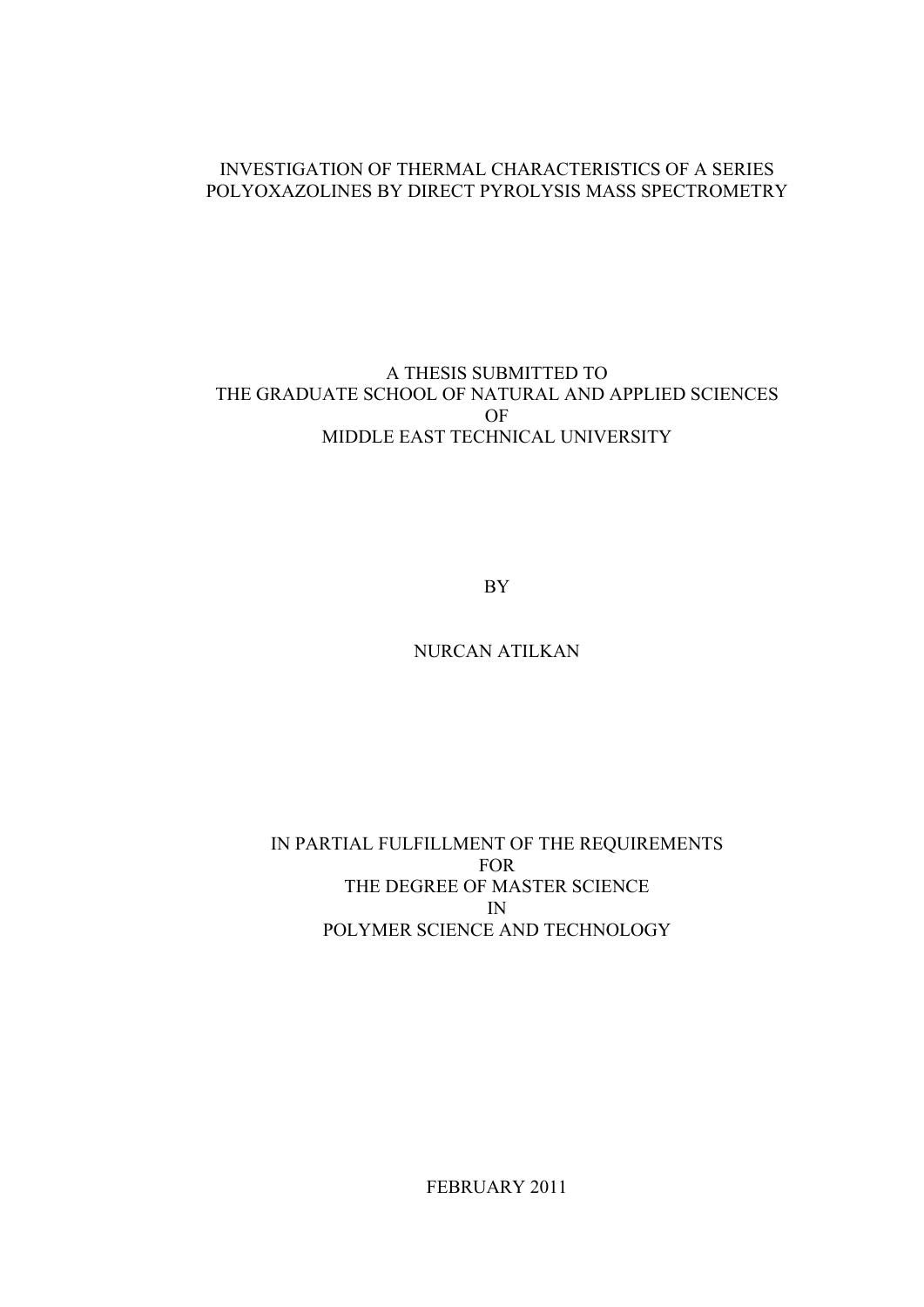# INVESTIGATION OF THERMAL CHARACTERISTICS OF A SERIES POLYOXAZOLINES BY DIRECT PYROLYSIS MASS SPECTROMETRY

A THESIS SUBMITTED TO
THE GRADUATE SCHOOL OF NATURAL AND APPLIED SCIENCES
OF
MIDDLE EAST TECHNICAL UNIVERSITY

BY

NURCAN ATILKAN

IN PARTIAL FULFILLMENT OF THE REQUIREMENTS
FOR
THE DEGREE OF MASTER SCIENCE
IN
POLYMER SCIENCE AND TECHNOLOGY

FEBRUARY 2011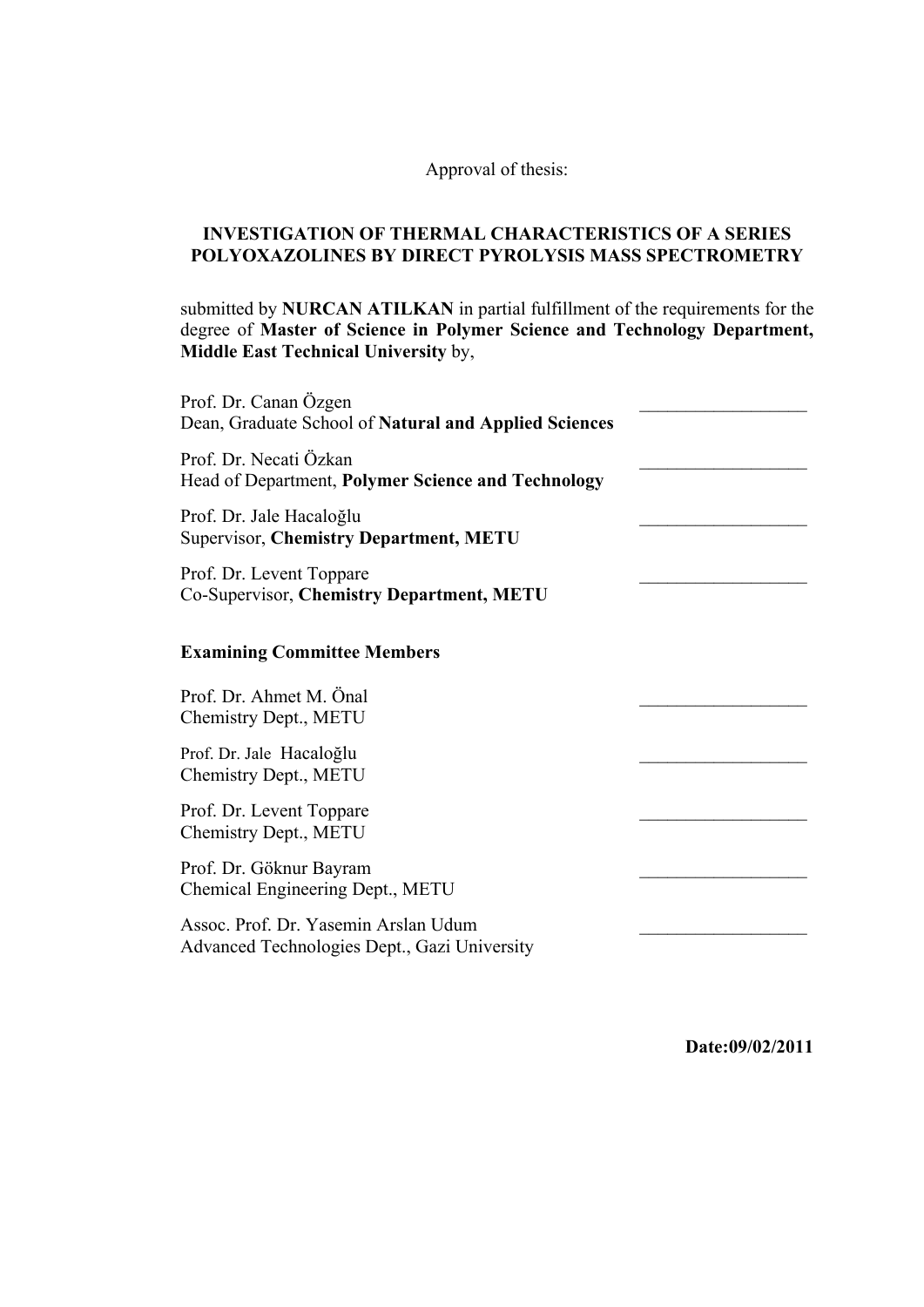Approval of thesis:

**INVESTIGATION OF THERMAL CHARACTERISTICS OF A SERIES POLYOXAZOLINES BY DIRECT PYROLYSIS MASS SPECTROMETRY**

submitted by **NURCAN ATILKAN** in partial fulfillment of the requirements for the degree of **Master of Science in Polymer Science and Technology Department, Middle East Technical University** by,

Prof. Dr. Canan Özgen  
Dean, Graduate School of **Natural and Applied Sciences** __________________

Prof. Dr. Necati Özkan  
Head of Department, **Polymer Science and Technology** __________________

Prof. Dr. Jale Hacaloğlu  
Supervisor, **Chemistry Department, METU** __________________

Prof. Dr. Levent Toppare  
Co-Supervisor, **Chemistry Department, METU** __________________

**Examining Committee Members**

Prof. Dr. Ahmet M. Önal  
Chemistry Dept., METU __________________

Prof. Dr. Jale Hacaloğlu  
Chemistry Dept., METU __________________

Prof. Dr. Levent Toppare  
Chemistry Dept., METU __________________

Prof. Dr. Göknur Bayram  
Chemical Engineering Dept., METU __________________

Assoc. Prof. Dr. Yasemin Arslan Udum  
Advanced Technologies Dept., Gazi University __________________

**Date:09/02/2011**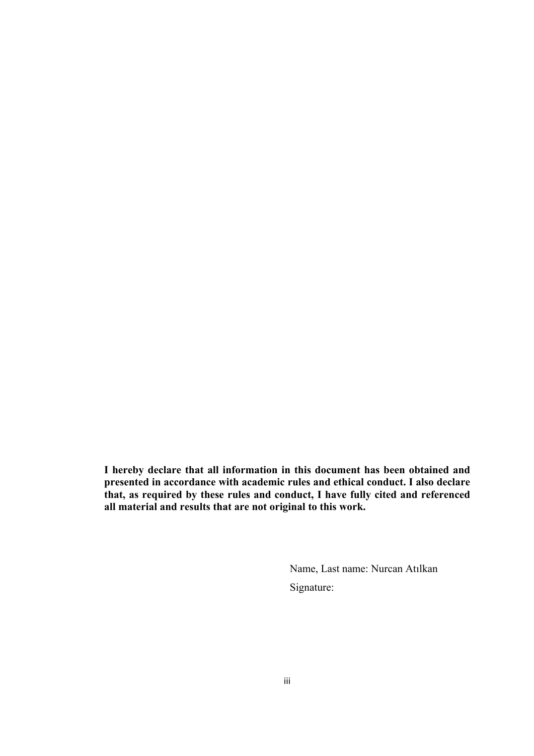**I hereby declare that all information in this document has been obtained and presented in accordance with academic rules and ethical conduct. I also declare that, as required by these rules and conduct, I have fully cited and referenced all material and results that are not original to this work.**

Name, Last name: Nurcan Atılkan

Signature: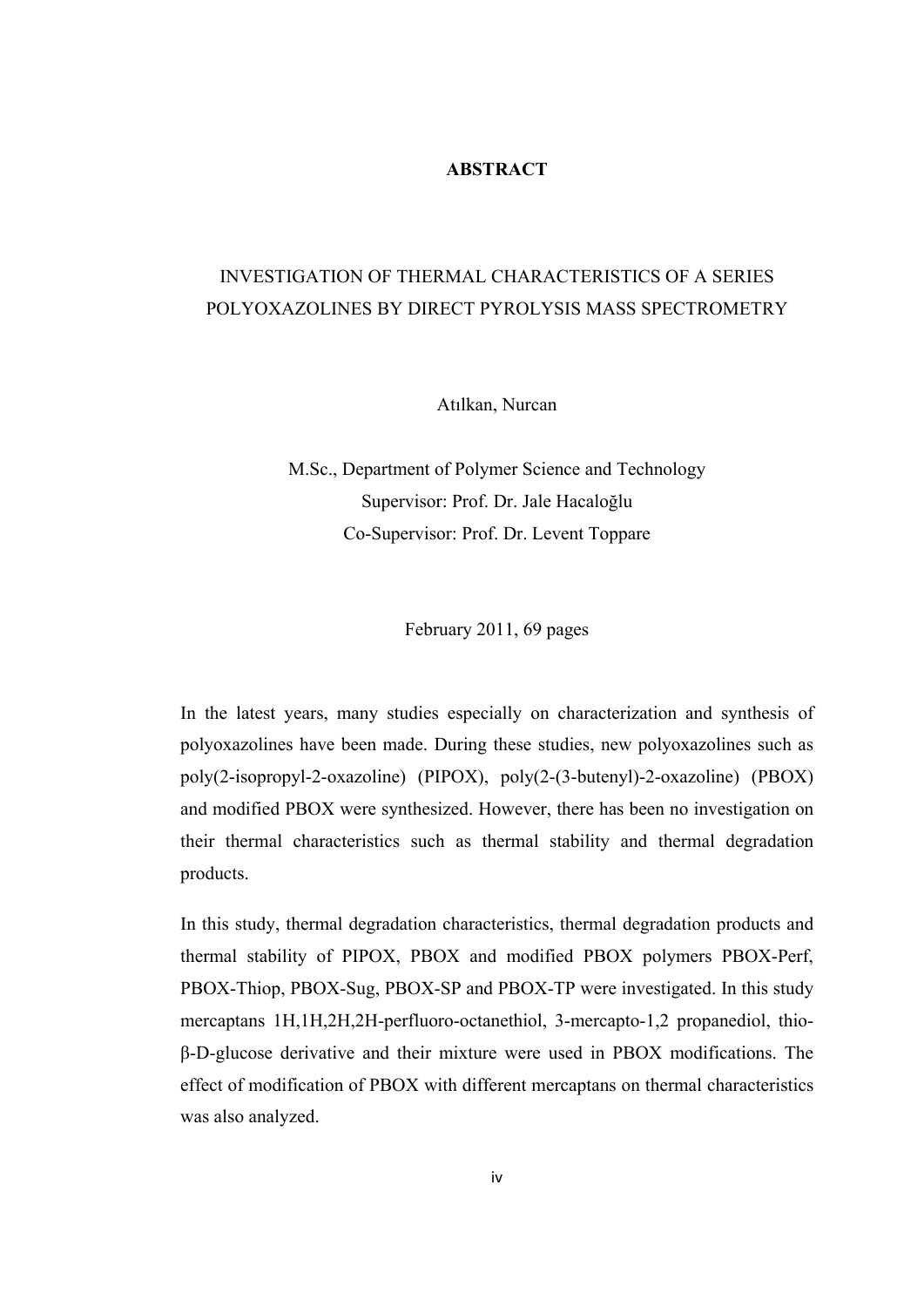# ABSTRACT

## INVESTIGATION OF THERMAL CHARACTERISTICS OF A SERIES POLYOXAZOLINES BY DIRECT PYROLYSIS MASS SPECTROMETRY

Atılkan, Nurcan

M.Sc., Department of Polymer Science and Technology
Supervisor: Prof. Dr. Jale Hacaloğlu
Co-Supervisor: Prof. Dr. Levent Toppare

February 2011, 69 pages

In the latest years, many studies especially on characterization and synthesis of polyoxazolines have been made. During these studies, new polyoxazolines such as poly(2-isopropyl-2-oxazoline) (PIPOX), poly(2-(3-butenyl)-2-oxazoline) (PBOX) and modified PBOX were synthesized. However, there has been no investigation on their thermal characteristics such as thermal stability and thermal degradation products.

In this study, thermal degradation characteristics, thermal degradation products and thermal stability of PIPOX, PBOX and modified PBOX polymers PBOX-Perf, PBOX-Thiop, PBOX-Sug, PBOX-SP and PBOX-TP were investigated. In this study mercaptans 1H,1H,2H,2H-perfluoro-octanethiol, 3-mercapto-1,2 propanediol, thio-β-D-glucose derivative and their mixture were used in PBOX modifications. The effect of modification of PBOX with different mercaptans on thermal characteristics was also analyzed.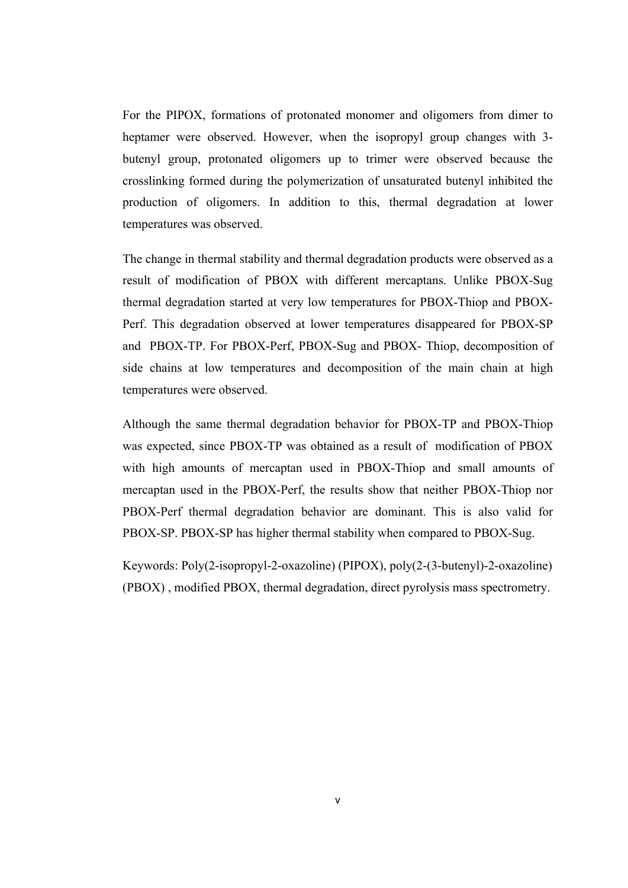For the PIPOX, formations of protonated monomer and oligomers from dimer to heptamer were observed. However, when the isopropyl group changes with 3-butenyl group, protonated oligomers up to trimer were observed because the crosslinking formed during the polymerization of unsaturated butenyl inhibited the production of oligomers. In addition to this, thermal degradation at lower temperatures was observed.

The change in thermal stability and thermal degradation products were observed as a result of modification of PBOX with different mercaptans. Unlike PBOX-Sug thermal degradation started at very low temperatures for PBOX-Thiop and PBOX-Perf. This degradation observed at lower temperatures disappeared for PBOX-SP and PBOX-TP. For PBOX-Perf, PBOX-Sug and PBOX- Thiop, decomposition of side chains at low temperatures and decomposition of the main chain at high temperatures were observed.

Although the same thermal degradation behavior for PBOX-TP and PBOX-Thiop was expected, since PBOX-TP was obtained as a result of modification of PBOX with high amounts of mercaptan used in PBOX-Thiop and small amounts of mercaptan used in the PBOX-Perf, the results show that neither PBOX-Thiop nor PBOX-Perf thermal degradation behavior are dominant. This is also valid for PBOX-SP. PBOX-SP has higher thermal stability when compared to PBOX-Sug.

Keywords: Poly(2-isopropyl-2-oxazoline) (PIPOX), poly(2-(3-butenyl)-2-oxazoline) (PBOX) , modified PBOX, thermal degradation, direct pyrolysis mass spectrometry.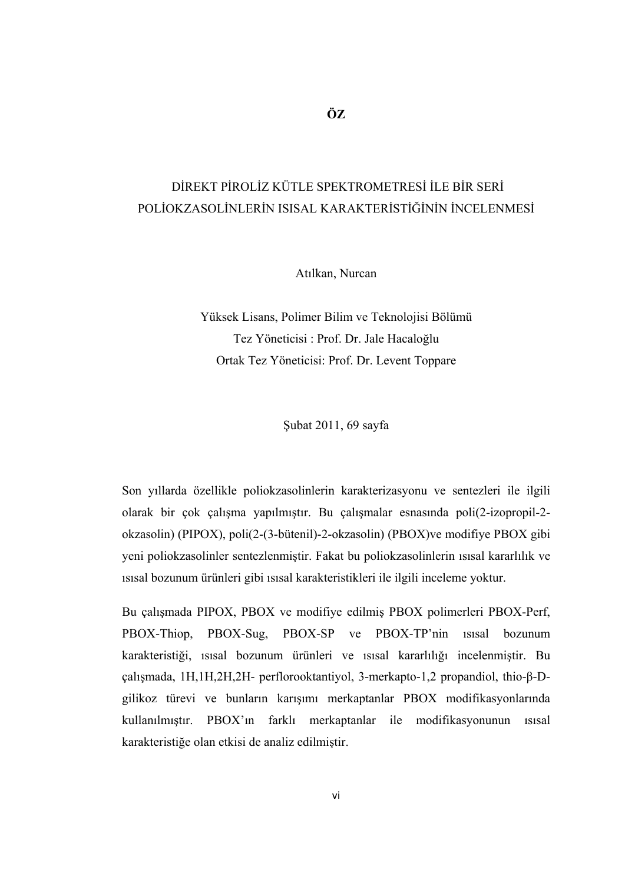# ÖZ

## DİREKT PİROLİZ KÜTLE SPEKTROMETRESİ İLE BİR SERİ POLİOKZASOLİNLERİN ISISAL KARAKTERİSTİĞİNİN İNCELENMESİ

Atılkan, Nurcan

Yüksek Lisans, Polimer Bilim ve Teknolojisi Bölümü
Tez Yöneticisi : Prof. Dr. Jale Hacaloğlu
Ortak Tez Yöneticisi: Prof. Dr. Levent Toppare

Şubat 2011, 69 sayfa

Son yıllarda özellikle poliokzasolinlerin karakterizasyonu ve sentezleri ile ilgili olarak bir çok çalışma yapılmıştır. Bu çalışmalar esnasında poli(2-izopropil-2-okzasolin) (PIPOX), poli(2-(3-bütenil)-2-okzasolin) (PBOX)ve modifiye PBOX gibi yeni poliokzasolinler sentezlenmiştir. Fakat bu poliokzasolinlerin ısısal kararlılık ve ısısal bozunum ürünleri gibi ısısal karakteristikleri ile ilgili inceleme yoktur.

Bu çalışmada PIPOX, PBOX ve modifiye edilmiş PBOX polimerleri PBOX-Perf, PBOX-Thiop, PBOX-Sug, PBOX-SP ve PBOX-TP'nin ısısal bozunum karakteristiği, ısısal bozunum ürünleri ve ısısal kararlılığı incelenmiştir. Bu çalışmada, 1H,1H,2H,2H- perflorooktantiyol, 3-merkapto-1,2 propandiol, thio-β-D-gilikoz türevi ve bunların karışımı merkaptanlar PBOX modifikasyonlarında kullanılmıştır. PBOX'ın farklı merkaptanlar ile modifikasyonunun ısısal karakteristiğe olan etkisi de analiz edilmiştir.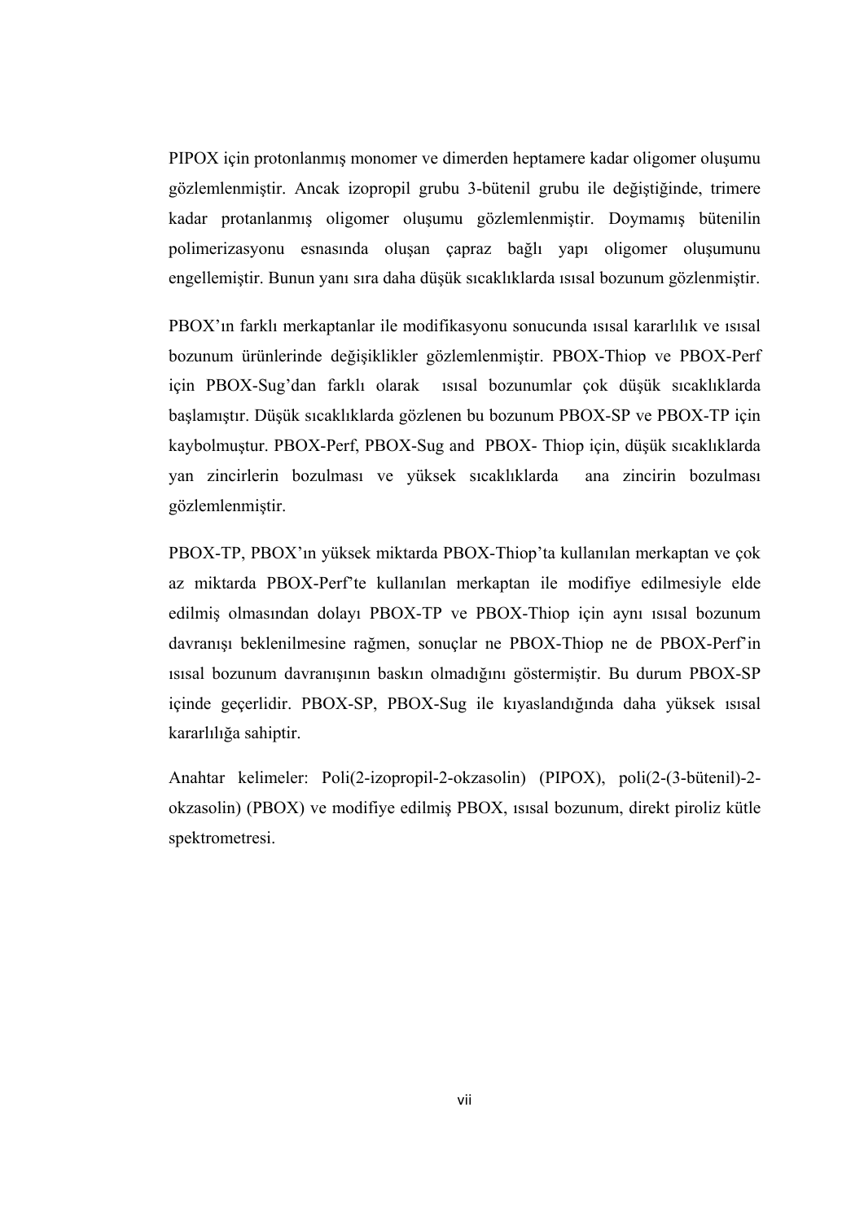PIPOX için protonlanmış monomer ve dimerden heptamere kadar oligomer oluşumu gözlemlenmiştir. Ancak izopropil grubu 3-bütenil grubu ile değiştiğinde, trimere kadar protanlanmış oligomer oluşumu gözlemlenmiştir. Doymamış bütenilin polimerizasyonu esnasında oluşan çapraz bağlı yapı oligomer oluşumunu engellemiştir. Bunun yanı sıra daha düşük sıcaklıklarda ısısal bozunum gözlenmiştir.

PBOX'ın farklı merkaptanlar ile modifikasyonu sonucunda ısısal kararlılık ve ısısal bozunum ürünlerinde değişiklikler gözlemlenmiştir. PBOX-Thiop ve PBOX-Perf için PBOX-Sug'dan farklı olarak ısısal bozunumlar çok düşük sıcaklıklarda başlamıştır. Düşük sıcaklıklarda gözlenen bu bozunum PBOX-SP ve PBOX-TP için kaybolmuştur. PBOX-Perf, PBOX-Sug and PBOX- Thiop için, düşük sıcaklıklarda yan zincirlerin bozulması ve yüksek sıcaklıklarda ana zincirin bozulması gözlemlenmiştir.

PBOX-TP, PBOX'ın yüksek miktarda PBOX-Thiop'ta kullanılan merkaptan ve çok az miktarda PBOX-Perf'te kullanılan merkaptan ile modifiye edilmesiyle elde edilmiş olmasından dolayı PBOX-TP ve PBOX-Thiop için aynı ısısal bozunum davranışı beklenilmesine rağmen, sonuçlar ne PBOX-Thiop ne de PBOX-Perf'in ısısal bozunum davranışının baskın olmadığını göstermiştir. Bu durum PBOX-SP içinde geçerlidir. PBOX-SP, PBOX-Sug ile kıyaslandığında daha yüksek ısısal kararlılığa sahiptir.

Anahtar kelimeler: Poli(2-izopropil-2-okzasolin) (PIPOX), poli(2-(3-bütenil)-2-okzasolin) (PBOX) ve modifiye edilmiş PBOX, ısısal bozunum, direkt piroliz kütle spektrometresi.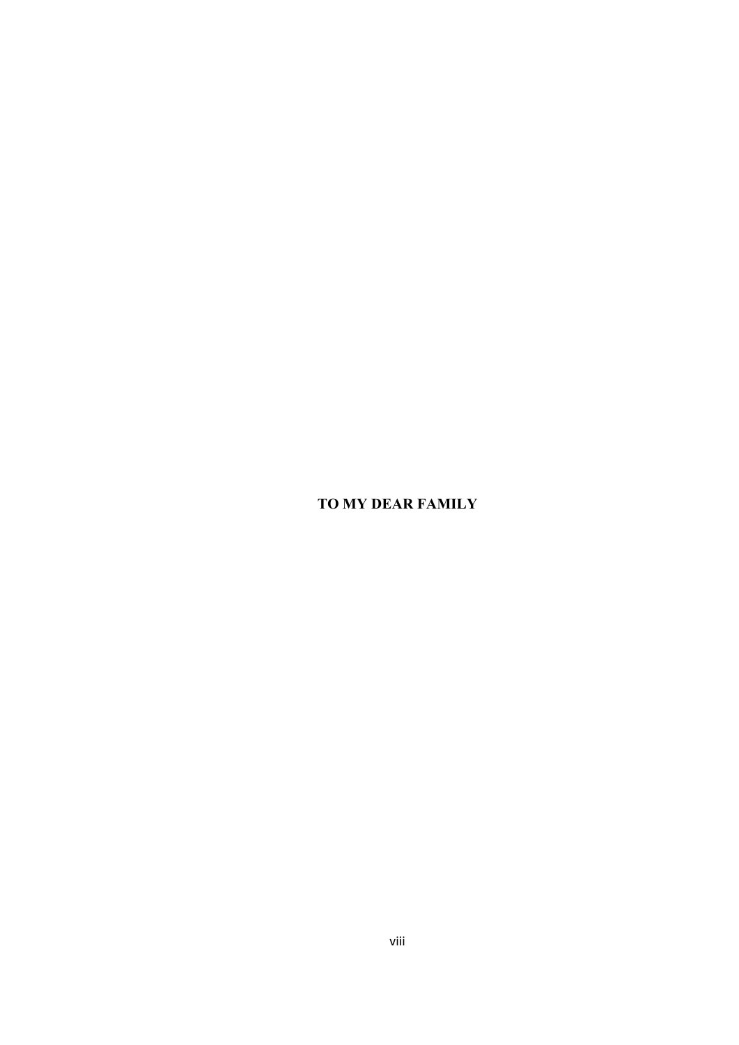**TO MY DEAR FAMILY**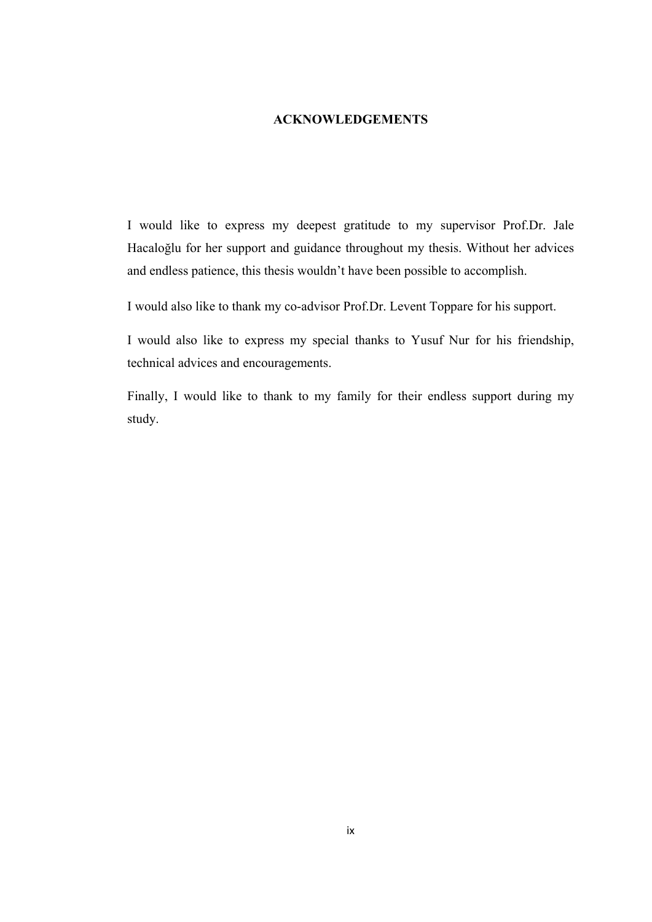# ACKNOWLEDGEMENTS

I would like to express my deepest gratitude to my supervisor Prof.Dr. Jale Hacaloğlu for her support and guidance throughout my thesis. Without her advices and endless patience, this thesis wouldn't have been possible to accomplish.

I would also like to thank my co-advisor Prof.Dr. Levent Toppare for his support.

I would also like to express my special thanks to Yusuf Nur for his friendship, technical advices and encouragements.

Finally, I would like to thank to my family for their endless support during my study.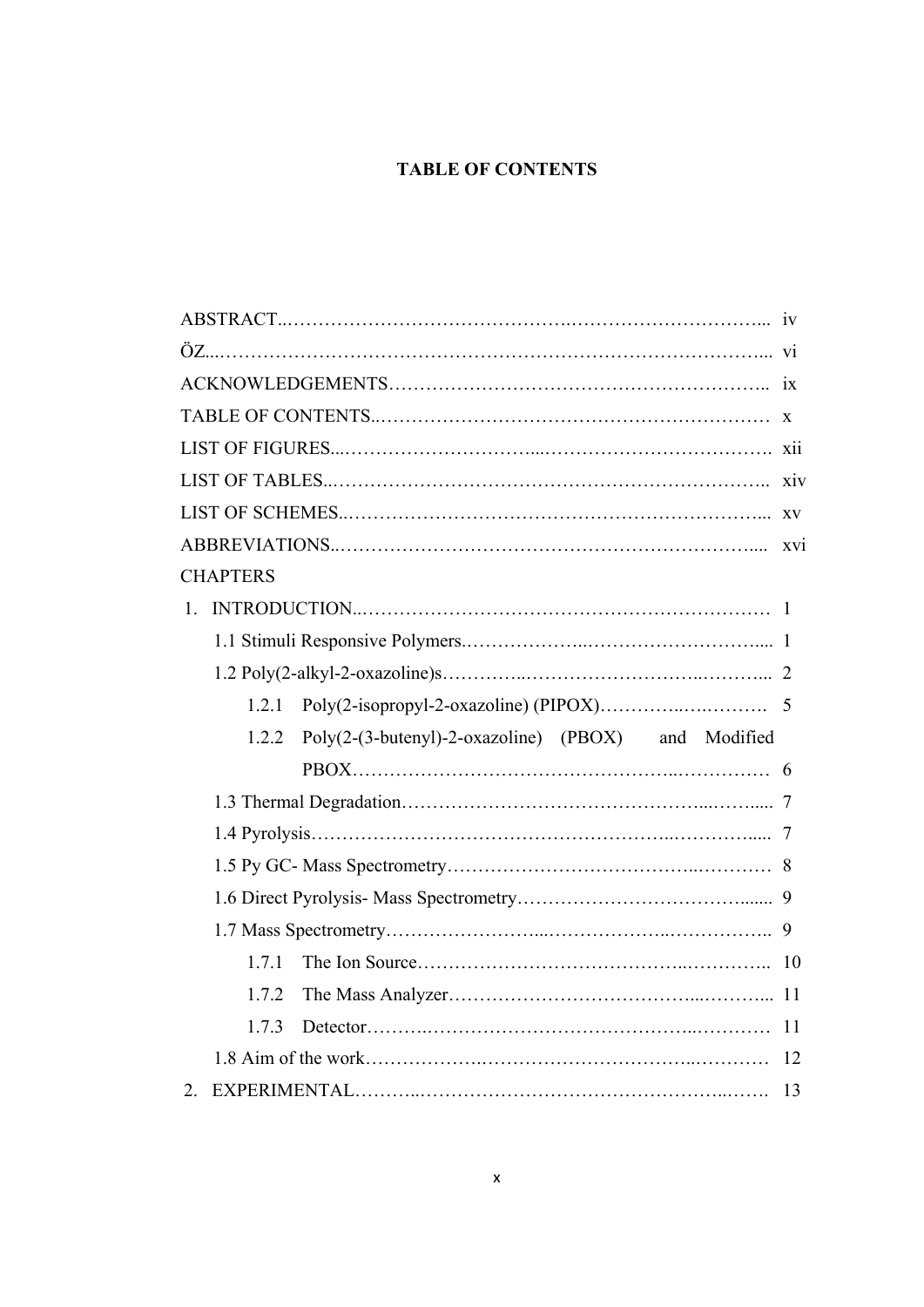# TABLE OF CONTENTS

ABSTRACT ..... iv

ÖZ ..... vi

ACKNOWLEDGEMENTS ..... ix

TABLE OF CONTENTS ..... x

LIST OF FIGURES ..... xii

LIST OF TABLES ..... xiv

LIST OF SCHEMES ..... xv

ABBREVIATIONS ..... xvi

CHAPTERS

1. INTRODUCTION ..... 1
   - 1.1 Stimuli Responsive Polymers ..... 1
   - 1.2 Poly(2-alkyl-2-oxazoline)s ..... 2
     - 1.2.1 Poly(2-isopropyl-2-oxazoline) (PIPOX) ..... 5
     - 1.2.2 Poly(2-(3-butenyl)-2-oxazoline) (PBOX) and Modified PBOX ..... 6
   - 1.3 Thermal Degradation ..... 7
   - 1.4 Pyrolysis ..... 7
   - 1.5 Py GC- Mass Spectrometry ..... 8
   - 1.6 Direct Pyrolysis- Mass Spectrometry ..... 9
   - 1.7 Mass Spectrometry ..... 9
     - 1.7.1 The Ion Source ..... 10
     - 1.7.2 The Mass Analyzer ..... 11
     - 1.7.3 Detector ..... 11
   - 1.8 Aim of the work ..... 12
2. EXPERIMENTAL ..... 13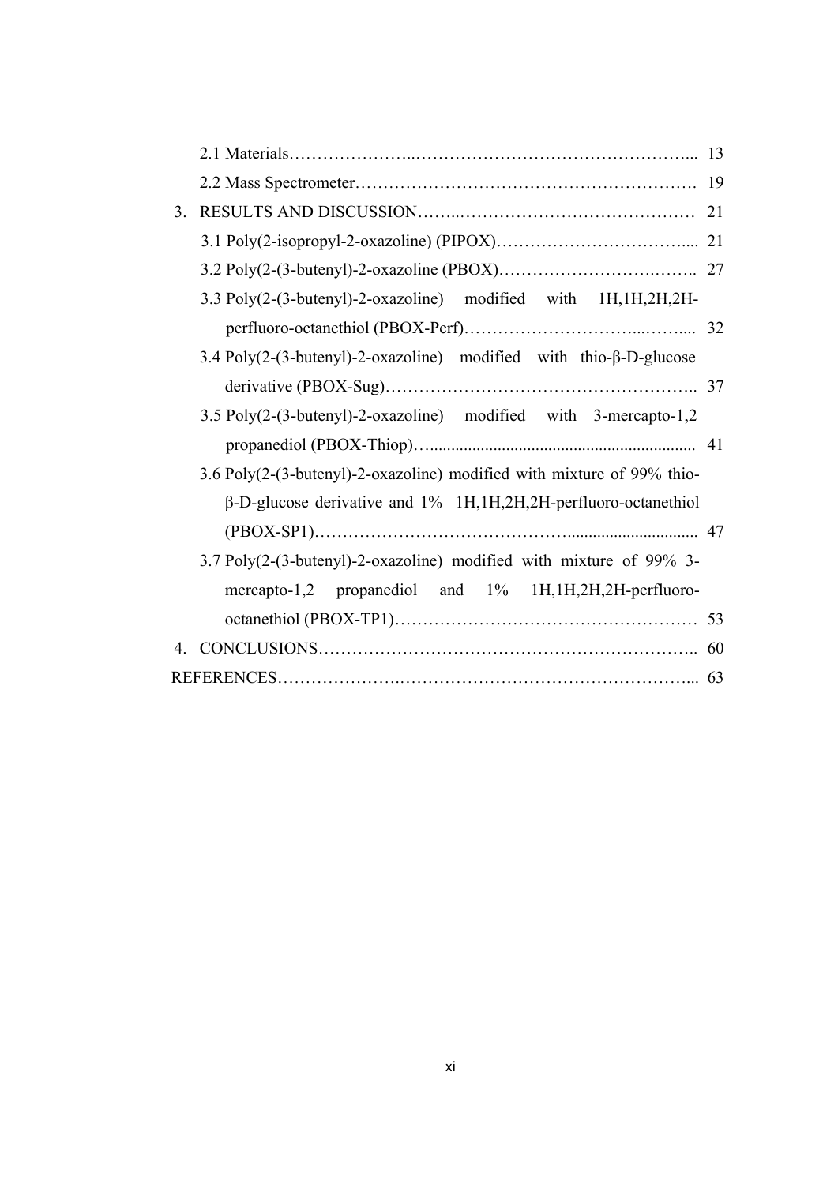2.1 Materials ... 13

2.2 Mass Spectrometer ... 19

3. RESULTS AND DISCUSSION ... 21

   3.1 Poly(2-isopropyl-2-oxazoline) (PIPOX) ... 21

   3.2 Poly(2-(3-butenyl)-2-oxazoline (PBOX) ... 27

   3.3 Poly(2-(3-butenyl)-2-oxazoline) modified with 1H,1H,2H,2H-perfluoro-octanethiol (PBOX-Perf) ... 32

   3.4 Poly(2-(3-butenyl)-2-oxazoline) modified with thio-β-D-glucose derivative (PBOX-Sug) ... 37

   3.5 Poly(2-(3-butenyl)-2-oxazoline) modified with 3-mercapto-1,2 propanediol (PBOX-Thiop) ... 41

   3.6 Poly(2-(3-butenyl)-2-oxazoline) modified with mixture of 99% thio-β-D-glucose derivative and 1% 1H,1H,2H,2H-perfluoro-octanethiol (PBOX-SP1) ... 47

   3.7 Poly(2-(3-butenyl)-2-oxazoline) modified with mixture of 99% 3-mercapto-1,2 propanediol and 1% 1H,1H,2H,2H-perfluoro-octanethiol (PBOX-TP1) ... 53

4. CONCLUSIONS ... 60

REFERENCES ... 63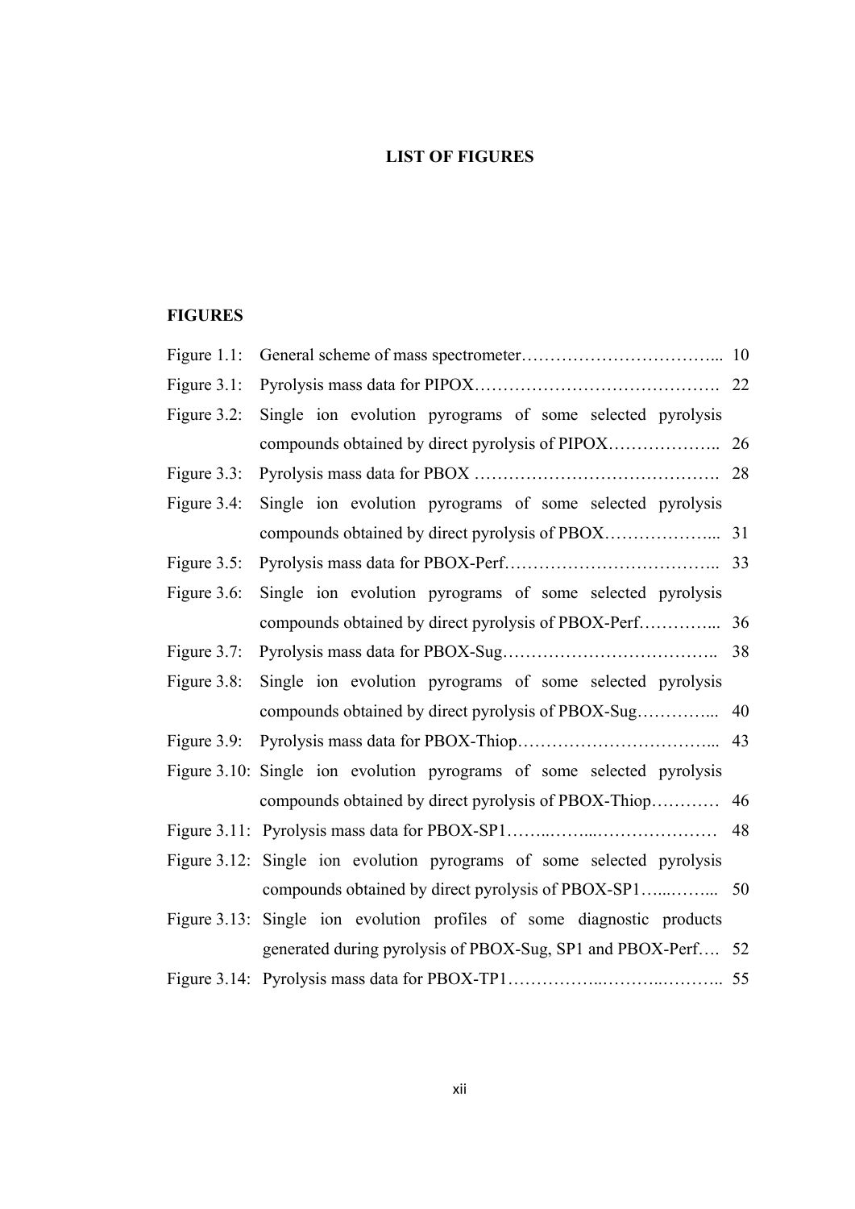# LIST OF FIGURES

## FIGURES

Figure 1.1: General scheme of mass spectrometter…………………………... 10

Figure 3.1: Pyrolysis mass data for PIPOX……………………………………. 22

Figure 3.2: Single ion evolution pyrograms of some selected pyrolysis compounds obtained by direct pyrolysis of PIPOX……………….. 26

Figure 3.3: Pyrolysis mass data for PBOX ……………………………………. 28

Figure 3.4: Single ion evolution pyrograms of some selected pyrolysis compounds obtained by direct pyrolysis of PBOX………………... 31

Figure 3.5: Pyrolysis mass data for PBOX-Perf……………………………….. 33

Figure 3.6: Single ion evolution pyrograms of some selected pyrolysis compounds obtained by direct pyrolysis of PBOX-Perf…………... 36

Figure 3.7: Pyrolysis mass data for PBOX-Sug……………………………….. 38

Figure 3.8: Single ion evolution pyrograms of some selected pyrolysis compounds obtained by direct pyrolysis of PBOX-Sug…………... 40

Figure 3.9: Pyrolysis mass data for PBOX-Thiop……………………………... 43

Figure 3.10: Single ion evolution pyrograms of some selected pyrolysis compounds obtained by direct pyrolysis of PBOX-Thiop………… 46

Figure 3.11: Pyrolysis mass data for PBOX-SP1……..……...………………… 48

Figure 3.12: Single ion evolution pyrograms of some selected pyrolysis compounds obtained by direct pyrolysis of PBOX-SP1…...……... 50

Figure 3.13: Single ion evolution profiles of some diagnostic products generated during pyrolysis of PBOX-Sug, SP1 and PBOX-Perf…. 52

Figure 3.14: Pyrolysis mass data for PBOX-TP1……………..………..……….. 55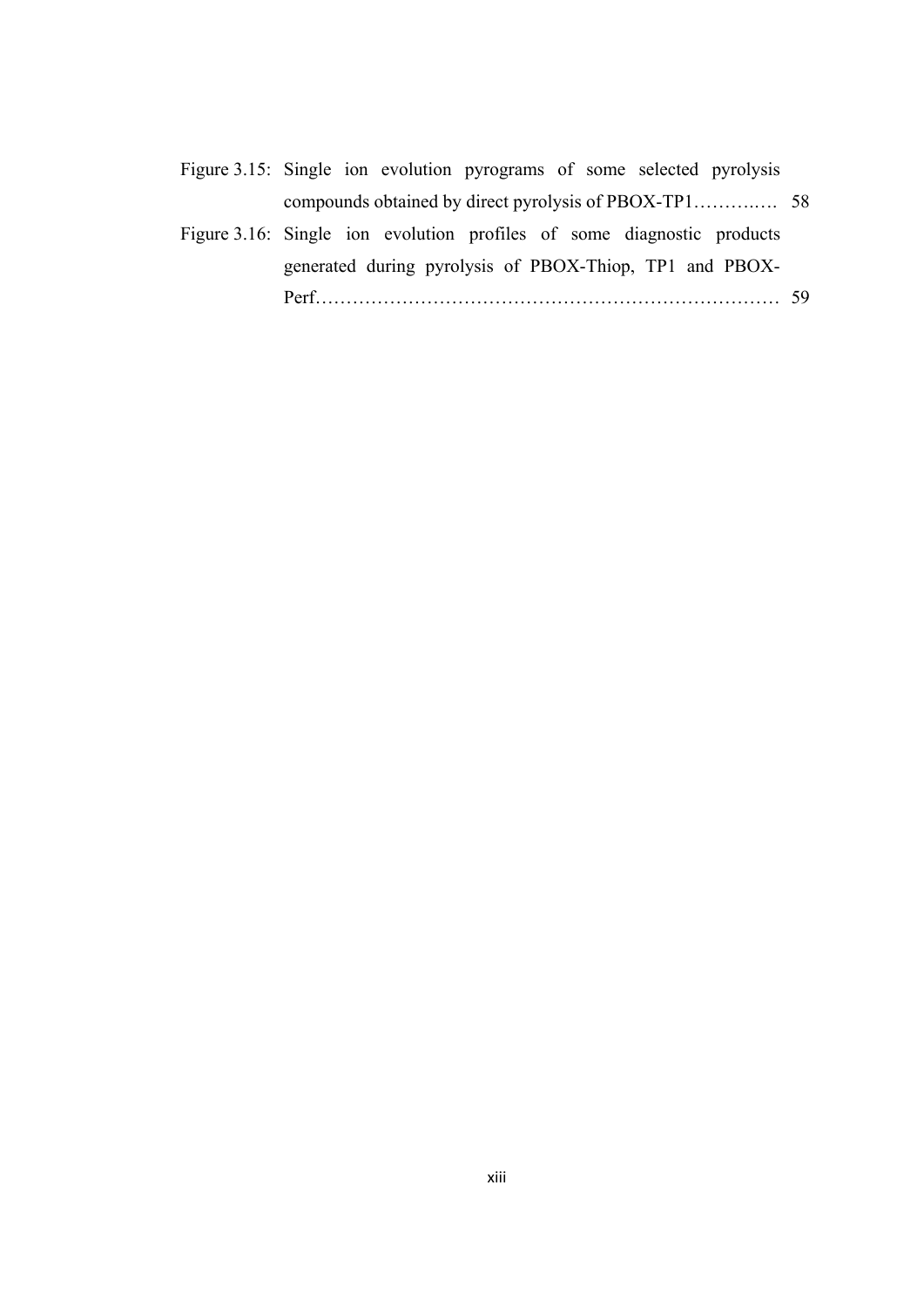| | | |
|---|---|---|
| Figure 3.15: | Single ion evolution pyrograms of some selected pyrolysis compounds obtained by direct pyrolysis of PBOX-TP1…………. | 58 |
| Figure 3.16: | Single ion evolution profiles of some diagnostic products generated during pyrolysis of PBOX-Thiop, TP1 and PBOX-Perf………………………………………………………………… | 59 |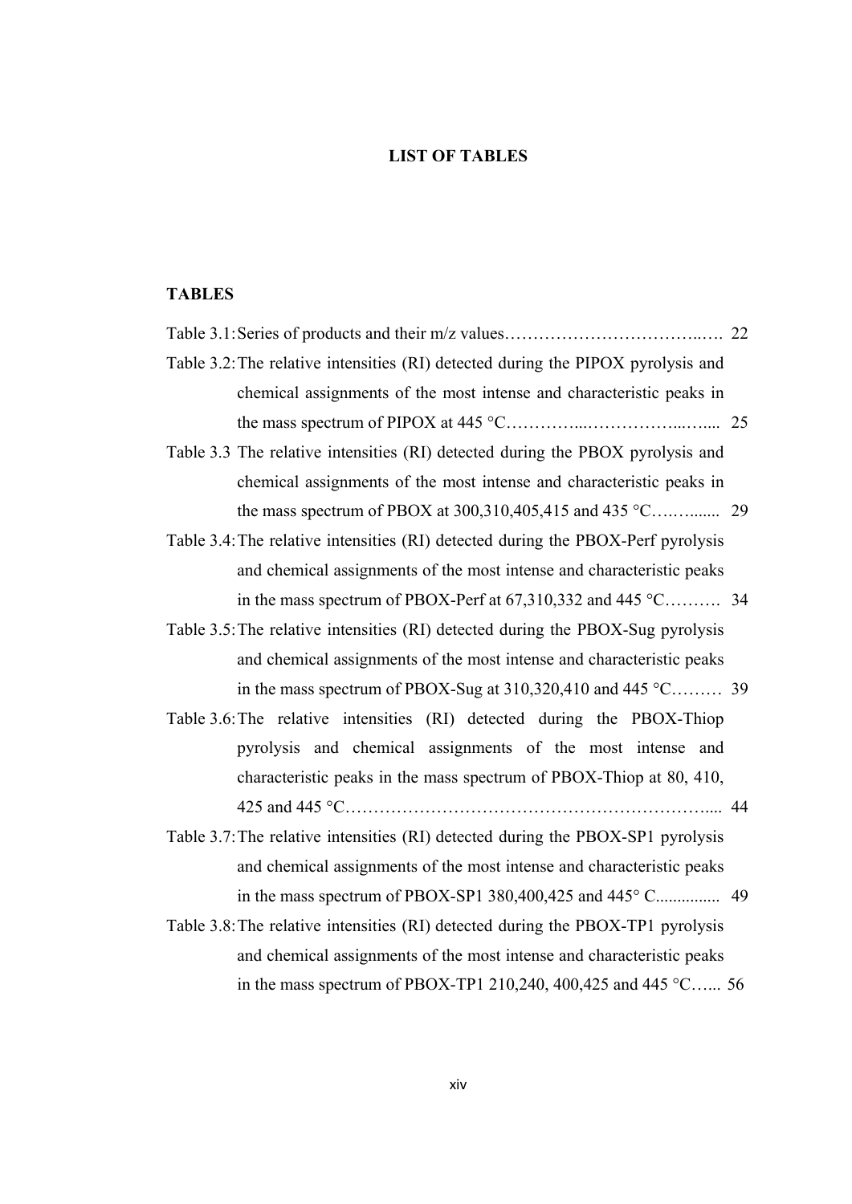# LIST OF TABLES

## TABLES

Table 3.1: Series of products and their m/z values……………………………..…. 22

Table 3.2: The relative intensities (RI) detected during the PIPOX pyrolysis and chemical assignments of the most intense and characteristic peaks in the mass spectrum of PIPOX at 445 °C…………...……………...…... 25

Table 3.3 The relative intensities (RI) detected during the PBOX pyrolysis and chemical assignments of the most intense and characteristic peaks in the mass spectrum of PBOX at 300,310,405,415 and 435 °C….…....... 29

Table 3.4: The relative intensities (RI) detected during the PBOX-Perf pyrolysis and chemical assignments of the most intense and characteristic peaks in the mass spectrum of PBOX-Perf at 67,310,332 and 445 °C………. 34

Table 3.5: The relative intensities (RI) detected during the PBOX-Sug pyrolysis and chemical assignments of the most intense and characteristic peaks in the mass spectrum of PBOX-Sug at 310,320,410 and 445 °C……… 39

Table 3.6: The relative intensities (RI) detected during the PBOX-Thiop pyrolysis and chemical assignments of the most intense and characteristic peaks in the mass spectrum of PBOX-Thiop at 80, 410, 425 and 445 °C……………………………………………………….... 44

Table 3.7: The relative intensities (RI) detected during the PBOX-SP1 pyrolysis and chemical assignments of the most intense and characteristic peaks in the mass spectrum of PBOX-SP1 380,400,425 and 445° C............... 49

Table 3.8: The relative intensities (RI) detected during the PBOX-TP1 pyrolysis and chemical assignments of the most intense and characteristic peaks in the mass spectrum of PBOX-TP1 210,240, 400,425 and 445 °C…... 56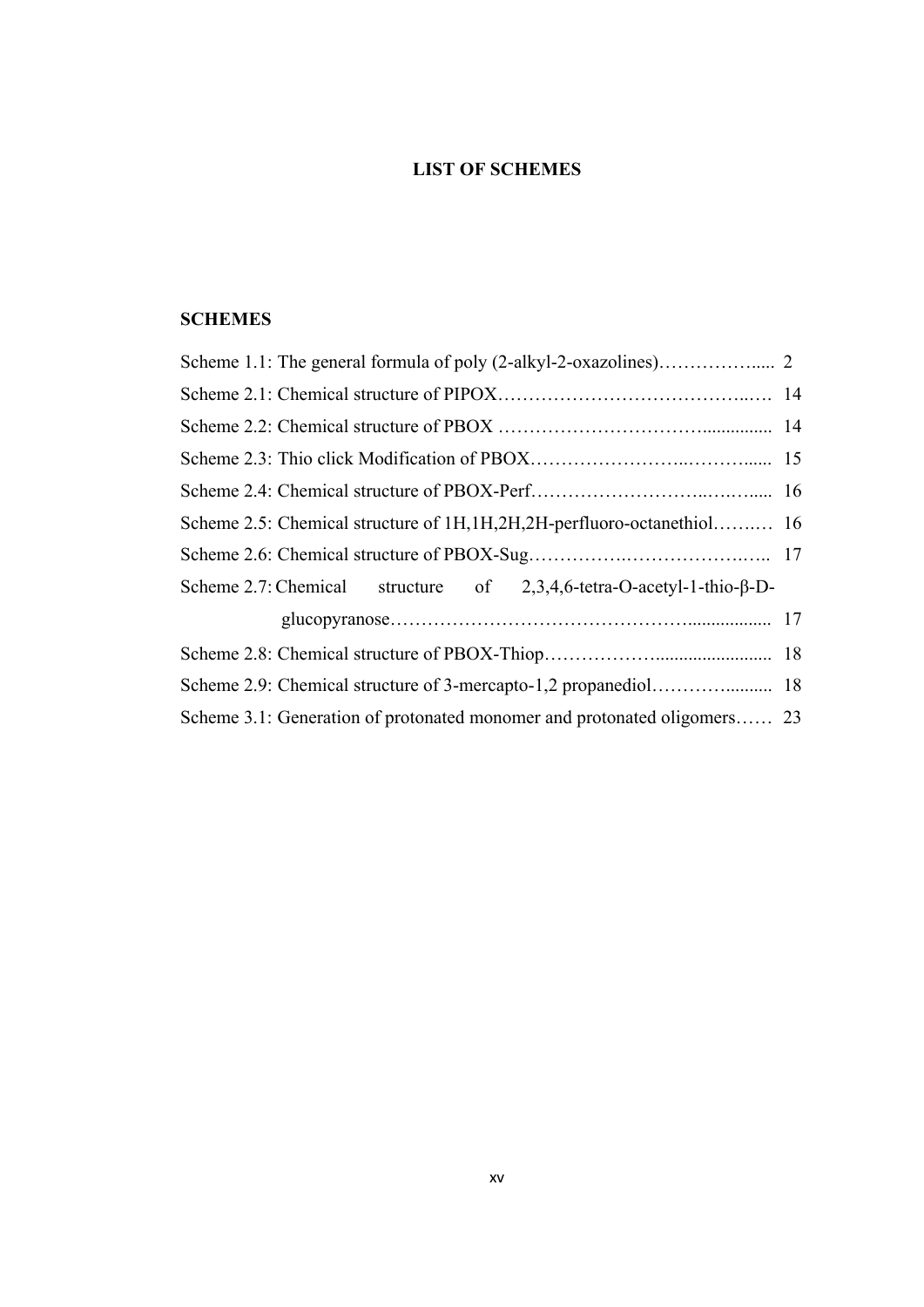# LIST OF SCHEMES

## SCHEMES

Scheme 1.1: The general formula of poly (2-alkyl-2-oxazolines)…………….....  2

Scheme 2.1: Chemical structure of PIPOX……………………………………..….  14

Scheme 2.2: Chemical structure of PBOX …………………………….............  14

Scheme 2.3: Thio click Modification of PBOX……………………..……….....  15

Scheme 2.4: Chemical structure of PBOX-Perf………………………..….…....  16

Scheme 2.5: Chemical structure of 1H,1H,2H,2H-perfluoro-octanethiol……..…  16

Scheme 2.6: Chemical structure of PBOX-Sug…………….…………………..  17

Scheme 2.7: Chemical structure of 2,3,4,6-tetra-O-acetyl-1-thio-β-D-glucopyranose………………………………………..................  17

Scheme 2.8: Chemical structure of PBOX-Thiop……………….......................  18

Scheme 2.9: Chemical structure of 3-mercapto-1,2 propanediol………..........  18

Scheme 3.1: Generation of protonated monomer and protonated oligomers……  23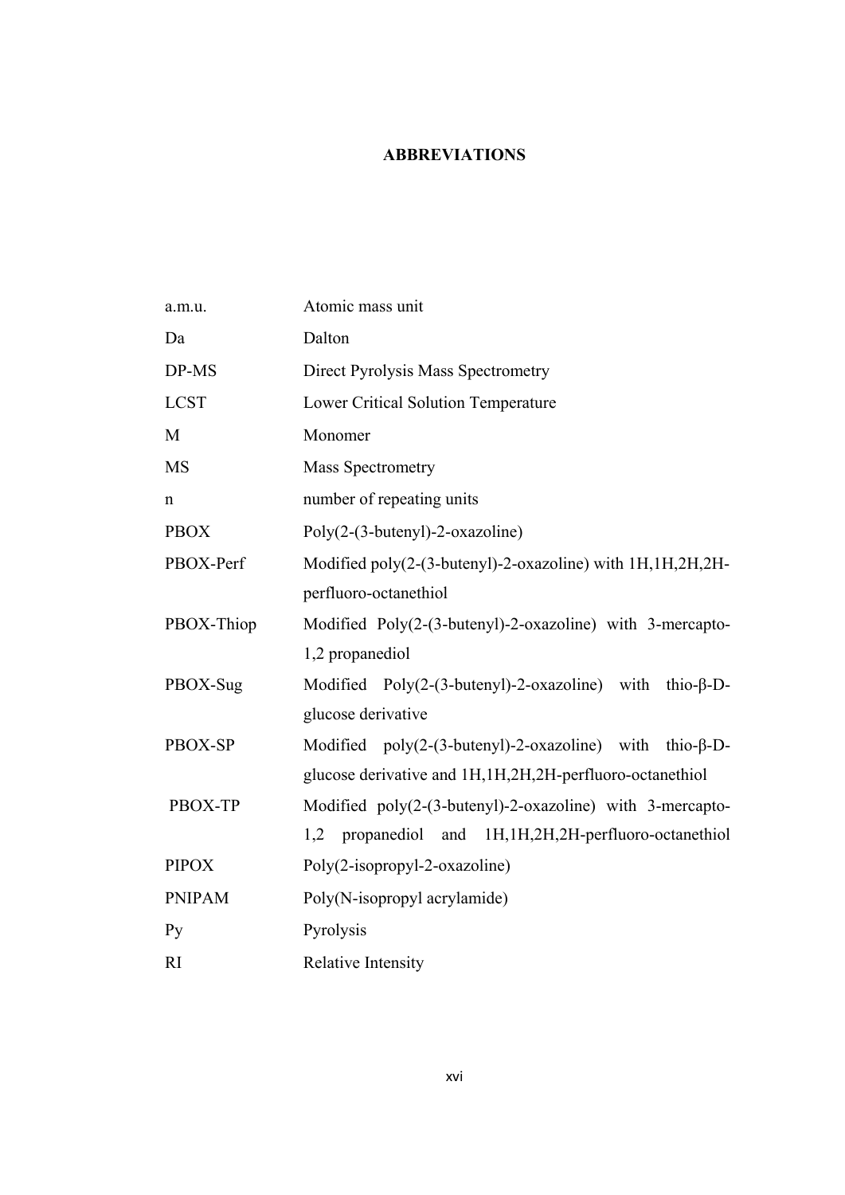# ABBREVIATIONS

| | |
|---|---|
| a.m.u. | Atomic mass unit |
| Da | Dalton |
| DP-MS | Direct Pyrolysis Mass Spectrometry |
| LCST | Lower Critical Solution Temperature |
| M | Monomer |
| MS | Mass Spectrometry |
| n | number of repeating units |
| PBOX | Poly(2-(3-butenyl)-2-oxazoline) |
| PBOX-Perf | Modified poly(2-(3-butenyl)-2-oxazoline) with 1H,1H,2H,2H-perfluoro-octanethiol |
| PBOX-Thiop | Modified Poly(2-(3-butenyl)-2-oxazoline) with 3-mercapto-1,2 propanediol |
| PBOX-Sug | Modified Poly(2-(3-butenyl)-2-oxazoline) with thio-β-D-glucose derivative |
| PBOX-SP | Modified poly(2-(3-butenyl)-2-oxazoline) with thio-β-D-glucose derivative and 1H,1H,2H,2H-perfluoro-octanethiol |
| PBOX-TP | Modified poly(2-(3-butenyl)-2-oxazoline) with 3-mercapto-1,2 propanediol and 1H,1H,2H,2H-perfluoro-octanethiol |
| PIPOX | Poly(2-isopropyl-2-oxazoline) |
| PNIPAM | Poly(N-isopropyl acrylamide) |
| Py | Pyrolysis |
| RI | Relative Intensity |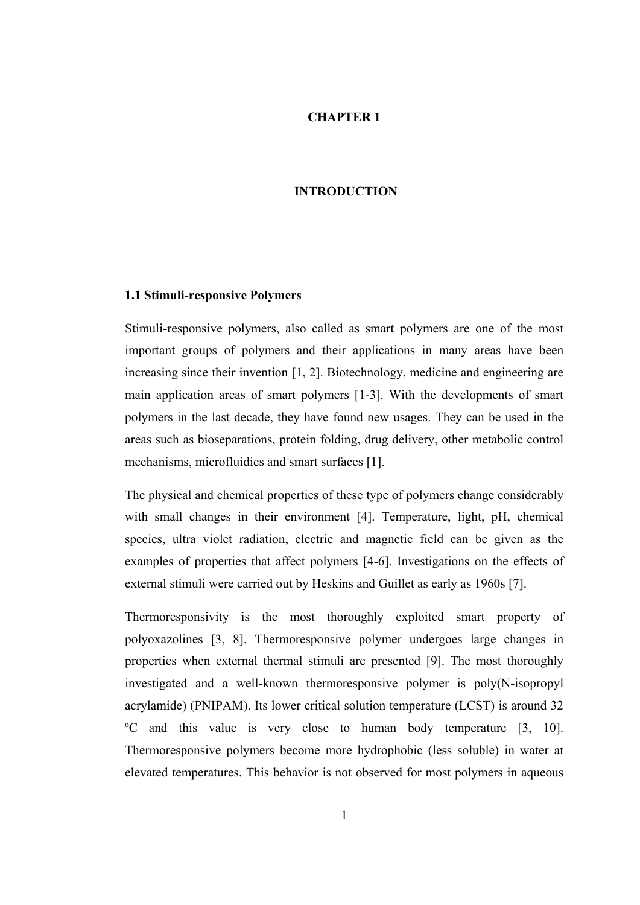# CHAPTER 1

# INTRODUCTION

## 1.1 Stimuli-responsive Polymers

Stimuli-responsive polymers, also called as smart polymers are one of the most important groups of polymers and their applications in many areas have been increasing since their invention [1, 2]. Biotechnology, medicine and engineering are main application areas of smart polymers [1-3]. With the developments of smart polymers in the last decade, they have found new usages. They can be used in the areas such as bioseparations, protein folding, drug delivery, other metabolic control mechanisms, microfluidics and smart surfaces [1].

The physical and chemical properties of these type of polymers change considerably with small changes in their environment [4]. Temperature, light, pH, chemical species, ultra violet radiation, electric and magnetic field can be given as the examples of properties that affect polymers [4-6]. Investigations on the effects of external stimuli were carried out by Heskins and Guillet as early as 1960s [7].

Thermoresponsivity is the most thoroughly exploited smart property of polyoxazolines [3, 8]. Thermoresponsive polymer undergoes large changes in properties when external thermal stimuli are presented [9]. The most thoroughly investigated and a well-known thermoresponsive polymer is poly(N-isopropyl acrylamide) (PNIPAM). Its lower critical solution temperature (LCST) is around 32 ºC and this value is very close to human body temperature [3, 10]. Thermoresponsive polymers become more hydrophobic (less soluble) in water at elevated temperatures. This behavior is not observed for most polymers in aqueous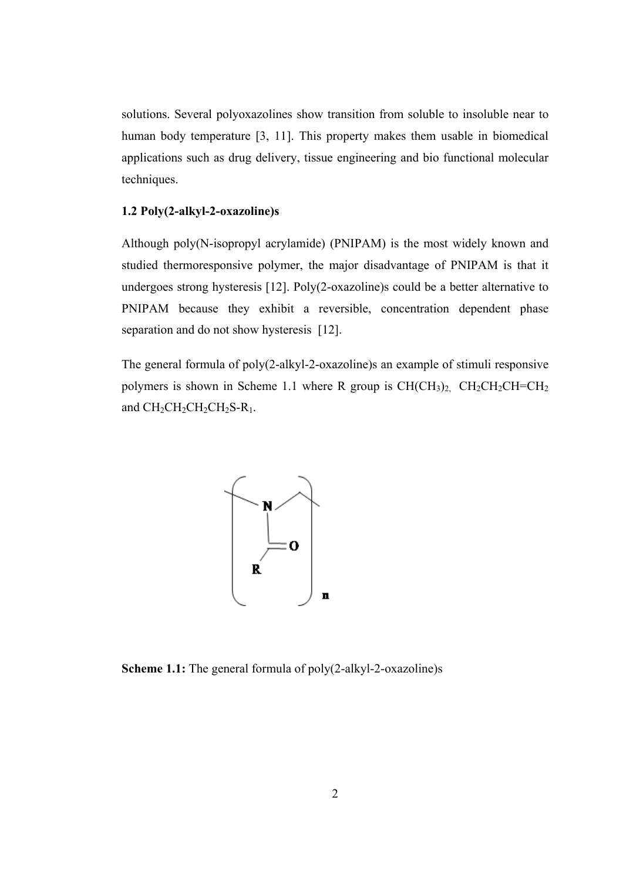solutions. Several polyoxazolines show transition from soluble to insoluble near to human body temperature [3, 11]. This property makes them usable in biomedical applications such as drug delivery, tissue engineering and bio functional molecular techniques.

### 1.2 Poly(2-alkyl-2-oxazoline)s

Although poly(N-isopropyl acrylamide) (PNIPAM) is the most widely known and studied thermoresponsive polymer, the major disadvantage of PNIPAM is that it undergoes strong hysteresis [12]. Poly(2-oxazoline)s could be a better alternative to PNIPAM because they exhibit a reversible, concentration dependent phase separation and do not show hysteresis [12].

The general formula of poly(2-alkyl-2-oxazoline)s an example of stimuli responsive polymers is shown in Scheme 1.1 where R group is $CH(CH_3)_2$, $CH_2CH_2CH{=}CH_2$ and $CH_2CH_2CH_2CH_2S\text{-}R_1$.

**Scheme 1.1:** The general formula of poly(2-alkyl-2-oxazoline)s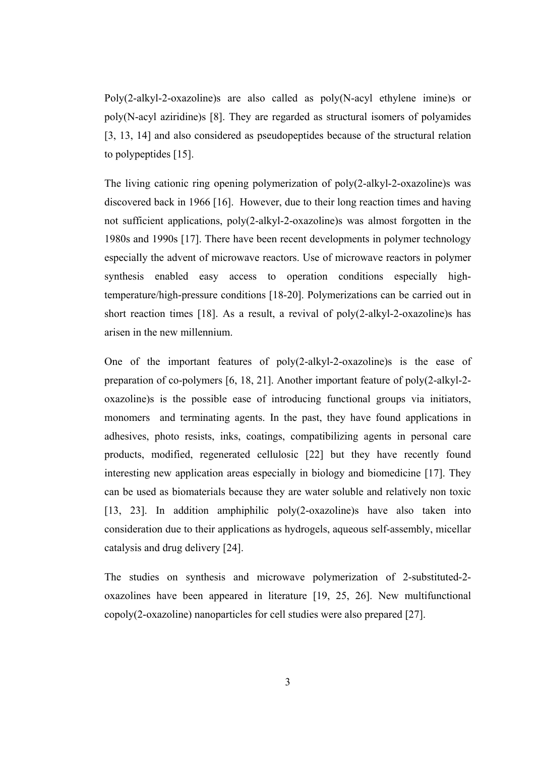Poly(2-alkyl-2-oxazoline)s are also called as poly(N-acyl ethylene imine)s or poly(N-acyl aziridine)s [8]. They are regarded as structural isomers of polyamides [3, 13, 14] and also considered as pseudopeptides because of the structural relation to polypeptides [15].

The living cationic ring opening polymerization of poly(2-alkyl-2-oxazoline)s was discovered back in 1966 [16]. However, due to their long reaction times and having not sufficient applications, poly(2-alkyl-2-oxazoline)s was almost forgotten in the 1980s and 1990s [17]. There have been recent developments in polymer technology especially the advent of microwave reactors. Use of microwave reactors in polymer synthesis enabled easy access to operation conditions especially high-temperature/high-pressure conditions [18-20]. Polymerizations can be carried out in short reaction times [18]. As a result, a revival of poly(2-alkyl-2-oxazoline)s has arisen in the new millennium.

One of the important features of poly(2-alkyl-2-oxazoline)s is the ease of preparation of co-polymers [6, 18, 21]. Another important feature of poly(2-alkyl-2-oxazoline)s is the possible ease of introducing functional groups via initiators, monomers and terminating agents. In the past, they have found applications in adhesives, photo resists, inks, coatings, compatibilizing agents in personal care products, modified, regenerated cellulosic [22] but they have recently found interesting new application areas especially in biology and biomedicine [17]. They can be used as biomaterials because they are water soluble and relatively non toxic [13, 23]. In addition amphiphilic poly(2-oxazoline)s have also taken into consideration due to their applications as hydrogels, aqueous self-assembly, micellar catalysis and drug delivery [24].

The studies on synthesis and microwave polymerization of 2-substituted-2-oxazolines have been appeared in literature [19, 25, 26]. New multifunctional copoly(2-oxazoline) nanoparticles for cell studies were also prepared [27].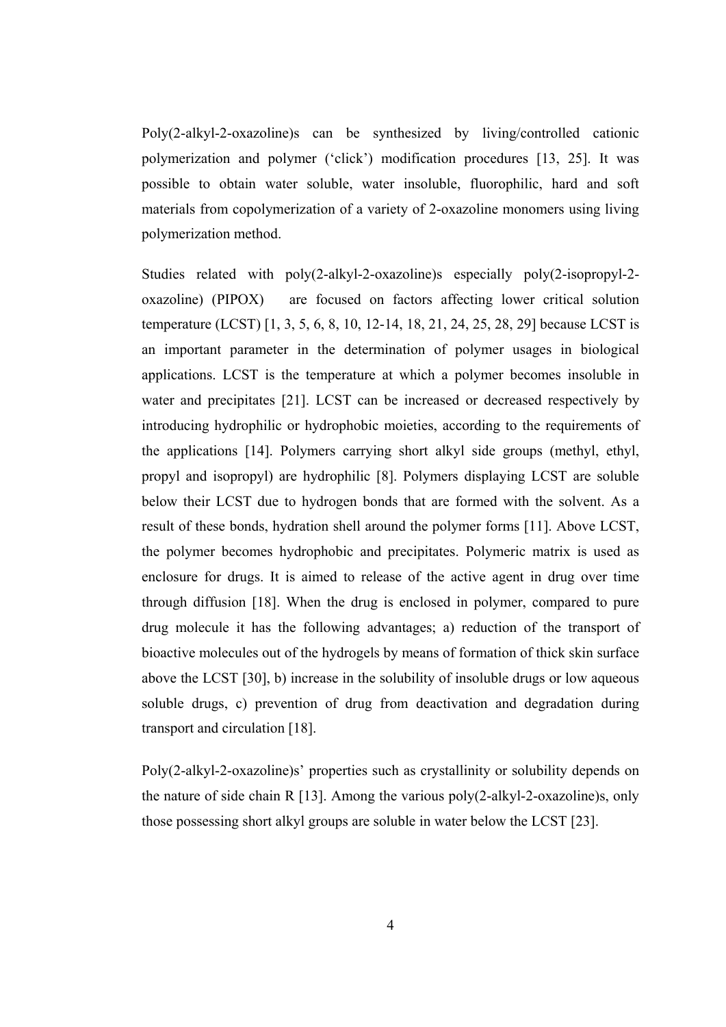Poly(2-alkyl-2-oxazoline)s can be synthesized by living/controlled cationic polymerization and polymer ('click') modification procedures [13, 25]. It was possible to obtain water soluble, water insoluble, fluorophilic, hard and soft materials from copolymerization of a variety of 2-oxazoline monomers using living polymerization method.

Studies related with poly(2-alkyl-2-oxazoline)s especially poly(2-isopropyl-2-oxazoline) (PIPOX) are focused on factors affecting lower critical solution temperature (LCST) [1, 3, 5, 6, 8, 10, 12-14, 18, 21, 24, 25, 28, 29] because LCST is an important parameter in the determination of polymer usages in biological applications. LCST is the temperature at which a polymer becomes insoluble in water and precipitates [21]. LCST can be increased or decreased respectively by introducing hydrophilic or hydrophobic moieties, according to the requirements of the applications [14]. Polymers carrying short alkyl side groups (methyl, ethyl, propyl and isopropyl) are hydrophilic [8]. Polymers displaying LCST are soluble below their LCST due to hydrogen bonds that are formed with the solvent. As a result of these bonds, hydration shell around the polymer forms [11]. Above LCST, the polymer becomes hydrophobic and precipitates. Polymeric matrix is used as enclosure for drugs. It is aimed to release of the active agent in drug over time through diffusion [18]. When the drug is enclosed in polymer, compared to pure drug molecule it has the following advantages; a) reduction of the transport of bioactive molecules out of the hydrogels by means of formation of thick skin surface above the LCST [30], b) increase in the solubility of insoluble drugs or low aqueous soluble drugs, c) prevention of drug from deactivation and degradation during transport and circulation [18].

Poly(2-alkyl-2-oxazoline)s' properties such as crystallinity or solubility depends on the nature of side chain R [13]. Among the various poly(2-alkyl-2-oxazoline)s, only those possessing short alkyl groups are soluble in water below the LCST [23].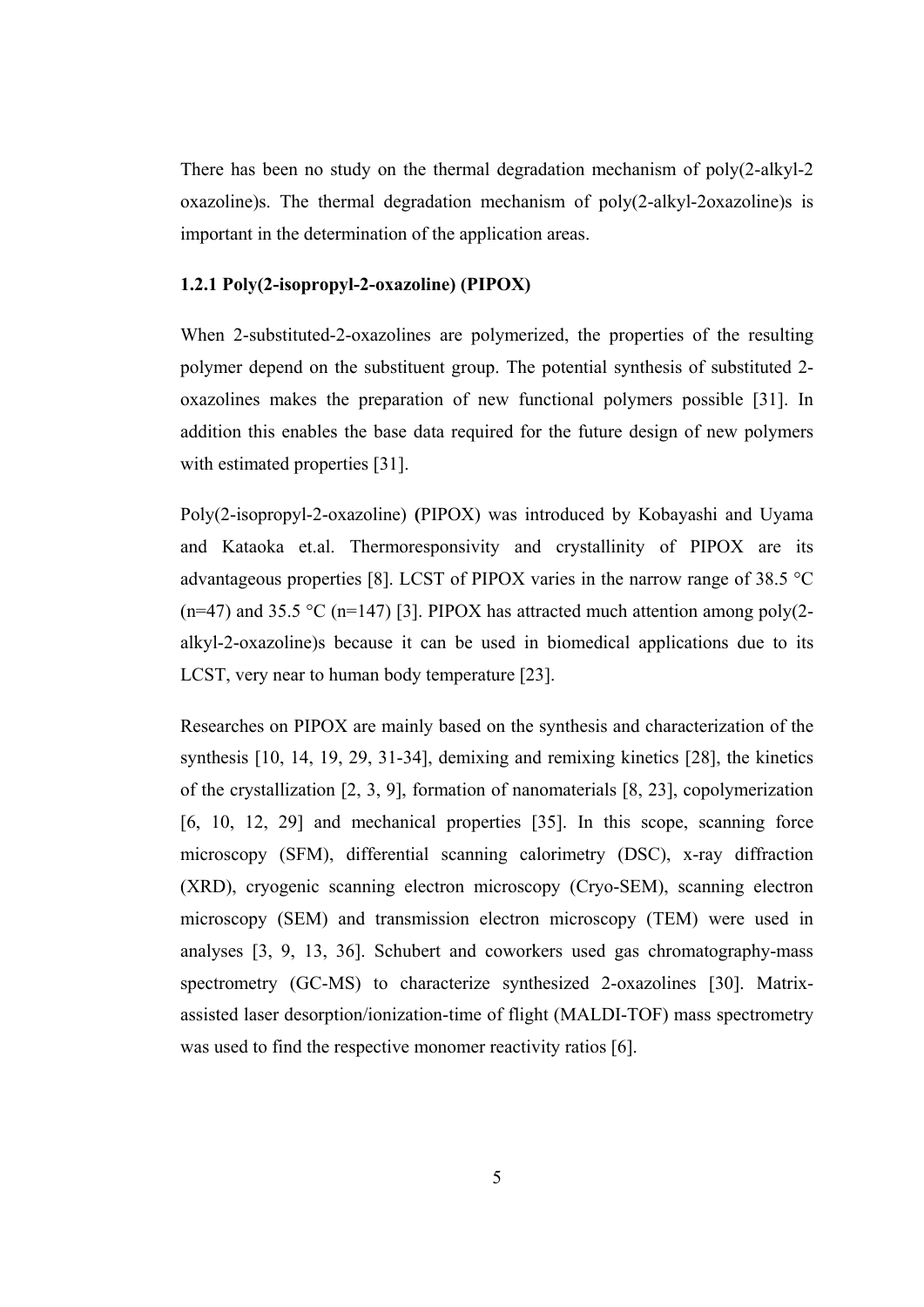There has been no study on the thermal degradation mechanism of poly(2-alkyl-2 oxazoline)s. The thermal degradation mechanism of poly(2-alkyl-2oxazoline)s is important in the determination of the application areas.

### 1.2.1 Poly(2-isopropyl-2-oxazoline) (PIPOX)

When 2-substituted-2-oxazolines are polymerized, the properties of the resulting polymer depend on the substituent group. The potential synthesis of substituted 2-oxazolines makes the preparation of new functional polymers possible [31]. In addition this enables the base data required for the future design of new polymers with estimated properties [31].

Poly(2-isopropyl-2-oxazoline) (PIPOX) was introduced by Kobayashi and Uyama and Kataoka et.al. Thermoresponsivity and crystallinity of PIPOX are its advantageous properties [8]. LCST of PIPOX varies in the narrow range of 38.5 °C (n=47) and 35.5 °C (n=147) [3]. PIPOX has attracted much attention among poly(2-alkyl-2-oxazoline)s because it can be used in biomedical applications due to its LCST, very near to human body temperature [23].

Researches on PIPOX are mainly based on the synthesis and characterization of the synthesis [10, 14, 19, 29, 31-34], demixing and remixing kinetics [28], the kinetics of the crystallization [2, 3, 9], formation of nanomaterials [8, 23], copolymerization [6, 10, 12, 29] and mechanical properties [35]. In this scope, scanning force microscopy (SFM), differential scanning calorimetry (DSC), x-ray diffraction (XRD), cryogenic scanning electron microscopy (Cryo-SEM), scanning electron microscopy (SEM) and transmission electron microscopy (TEM) were used in analyses [3, 9, 13, 36]. Schubert and coworkers used gas chromatography-mass spectrometry (GC-MS) to characterize synthesized 2-oxazolines [30]. Matrix-assisted laser desorption/ionization-time of flight (MALDI-TOF) mass spectrometry was used to find the respective monomer reactivity ratios [6].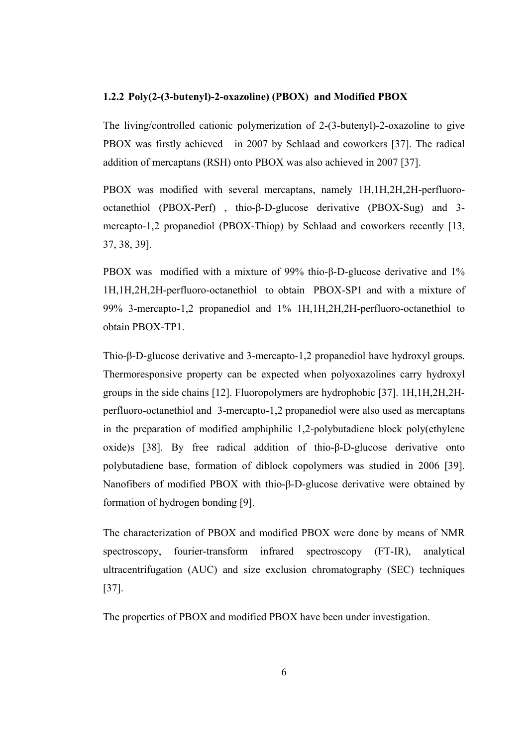### 1.2.2 Poly(2-(3-butenyl)-2-oxazoline) (PBOX) and Modified PBOX

The living/controlled cationic polymerization of 2-(3-butenyl)-2-oxazoline to give PBOX was firstly achieved in 2007 by Schlaad and coworkers [37]. The radical addition of mercaptans (RSH) onto PBOX was also achieved in 2007 [37].

PBOX was modified with several mercaptans, namely 1H,1H,2H,2H-perfluoro-octanethiol (PBOX-Perf) , thio-β-D-glucose derivative (PBOX-Sug) and 3-mercapto-1,2 propanediol (PBOX-Thiop) by Schlaad and coworkers recently [13, 37, 38, 39].

PBOX was modified with a mixture of 99% thio-β-D-glucose derivative and 1% 1H,1H,2H,2H-perfluoro-octanethiol to obtain PBOX-SP1 and with a mixture of 99% 3-mercapto-1,2 propanediol and 1% 1H,1H,2H,2H-perfluoro-octanethiol to obtain PBOX-TP1.

Thio-β-D-glucose derivative and 3-mercapto-1,2 propanediol have hydroxyl groups. Thermoresponsive property can be expected when polyoxazolines carry hydroxyl groups in the side chains [12]. Fluoropolymers are hydrophobic [37]. 1H,1H,2H,2H-perfluoro-octanethiol and 3-mercapto-1,2 propanediol were also used as mercaptans in the preparation of modified amphiphilic 1,2-polybutadiene block poly(ethylene oxide)s [38]. By free radical addition of thio-β-D-glucose derivative onto polybutadiene base, formation of diblock copolymers was studied in 2006 [39]. Nanofibers of modified PBOX with thio-β-D-glucose derivative were obtained by formation of hydrogen bonding [9].

The characterization of PBOX and modified PBOX were done by means of NMR spectroscopy, fourier-transform infrared spectroscopy (FT-IR), analytical ultracentrifugation (AUC) and size exclusion chromatography (SEC) techniques [37].

The properties of PBOX and modified PBOX have been under investigation.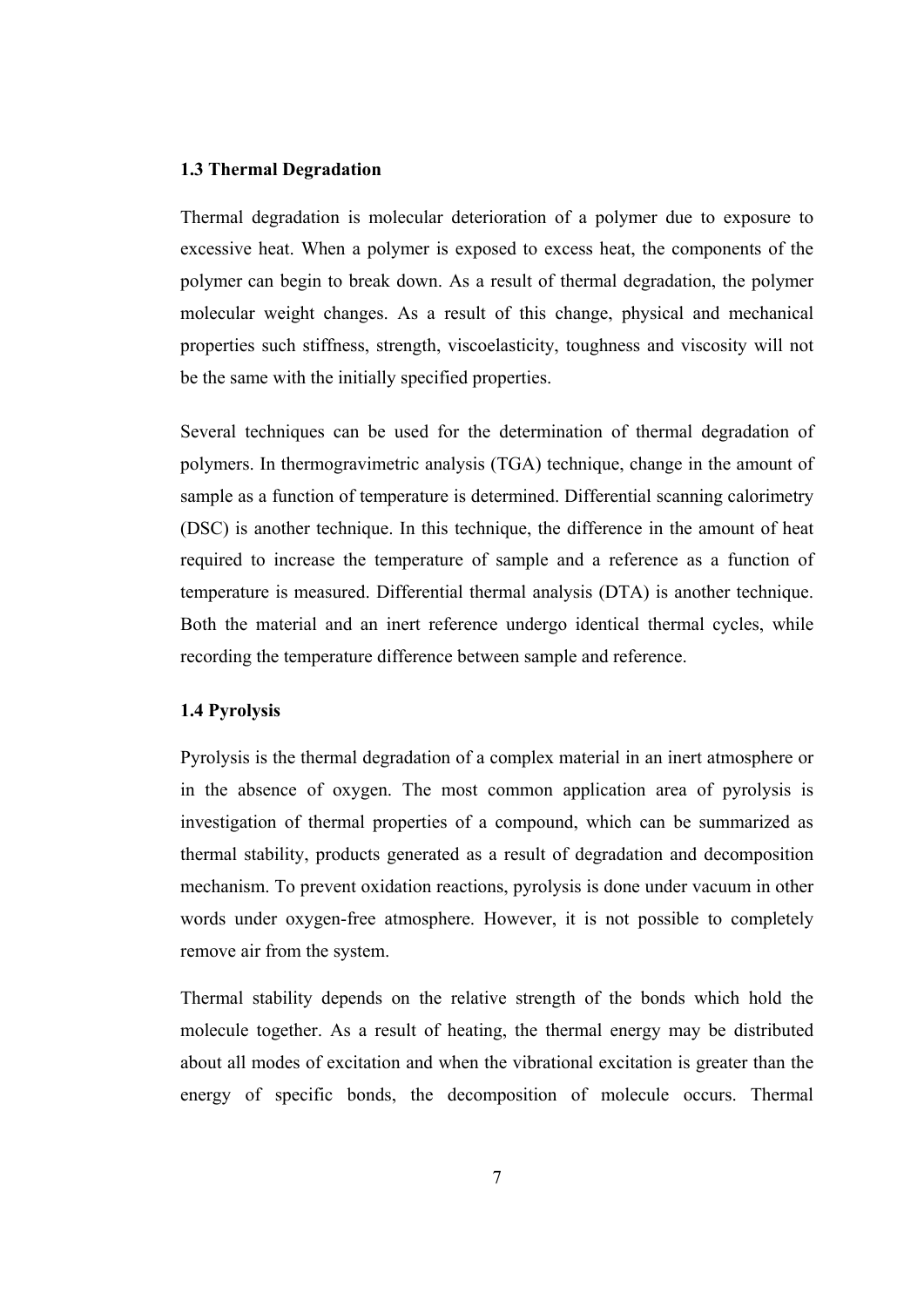### 1.3 Thermal Degradation

Thermal degradation is molecular deterioration of a polymer due to exposure to excessive heat. When a polymer is exposed to excess heat, the components of the polymer can begin to break down. As a result of thermal degradation, the polymer molecular weight changes. As a result of this change, physical and mechanical properties such stiffness, strength, viscoelasticity, toughness and viscosity will not be the same with the initially specified properties.

Several techniques can be used for the determination of thermal degradation of polymers. In thermogravimetric analysis (TGA) technique, change in the amount of sample as a function of temperature is determined. Differential scanning calorimetry (DSC) is another technique. In this technique, the difference in the amount of heat required to increase the temperature of sample and a reference as a function of temperature is measured. Differential thermal analysis (DTA) is another technique. Both the material and an inert reference undergo identical thermal cycles, while recording the temperature difference between sample and reference.

### 1.4 Pyrolysis

Pyrolysis is the thermal degradation of a complex material in an inert atmosphere or in the absence of oxygen. The most common application area of pyrolysis is investigation of thermal properties of a compound, which can be summarized as thermal stability, products generated as a result of degradation and decomposition mechanism. To prevent oxidation reactions, pyrolysis is done under vacuum in other words under oxygen-free atmosphere. However, it is not possible to completely remove air from the system.

Thermal stability depends on the relative strength of the bonds which hold the molecule together. As a result of heating, the thermal energy may be distributed about all modes of excitation and when the vibrational excitation is greater than the energy of specific bonds, the decomposition of molecule occurs. Thermal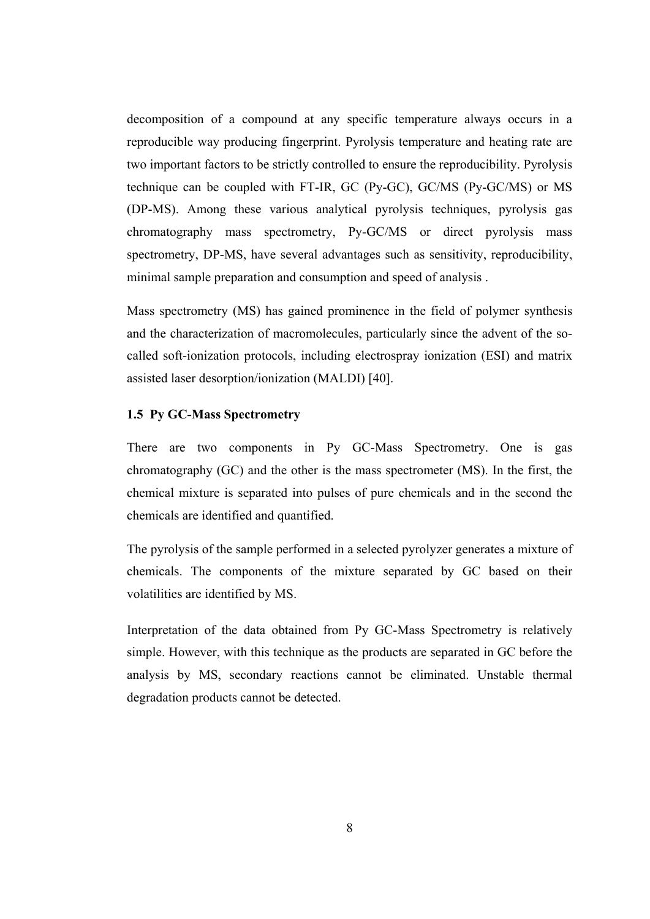decomposition of a compound at any specific temperature always occurs in a reproducible way producing fingerprint. Pyrolysis temperature and heating rate are two important factors to be strictly controlled to ensure the reproducibility. Pyrolysis technique can be coupled with FT-IR, GC (Py-GC), GC/MS (Py-GC/MS) or MS (DP-MS). Among these various analytical pyrolysis techniques, pyrolysis gas chromatography mass spectrometry, Py-GC/MS or direct pyrolysis mass spectrometry, DP-MS, have several advantages such as sensitivity, reproducibility, minimal sample preparation and consumption and speed of analysis .

Mass spectrometry (MS) has gained prominence in the field of polymer synthesis and the characterization of macromolecules, particularly since the advent of the so-called soft-ionization protocols, including electrospray ionization (ESI) and matrix assisted laser desorption/ionization (MALDI) [40].

### 1.5 Py GC-Mass Spectrometry

There are two components in Py GC-Mass Spectrometry. One is gas chromatography (GC) and the other is the mass spectrometer (MS). In the first, the chemical mixture is separated into pulses of pure chemicals and in the second the chemicals are identified and quantified.

The pyrolysis of the sample performed in a selected pyrolyzer generates a mixture of chemicals. The components of the mixture separated by GC based on their volatilities are identified by MS.

Interpretation of the data obtained from Py GC-Mass Spectrometry is relatively simple. However, with this technique as the products are separated in GC before the analysis by MS, secondary reactions cannot be eliminated. Unstable thermal degradation products cannot be detected.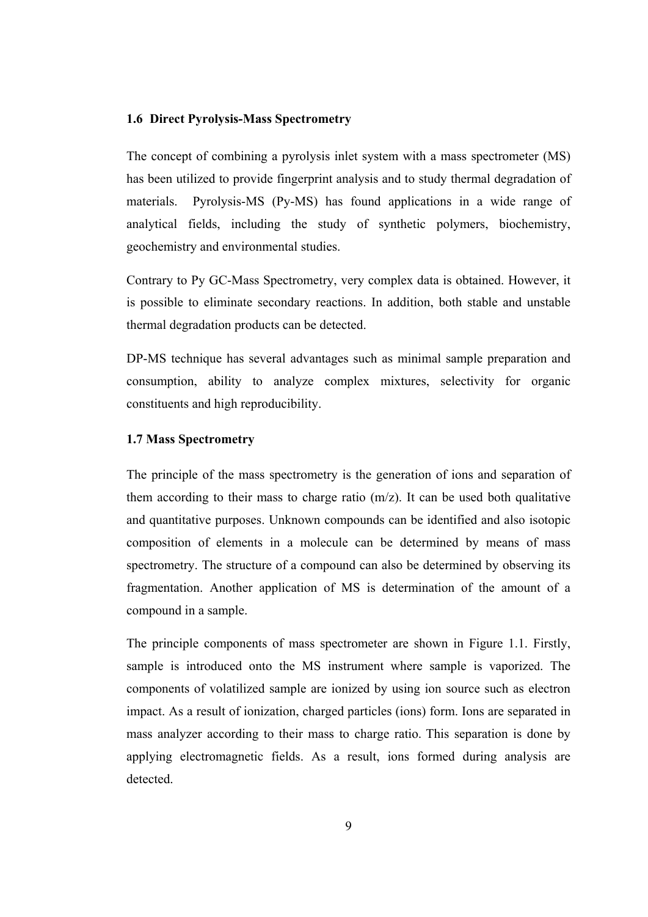## 1.6 Direct Pyrolysis-Mass Spectrometry

The concept of combining a pyrolysis inlet system with a mass spectrometer (MS) has been utilized to provide fingerprint analysis and to study thermal degradation of materials. Pyrolysis-MS (Py-MS) has found applications in a wide range of analytical fields, including the study of synthetic polymers, biochemistry, geochemistry and environmental studies.

Contrary to Py GC-Mass Spectrometry, very complex data is obtained. However, it is possible to eliminate secondary reactions. In addition, both stable and unstable thermal degradation products can be detected.

DP-MS technique has several advantages such as minimal sample preparation and consumption, ability to analyze complex mixtures, selectivity for organic constituents and high reproducibility.

## 1.7 Mass Spectrometry

The principle of the mass spectrometry is the generation of ions and separation of them according to their mass to charge ratio (m/z). It can be used both qualitative and quantitative purposes. Unknown compounds can be identified and also isotopic composition of elements in a molecule can be determined by means of mass spectrometry. The structure of a compound can also be determined by observing its fragmentation. Another application of MS is determination of the amount of a compound in a sample.

The principle components of mass spectrometer are shown in Figure 1.1. Firstly, sample is introduced onto the MS instrument where sample is vaporized. The components of volatilized sample are ionized by using ion source such as electron impact. As a result of ionization, charged particles (ions) form. Ions are separated in mass analyzer according to their mass to charge ratio. This separation is done by applying electromagnetic fields. As a result, ions formed during analysis are detected.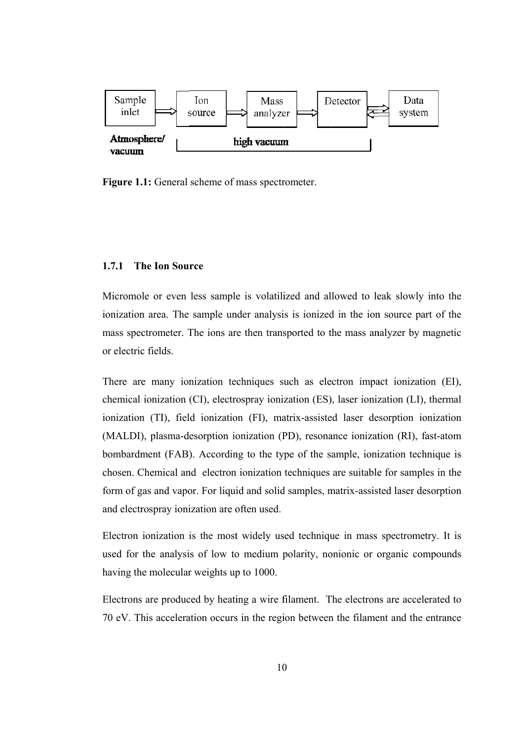Sample inlet → Ion source → Mass analyzer → Detector ⇄ Data system

Atmosphere/vacuum | high vacuum

**Figure 1.1:** General scheme of mass spectrometer.

### 1.7.1 The Ion Source

Micromole or even less sample is volatilized and allowed to leak slowly into the ionization area. The sample under analysis is ionized in the ion source part of the mass spectrometer. The ions are then transported to the mass analyzer by magnetic or electric fields.

There are many ionization techniques such as electron impact ionization (EI), chemical ionization (CI), electrospray ionization (ES), laser ionization (LI), thermal ionization (TI), field ionization (FI), matrix-assisted laser desorption ionization (MALDI), plasma-desorption ionization (PD), resonance ionization (RI), fast-atom bombardment (FAB). According to the type of the sample, ionization technique is chosen. Chemical and electron ionization techniques are suitable for samples in the form of gas and vapor. For liquid and solid samples, matrix-assisted laser desorption and electrospray ionization are often used.

Electron ionization is the most widely used technique in mass spectrometry. It is used for the analysis of low to medium polarity, nonionic or organic compounds having the molecular weights up to 1000.

Electrons are produced by heating a wire filament. The electrons are accelerated to 70 eV. This acceleration occurs in the region between the filament and the entrance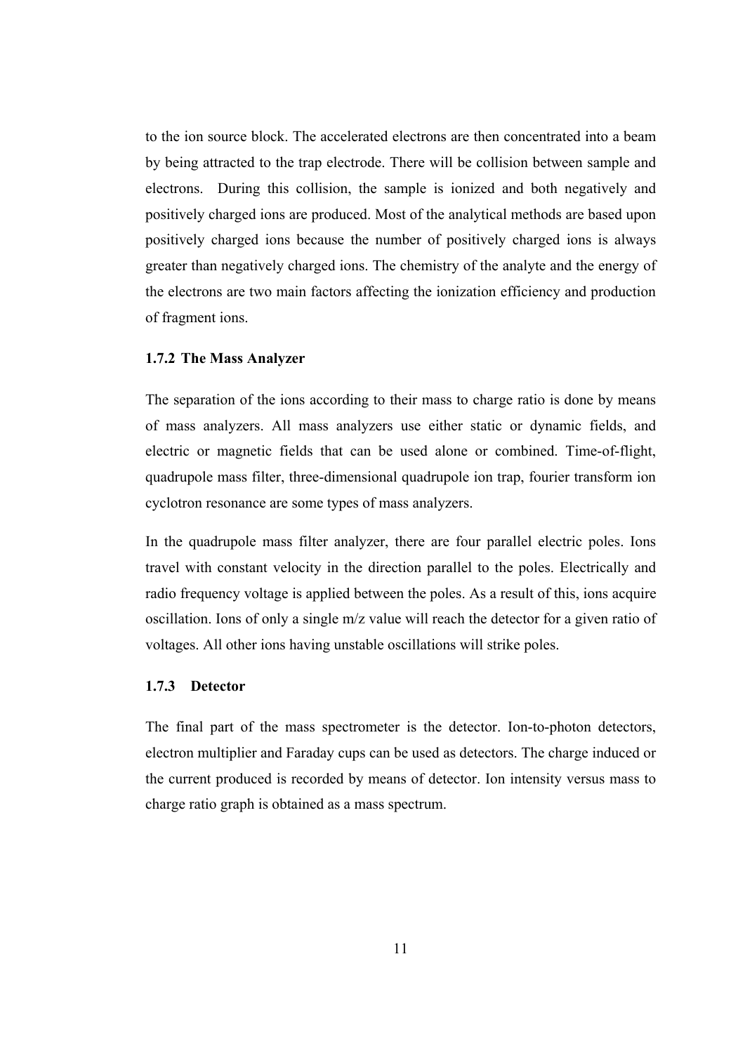to the ion source block. The accelerated electrons are then concentrated into a beam by being attracted to the trap electrode. There will be collision between sample and electrons. During this collision, the sample is ionized and both negatively and positively charged ions are produced. Most of the analytical methods are based upon positively charged ions because the number of positively charged ions is always greater than negatively charged ions. The chemistry of the analyte and the energy of the electrons are two main factors affecting the ionization efficiency and production of fragment ions.

### 1.7.2 The Mass Analyzer

The separation of the ions according to their mass to charge ratio is done by means of mass analyzers. All mass analyzers use either static or dynamic fields, and electric or magnetic fields that can be used alone or combined. Time-of-flight, quadrupole mass filter, three-dimensional quadrupole ion trap, fourier transform ion cyclotron resonance are some types of mass analyzers.

In the quadrupole mass filter analyzer, there are four parallel electric poles. Ions travel with constant velocity in the direction parallel to the poles. Electrically and radio frequency voltage is applied between the poles. As a result of this, ions acquire oscillation. Ions of only a single m/z value will reach the detector for a given ratio of voltages. All other ions having unstable oscillations will strike poles.

### 1.7.3 Detector

The final part of the mass spectrometer is the detector. Ion-to-photon detectors, electron multiplier and Faraday cups can be used as detectors. The charge induced or the current produced is recorded by means of detector. Ion intensity versus mass to charge ratio graph is obtained as a mass spectrum.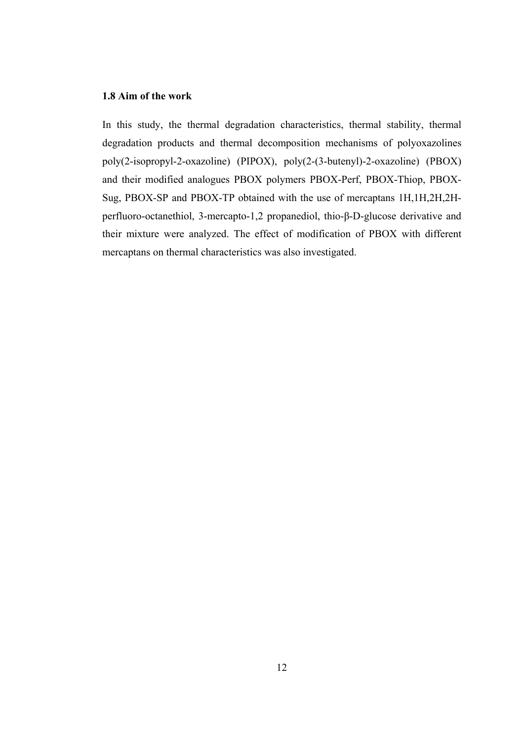### 1.8 Aim of the work

In this study, the thermal degradation characteristics, thermal stability, thermal degradation products and thermal decomposition mechanisms of polyoxazolines poly(2-isopropyl-2-oxazoline) (PIPOX), poly(2-(3-butenyl)-2-oxazoline) (PBOX) and their modified analogues PBOX polymers PBOX-Perf, PBOX-Thiop, PBOX-Sug, PBOX-SP and PBOX-TP obtained with the use of mercaptans 1H,1H,2H,2H-perfluoro-octanethiol, 3-mercapto-1,2 propanediol, thio-β-D-glucose derivative and their mixture were analyzed. The effect of modification of PBOX with different mercaptans on thermal characteristics was also investigated.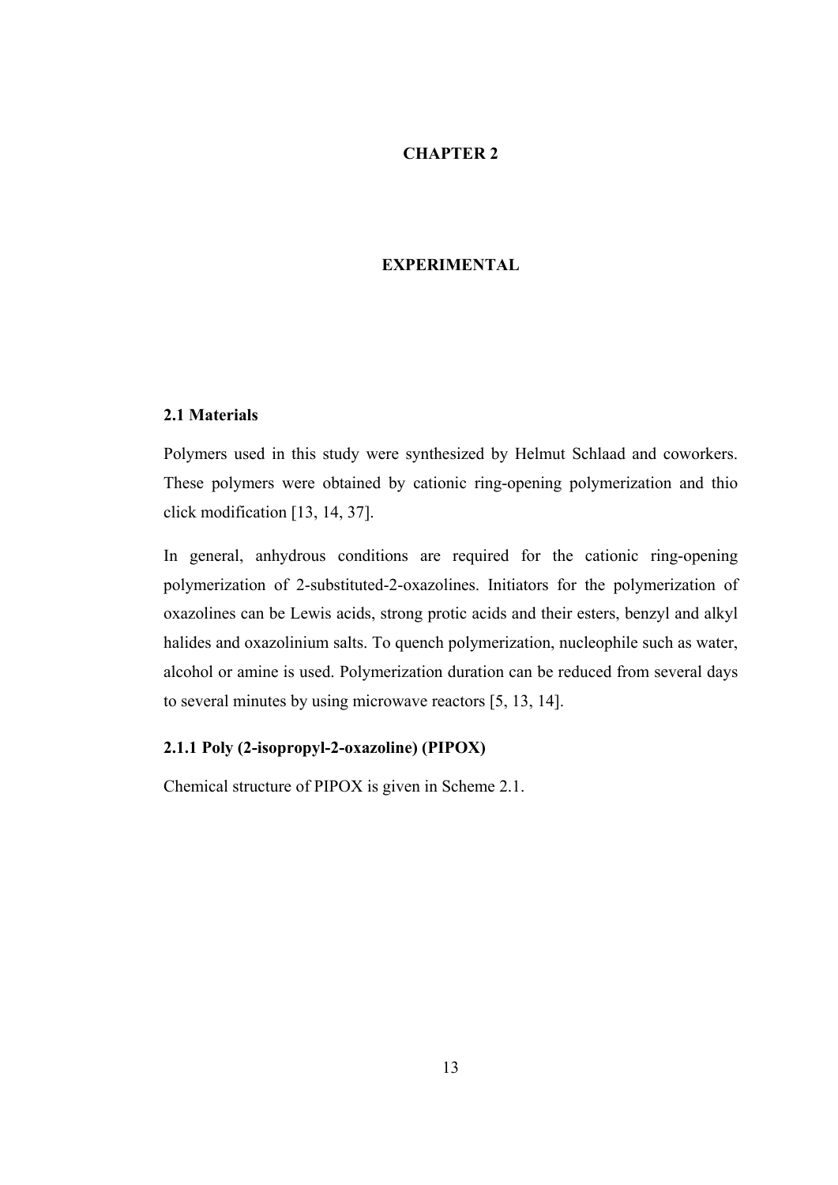# CHAPTER 2

# EXPERIMENTAL

## 2.1 Materials

Polymers used in this study were synthesized by Helmut Schlaad and coworkers. These polymers were obtained by cationic ring-opening polymerization and thio click modification [13, 14, 37].

In general, anhydrous conditions are required for the cationic ring-opening polymerization of 2-substituted-2-oxazolines. Initiators for the polymerization of oxazolines can be Lewis acids, strong protic acids and their esters, benzyl and alkyl halides and oxazolinium salts. To quench polymerization, nucleophile such as water, alcohol or amine is used. Polymerization duration can be reduced from several days to several minutes by using microwave reactors [5, 13, 14].

### 2.1.1 Poly (2-isopropyl-2-oxazoline) (PIPOX)

Chemical structure of PIPOX is given in Scheme 2.1.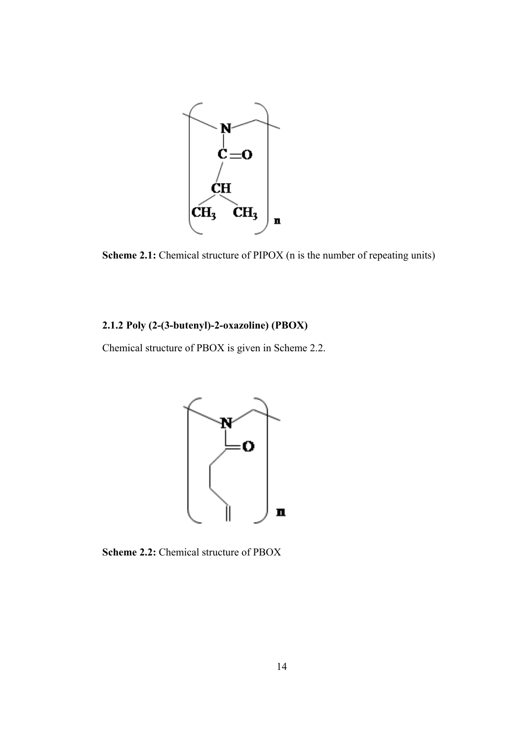**Scheme 2.1:** Chemical structure of PIPOX (n is the number of repeating units)

### 2.1.2 Poly (2-(3-butenyl)-2-oxazoline) (PBOX)

Chemical structure of PBOX is given in Scheme 2.2.

**Scheme 2.2:** Chemical structure of PBOX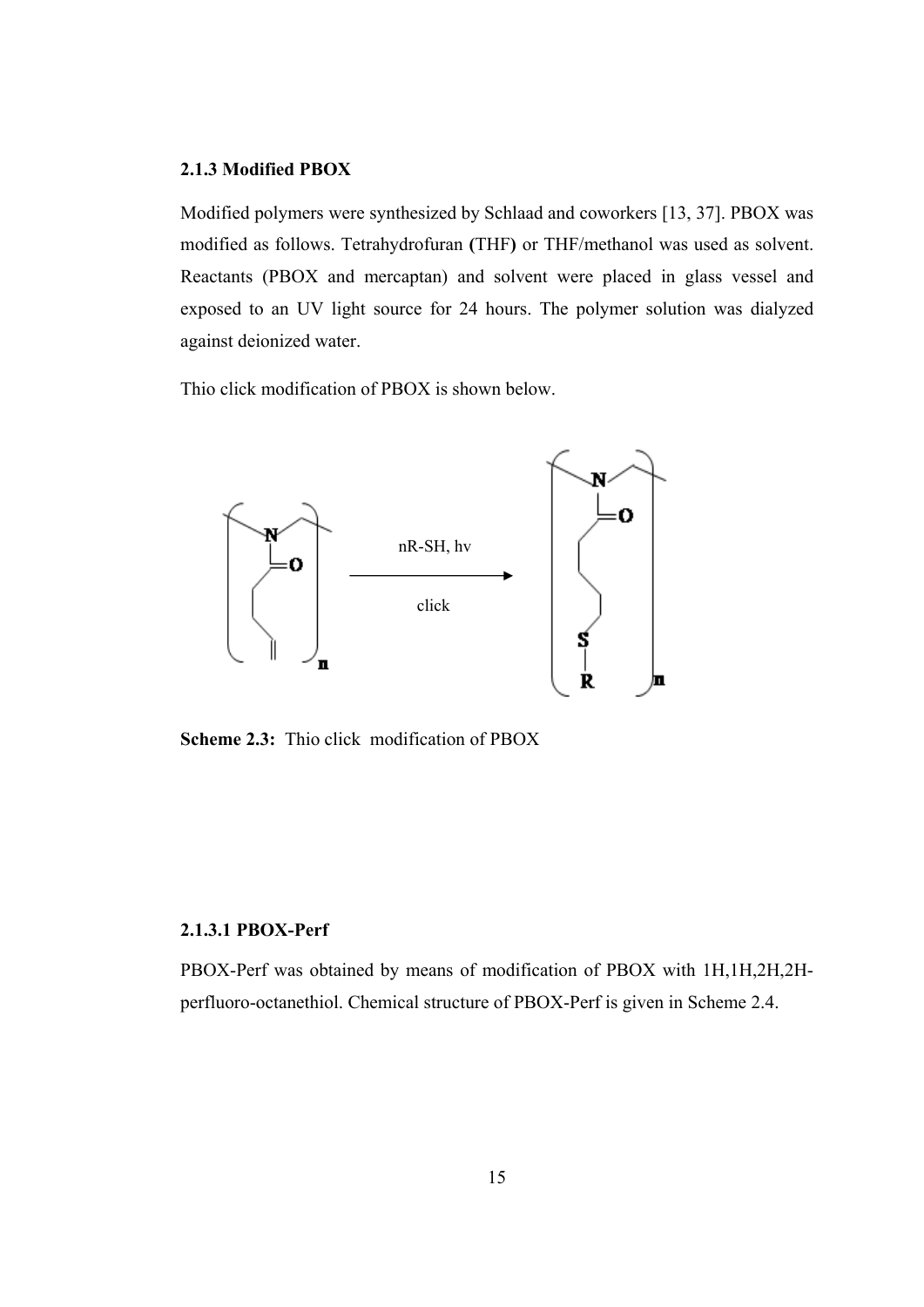### 2.1.3 Modified PBOX

Modified polymers were synthesized by Schlaad and coworkers [13, 37]. PBOX was modified as follows. Tetrahydrofuran **(**THF**)** or THF/methanol was used as solvent. Reactants (PBOX and mercaptan) and solvent were placed in glass vessel and exposed to an UV light source for 24 hours. The polymer solution was dialyzed against deionized water.

Thio click modification of PBOX is shown below.

**Scheme 2.3:** Thio click modification of PBOX

#### 2.1.3.1 PBOX-Perf

PBOX-Perf was obtained by means of modification of PBOX with 1H,1H,2H,2H-perfluoro-octanethiol. Chemical structure of PBOX-Perf is given in Scheme 2.4.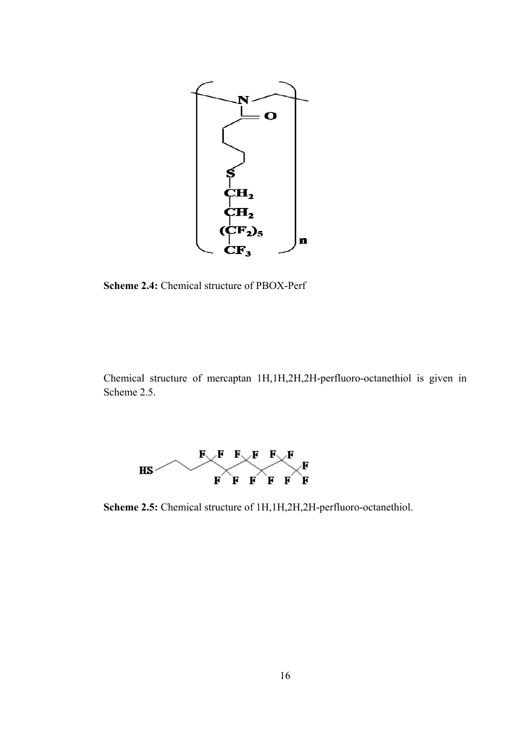**Scheme 2.4:** Chemical structure of PBOX-Perf

Chemical structure of mercaptan 1H,1H,2H,2H-perfluoro-octanethiol is given in Scheme 2.5.

**Scheme 2.5:** Chemical structure of 1H,1H,2H,2H-perfluoro-octanethiol.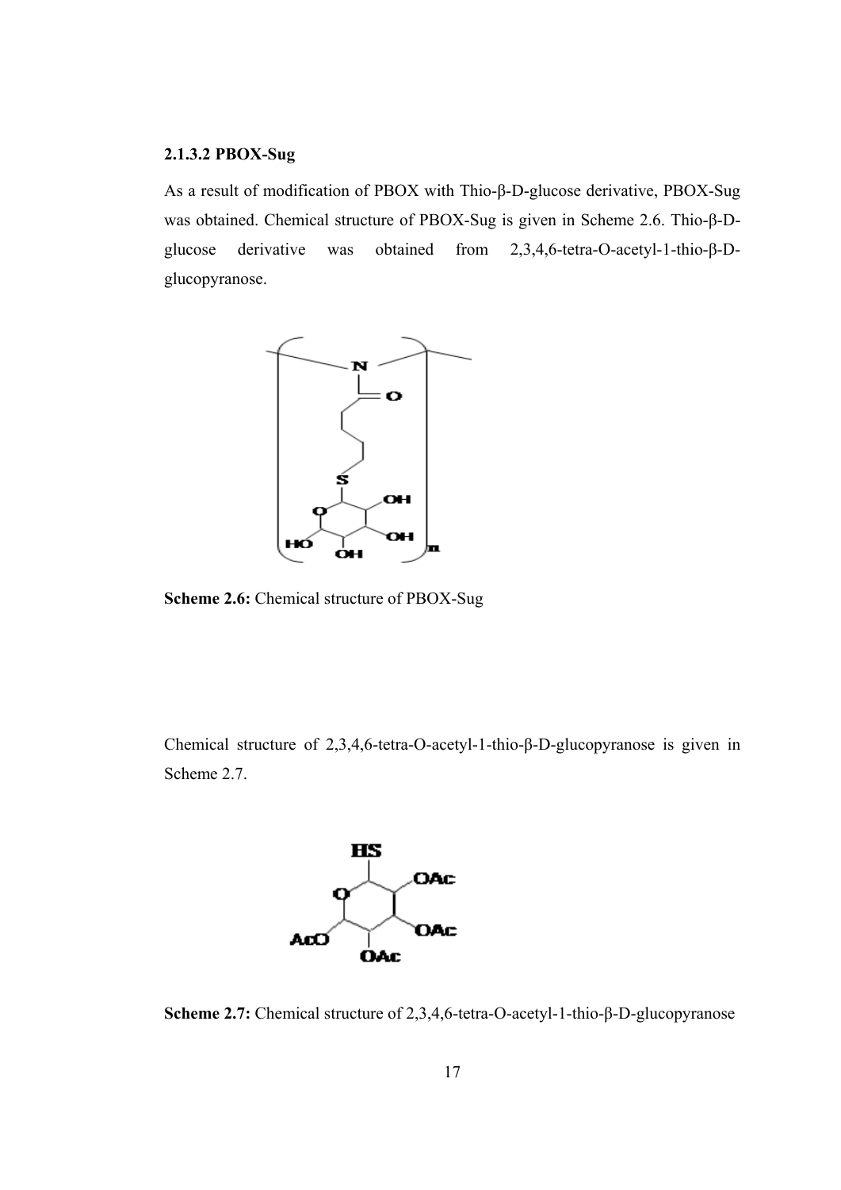### 2.1.3.2 PBOX-Sug

As a result of modification of PBOX with Thio-β-D-glucose derivative, PBOX-Sug was obtained. Chemical structure of PBOX-Sug is given in Scheme 2.6. Thio-β-D-glucose derivative was obtained from 2,3,4,6-tetra-O-acetyl-1-thio-β-D-glucopyranose.

**Scheme 2.6:** Chemical structure of PBOX-Sug

Chemical structure of 2,3,4,6-tetra-O-acetyl-1-thio-β-D-glucopyranose is given in Scheme 2.7.

**Scheme 2.7:** Chemical structure of 2,3,4,6-tetra-O-acetyl-1-thio-β-D-glucopyranose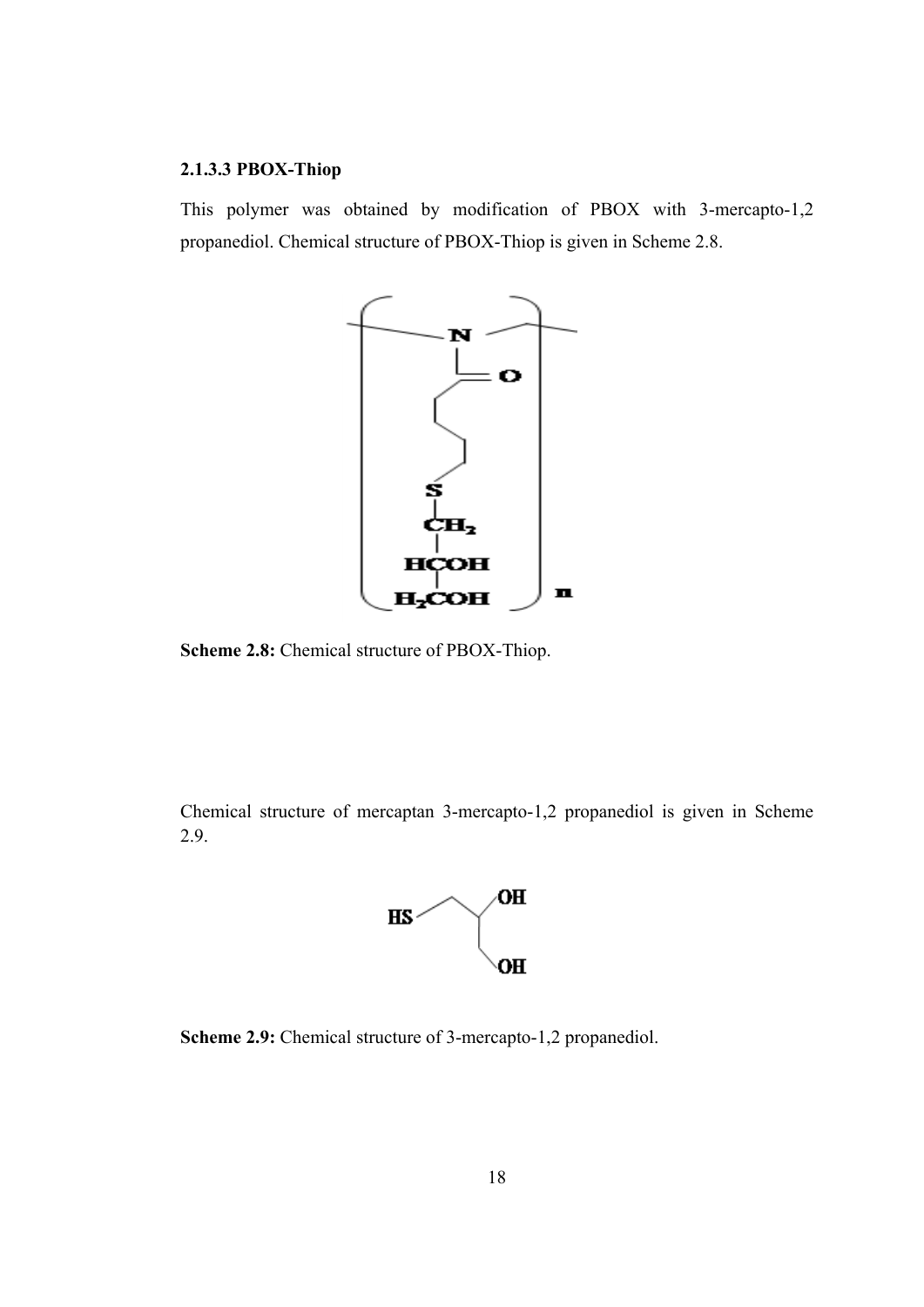### 2.1.3.3 PBOX-Thiop

This polymer was obtained by modification of PBOX with 3-mercapto-1,2 propanediol. Chemical structure of PBOX-Thiop is given in Scheme 2.8.

**Scheme 2.8:** Chemical structure of PBOX-Thiop.

Chemical structure of mercaptan 3-mercapto-1,2 propanediol is given in Scheme 2.9.

**Scheme 2.9:** Chemical structure of 3-mercapto-1,2 propanediol.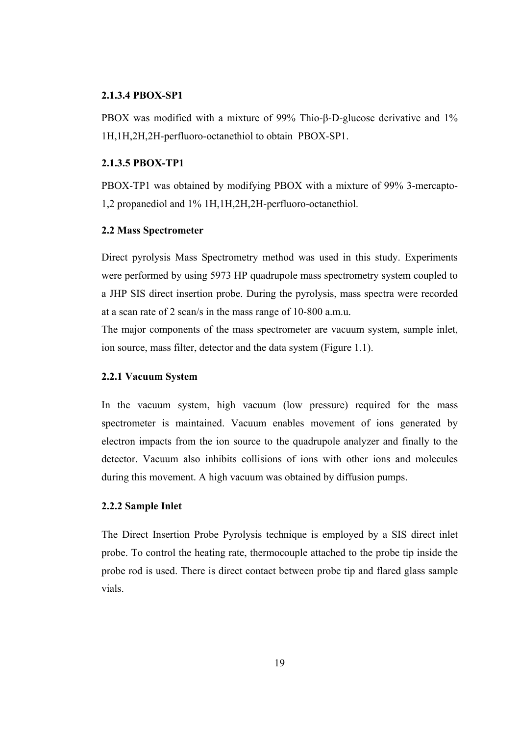#### 2.1.3.4 PBOX-SP1

PBOX was modified with a mixture of 99% Thio-β-D-glucose derivative and 1% 1H,1H,2H,2H-perfluoro-octanethiol to obtain PBOX-SP1.

#### 2.1.3.5 PBOX-TP1

PBOX-TP1 was obtained by modifying PBOX with a mixture of 99% 3-mercapto-1,2 propanediol and 1% 1H,1H,2H,2H-perfluoro-octanethiol.

### 2.2 Mass Spectrometer

Direct pyrolysis Mass Spectrometry method was used in this study. Experiments were performed by using 5973 HP quadrupole mass spectrometry system coupled to a JHP SIS direct insertion probe. During the pyrolysis, mass spectra were recorded at a scan rate of 2 scan/s in the mass range of 10-800 a.m.u.

The major components of the mass spectrometer are vacuum system, sample inlet, ion source, mass filter, detector and the data system (Figure 1.1).

#### 2.2.1 Vacuum System

In the vacuum system, high vacuum (low pressure) required for the mass spectrometer is maintained. Vacuum enables movement of ions generated by electron impacts from the ion source to the quadrupole analyzer and finally to the detector. Vacuum also inhibits collisions of ions with other ions and molecules during this movement. A high vacuum was obtained by diffusion pumps.

#### 2.2.2 Sample Inlet

The Direct Insertion Probe Pyrolysis technique is employed by a SIS direct inlet probe. To control the heating rate, thermocouple attached to the probe tip inside the probe rod is used. There is direct contact between probe tip and flared glass sample vials.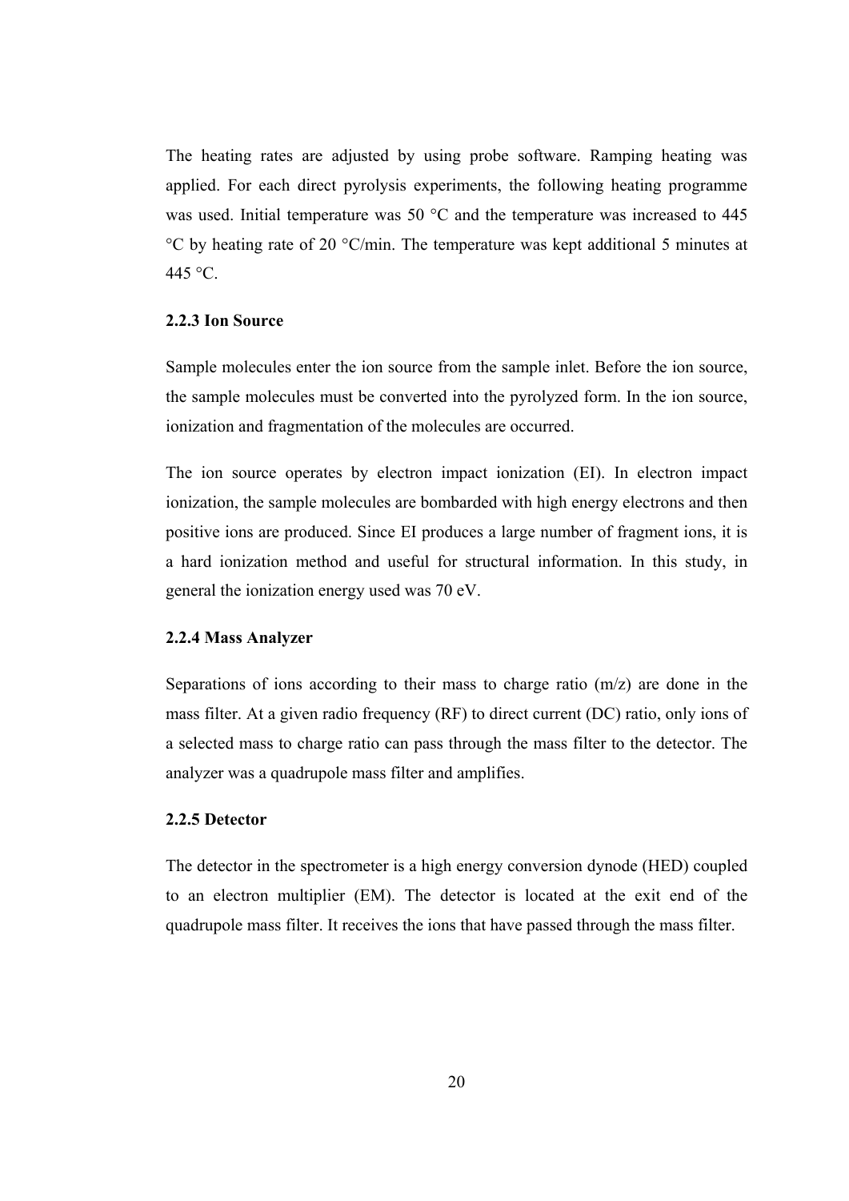The heating rates are adjusted by using probe software. Ramping heating was applied. For each direct pyrolysis experiments, the following heating programme was used. Initial temperature was 50 °C and the temperature was increased to 445 °C by heating rate of 20 °C/min. The temperature was kept additional 5 minutes at 445 °C.

### 2.2.3 Ion Source

Sample molecules enter the ion source from the sample inlet. Before the ion source, the sample molecules must be converted into the pyrolyzed form. In the ion source, ionization and fragmentation of the molecules are occurred.

The ion source operates by electron impact ionization (EI). In electron impact ionization, the sample molecules are bombarded with high energy electrons and then positive ions are produced. Since EI produces a large number of fragment ions, it is a hard ionization method and useful for structural information. In this study, in general the ionization energy used was 70 eV.

### 2.2.4 Mass Analyzer

Separations of ions according to their mass to charge ratio (m/z) are done in the mass filter. At a given radio frequency (RF) to direct current (DC) ratio, only ions of a selected mass to charge ratio can pass through the mass filter to the detector. The analyzer was a quadrupole mass filter and amplifies.

### 2.2.5 Detector

The detector in the spectrometer is a high energy conversion dynode (HED) coupled to an electron multiplier (EM). The detector is located at the exit end of the quadrupole mass filter. It receives the ions that have passed through the mass filter.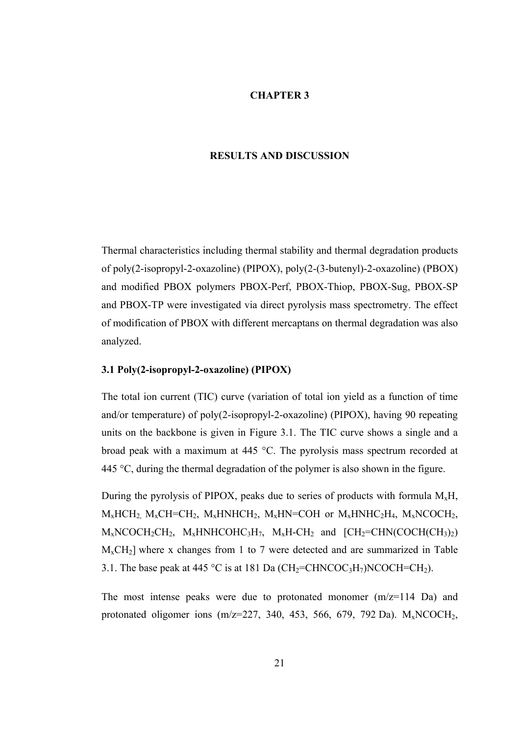# CHAPTER 3

# RESULTS AND DISCUSSION

Thermal characteristics including thermal stability and thermal degradation products of poly(2-isopropyl-2-oxazoline) (PIPOX), poly(2-(3-butenyl)-2-oxazoline) (PBOX) and modified PBOX polymers PBOX-Perf, PBOX-Thiop, PBOX-Sug, PBOX-SP and PBOX-TP were investigated via direct pyrolysis mass spectrometry. The effect of modification of PBOX with different mercaptans on thermal degradation was also analyzed.

## 3.1 Poly(2-isopropyl-2-oxazoline) (PIPOX)

The total ion current (TIC) curve (variation of total ion yield as a function of time and/or temperature) of poly(2-isopropyl-2-oxazoline) (PIPOX), having 90 repeating units on the backbone is given in Figure 3.1. The TIC curve shows a single and a broad peak with a maximum at 445 °C. The pyrolysis mass spectrum recorded at 445 °C, during the thermal degradation of the polymer is also shown in the figure.

During the pyrolysis of PIPOX, peaks due to series of products with formula $M_xH$, $M_xHCH_2$, $M_xCH{=}CH_2$, $M_xHNHCH_2$, $M_xHN{=}COH$ or $M_xHNHC_2H_4$, $M_xNCOCH_2$, $M_xNCOCH_2CH_2$, $M_xHNHCOHC_3H_7$, $M_xH\text{-}CH_2$ and $[CH_2{=}CHN(COCH(CH_3)_2)M_xCH_2]$ where x changes from 1 to 7 were detected and are summarized in Table 3.1. The base peak at 445 °C is at 181 Da ($CH_2{=}CHNCOC_3H_7)NCOCH{=}CH_2$).

The most intense peaks were due to protonated monomer (m/z=114 Da) and protonated oligomer ions (m/z=227, 340, 453, 566, 679, 792 Da). $M_xNCOCH_2$,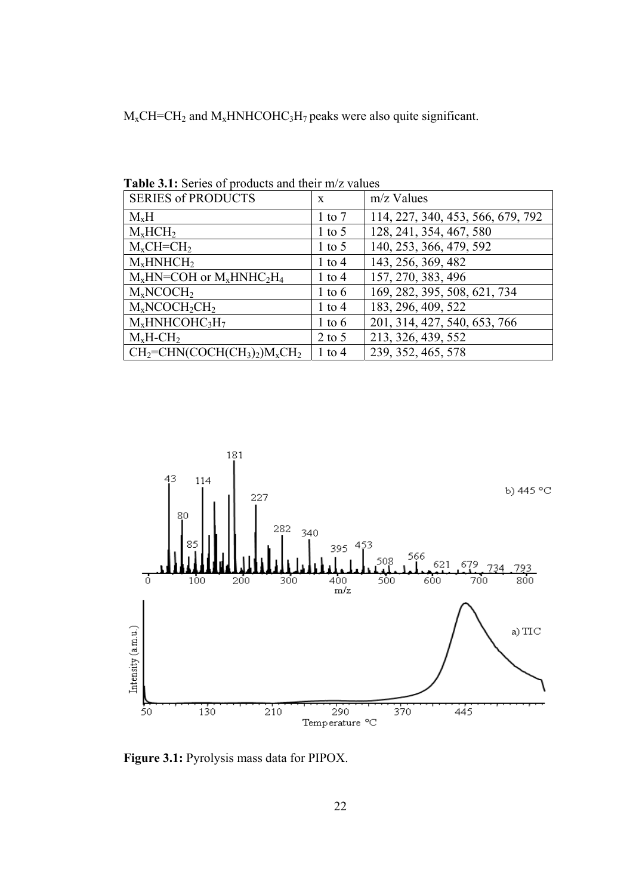$M_xCH{=}CH_2$ and $M_xHNHCOHC_3H_7$ peaks were also quite significant.

**Table 3.1:** Series of products and their m/z values

| SERIES of PRODUCTS | x | m/z Values |
|---|---|---|
| $M_xH$ | 1 to 7 | 114, 227, 340, 453, 566, 679, 792 |
| $M_xHCH_2$ | 1 to 5 | 128, 241, 354, 467, 580 |
| $M_xCH{=}CH_2$ | 1 to 5 | 140, 253, 366, 479, 592 |
| $M_xHNHCH_2$ | 1 to 4 | 143, 256, 369, 482 |
| $M_xHN{=}COH$ or $M_xHNHC_2H_4$ | 1 to 4 | 157, 270, 383, 496 |
| $M_xNCOCH_2$ | 1 to 6 | 169, 282, 395, 508, 621, 734 |
| $M_xNCOCH_2CH_2$ | 1 to 4 | 183, 296, 409, 522 |
| $M_xHNHCOHC_3H_7$ | 1 to 6 | 201, 314, 427, 540, 653, 766 |
| $M_xH{-}CH_2$ | 2 to 5 | 213, 326, 439, 552 |
| $CH_2{=}CHN(COCH(CH_3)_2)M_xCH_2$ | 1 to 4 | 239, 352, 465, 578 |

**Figure 3.1:** Pyrolysis mass data for PIPOX.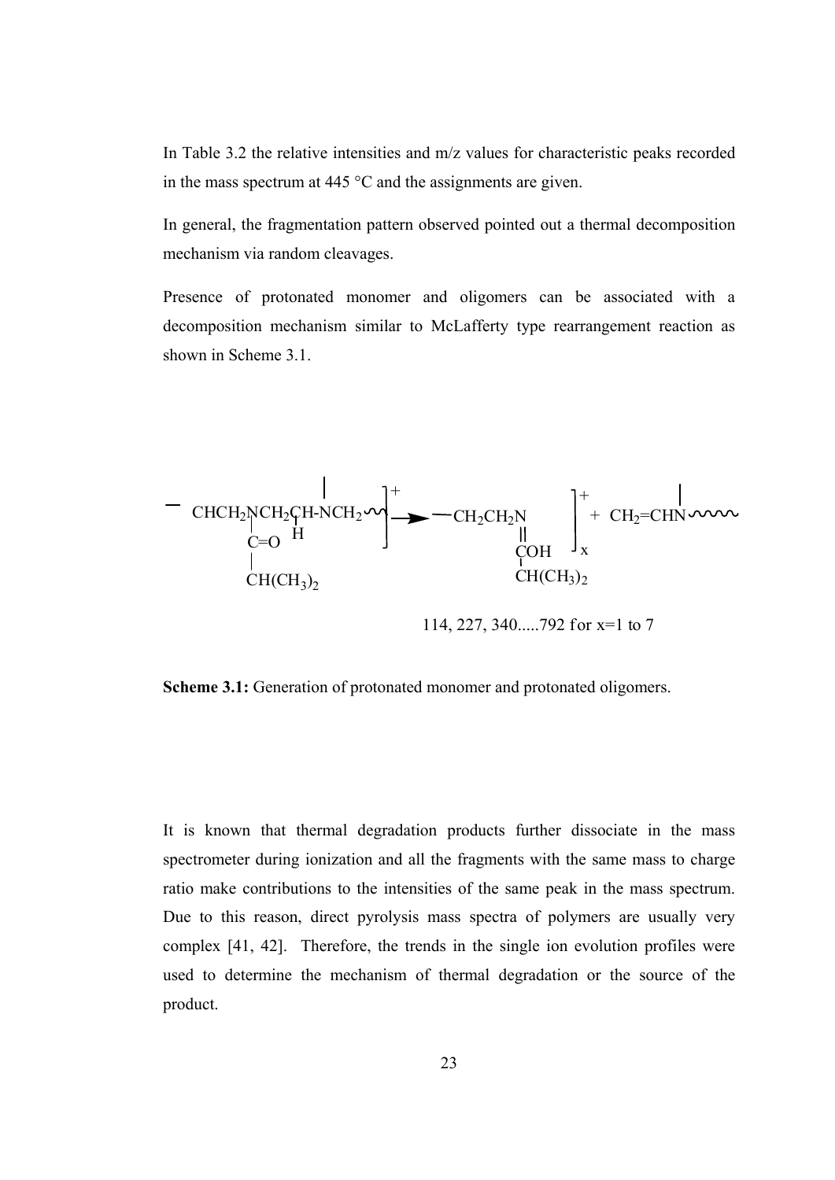In Table 3.2 the relative intensities and m/z values for characteristic peaks recorded in the mass spectrum at 445 °C and the assignments are given.

In general, the fragmentation pattern observed pointed out a thermal decomposition mechanism via random cleavages.

Presence of protonated monomer and oligomers can be associated with a decomposition mechanism similar to McLafferty type rearrangement reaction as shown in Scheme 3.1.

$$\left[ -\mathrm{CHCH_2N(C{=}O\,CH(CH_3)_2)CH_2CH(H)\text{-}NCH_2}\sim \right]^{+} \longrightarrow \left[ -\mathrm{CH_2CH_2N{=}C(OH)CH(CH_3)_2} \right]^{+}_{x} + \mathrm{CH_2{=}CHN}\sim\sim$$

114, 227, 340.....792 for x=1 to 7

**Scheme 3.1:** Generation of protonated monomer and protonated oligomers.

It is known that thermal degradation products further dissociate in the mass spectrometer during ionization and all the fragments with the same mass to charge ratio make contributions to the intensities of the same peak in the mass spectrum. Due to this reason, direct pyrolysis mass spectra of polymers are usually very complex [41, 42]. Therefore, the trends in the single ion evolution profiles were used to determine the mechanism of thermal degradation or the source of the product.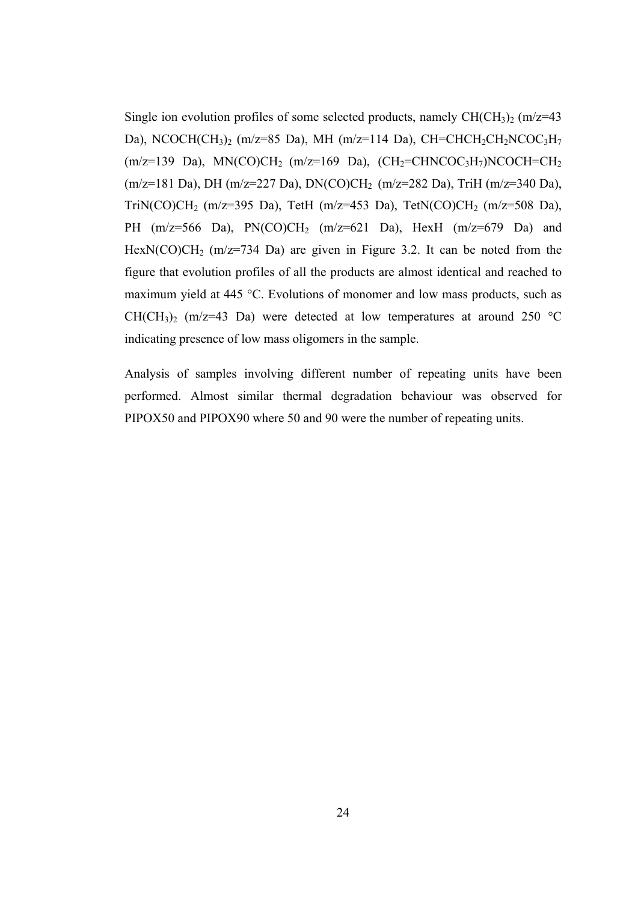Single ion evolution profiles of some selected products, namely $CH(CH_3)_2$ (m/z=43 Da), $NCOCH(CH_3)_2$ (m/z=85 Da), MH (m/z=114 Da), $CH{=}CHCH_2CH_2NCOC_3H_7$ (m/z=139 Da), $MN(CO)CH_2$ (m/z=169 Da), $(CH_2{=}CHNCOC_3H_7)NCOCH{=}CH_2$ (m/z=181 Da), DH (m/z=227 Da), $DN(CO)CH_2$ (m/z=282 Da), TriH (m/z=340 Da), $TriN(CO)CH_2$ (m/z=395 Da), TetH (m/z=453 Da), $TetN(CO)CH_2$ (m/z=508 Da), PH (m/z=566 Da), $PN(CO)CH_2$ (m/z=621 Da), HexH (m/z=679 Da) and $HexN(CO)CH_2$ (m/z=734 Da) are given in Figure 3.2. It can be noted from the figure that evolution profiles of all the products are almost identical and reached to maximum yield at 445 °C. Evolutions of monomer and low mass products, such as $CH(CH_3)_2$ (m/z=43 Da) were detected at low temperatures at around 250 °C indicating presence of low mass oligomers in the sample.

Analysis of samples involving different number of repeating units have been performed. Almost similar thermal degradation behaviour was observed for PIPOX50 and PIPOX90 where 50 and 90 were the number of repeating units.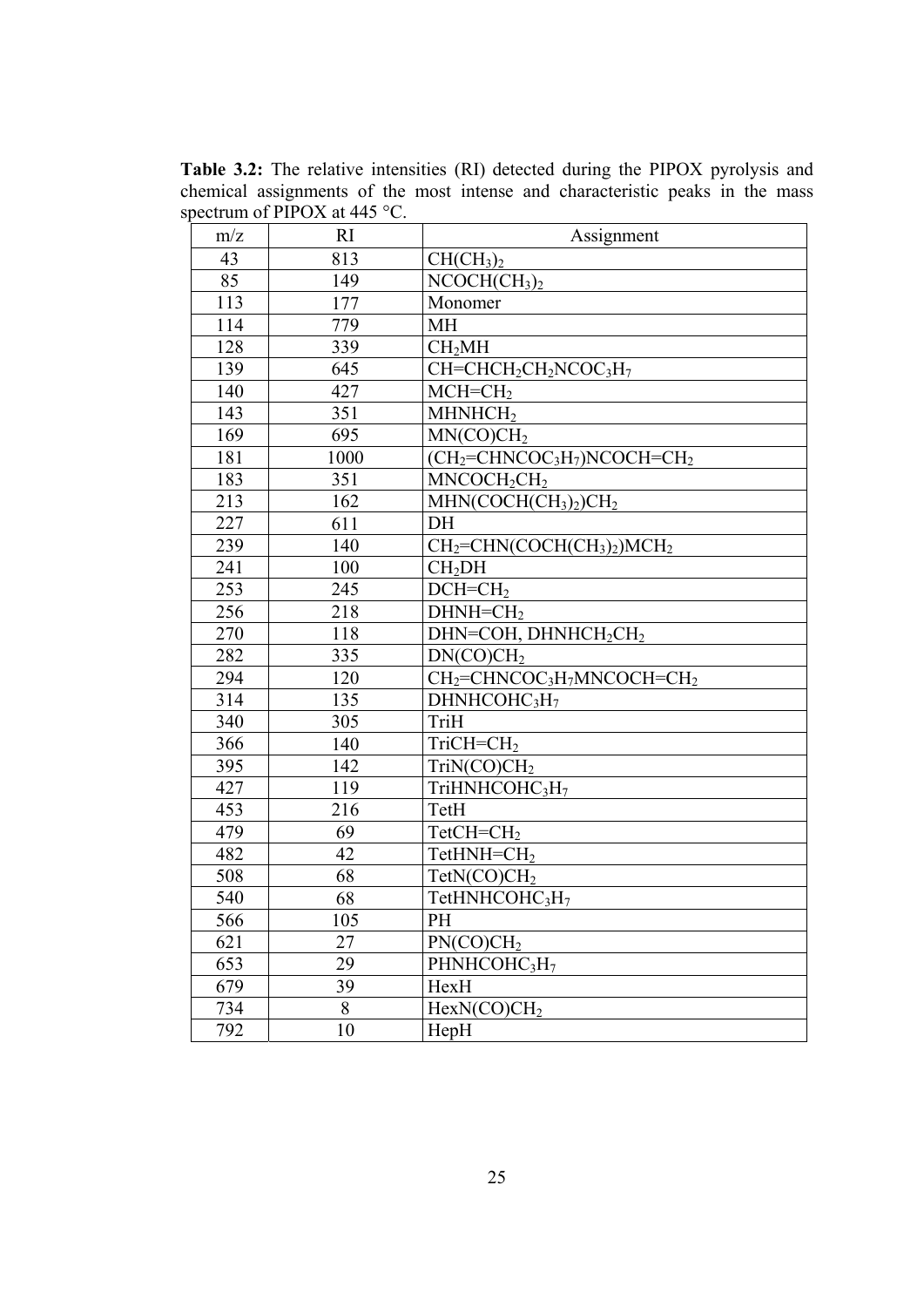**Table 3.2:** The relative intensities (RI) detected during the PIPOX pyrolysis and chemical assignments of the most intense and characteristic peaks in the mass spectrum of PIPOX at 445 °C.

| m/z | RI | Assignment |
|---|---|---|
| 43 | 813 | $CH(CH_3)_2$ |
| 85 | 149 | $NCOCH(CH_3)_2$ |
| 113 | 177 | Monomer |
| 114 | 779 | MH |
| 128 | 339 | $CH_2MH$ |
| 139 | 645 | $CH{=}CHCH_2CH_2NCOC_3H_7$ |
| 140 | 427 | $MCH{=}CH_2$ |
| 143 | 351 | $MHNHCH_2$ |
| 169 | 695 | $MN(CO)CH_2$ |
| 181 | 1000 | $(CH_2{=}CHNCOC_3H_7)NCOCH{=}CH_2$ |
| 183 | 351 | $MNCOCH_2CH_2$ |
| 213 | 162 | $MHN(COCH(CH_3)_2)CH_2$ |
| 227 | 611 | DH |
| 239 | 140 | $CH_2{=}CHN(COCH(CH_3)_2)MCH_2$ |
| 241 | 100 | $CH_2DH$ |
| 253 | 245 | $DCH{=}CH_2$ |
| 256 | 218 | $DHNH{=}CH_2$ |
| 270 | 118 | $DHN{=}COH$, $DHNHCH_2CH_2$ |
| 282 | 335 | $DN(CO)CH_2$ |
| 294 | 120 | $CH_2{=}CHNCOC_3H_7MNCOCH{=}CH_2$ |
| 314 | 135 | $DHNHCOHC_3H_7$ |
| 340 | 305 | TriH |
| 366 | 140 | $TriCH{=}CH_2$ |
| 395 | 142 | $TriN(CO)CH_2$ |
| 427 | 119 | $TriHNHCOHC_3H_7$ |
| 453 | 216 | TetH |
| 479 | 69 | $TetCH{=}CH_2$ |
| 482 | 42 | $TetHNH{=}CH_2$ |
| 508 | 68 | $TetN(CO)CH_2$ |
| 540 | 68 | $TetHNHCOHC_3H_7$ |
| 566 | 105 | PH |
| 621 | 27 | $PN(CO)CH_2$ |
| 653 | 29 | $PHNHCOHC_3H_7$ |
| 679 | 39 | HexH |
| 734 | 8 | $HexN(CO)CH_2$ |
| 792 | 10 | HepH |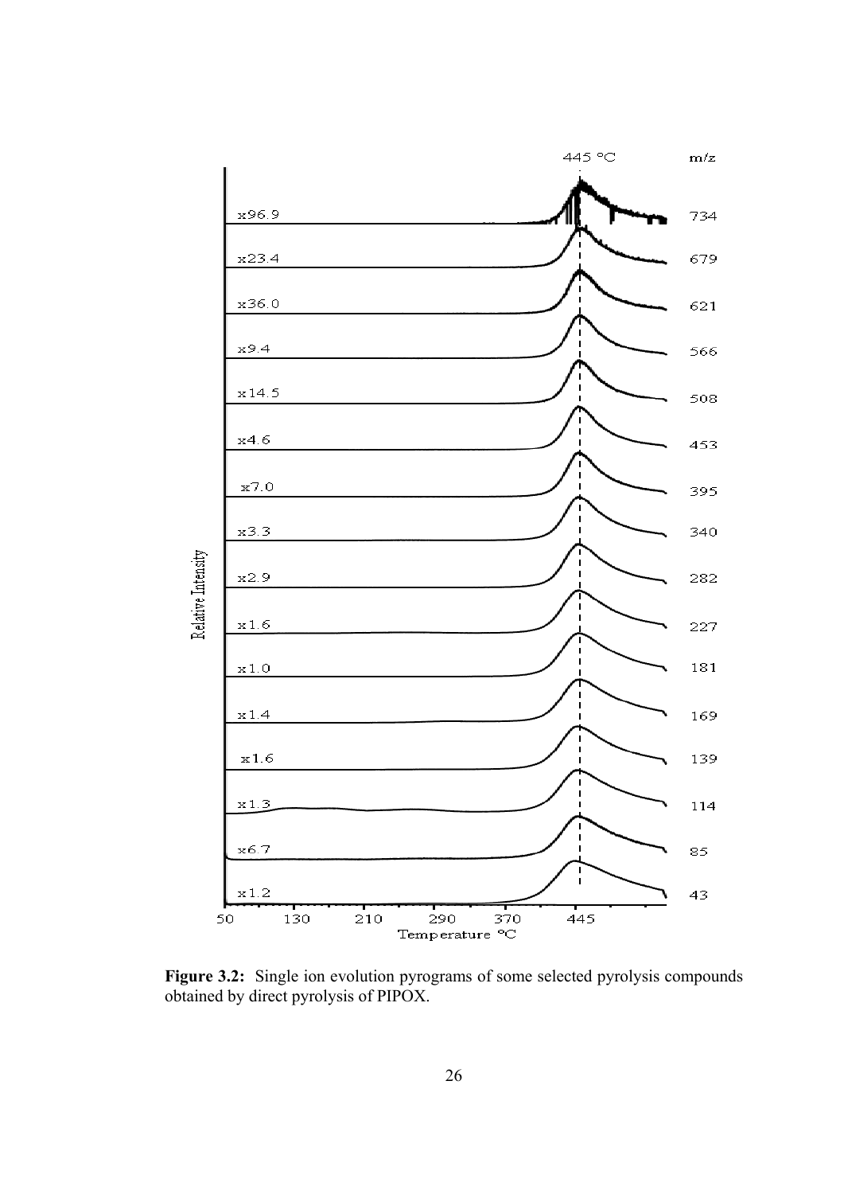**Figure 3.2:** Single ion evolution pyrograms of some selected pyrolysis compounds obtained by direct pyrolysis of PIPOX.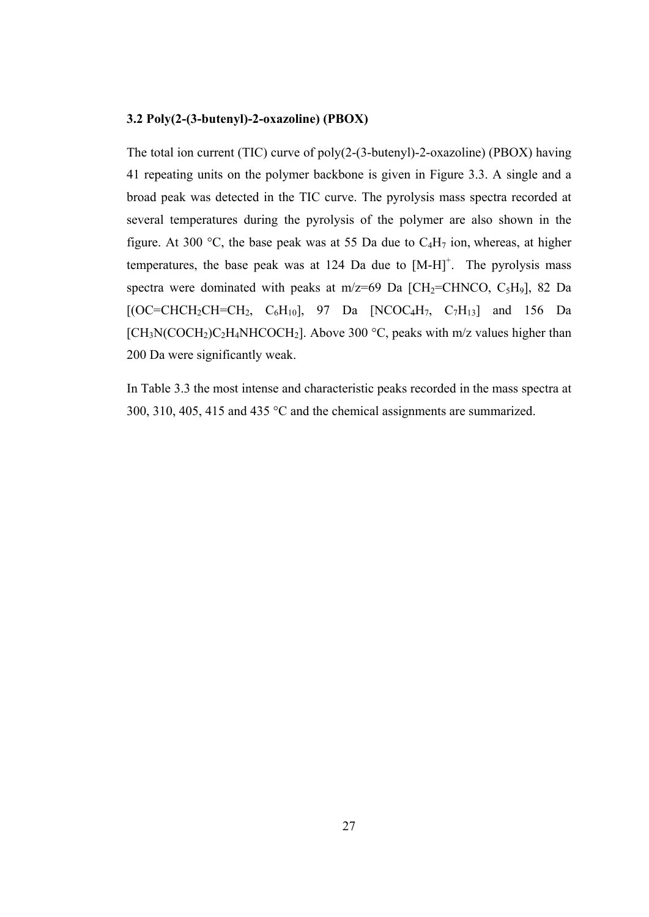### 3.2 Poly(2-(3-butenyl)-2-oxazoline) (PBOX)

The total ion current (TIC) curve of poly(2-(3-butenyl)-2-oxazoline) (PBOX) having 41 repeating units on the polymer backbone is given in Figure 3.3. A single and a broad peak was detected in the TIC curve. The pyrolysis mass spectra recorded at several temperatures during the pyrolysis of the polymer are also shown in the figure. At 300 °C, the base peak was at 55 Da due to $C_4H_7$ ion, whereas, at higher temperatures, the base peak was at 124 Da due to $[M-H]^+$. The pyrolysis mass spectra were dominated with peaks at m/z=69 Da [$CH_2$=CHNCO, $C_5H_9$], 82 Da [(OC=CH$CH_2$CH=$CH_2$, $C_6H_{10}$], 97 Da [NCO$C_4H_7$, $C_7H_{13}$] and 156 Da [$CH_3$N(CO$CH_2$)$C_2H_4$NHCO$CH_2$]. Above 300 °C, peaks with m/z values higher than 200 Da were significantly weak.

In Table 3.3 the most intense and characteristic peaks recorded in the mass spectra at 300, 310, 405, 415 and 435 °C and the chemical assignments are summarized.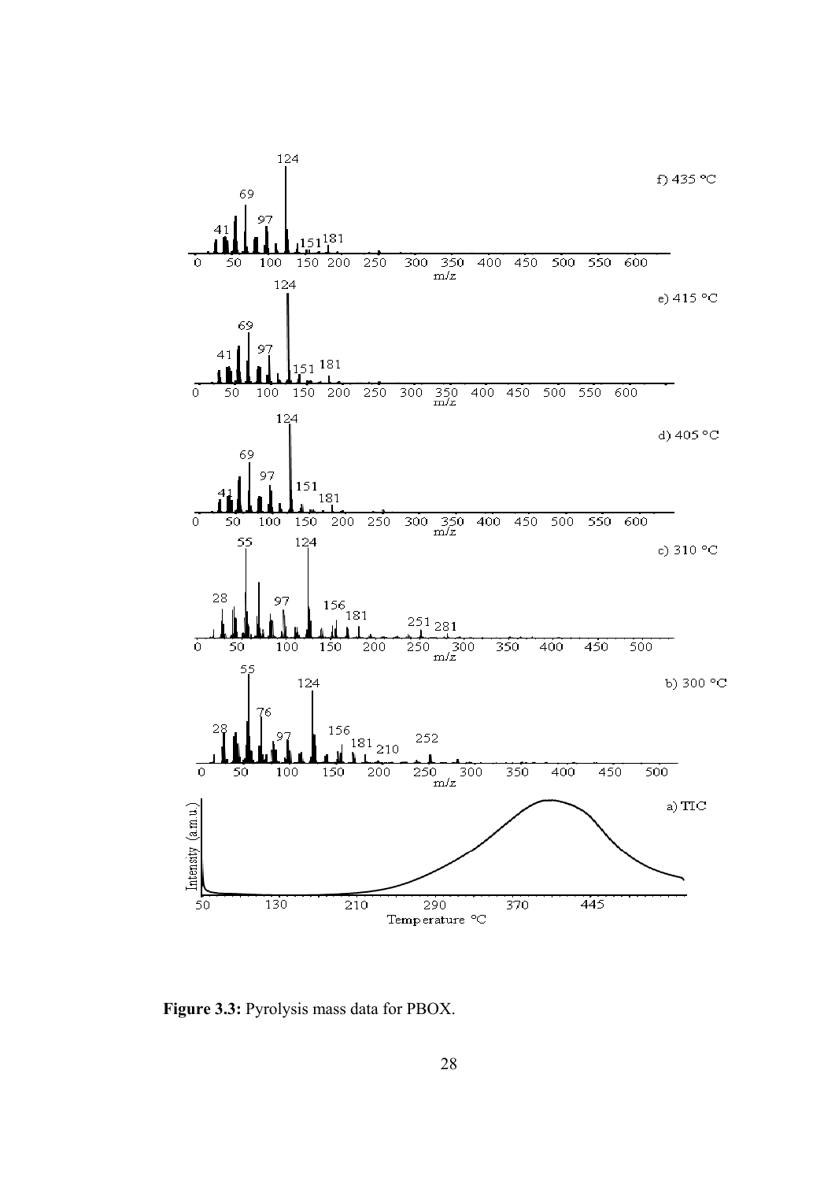**Figure 3.3:** Pyrolysis mass data for PBOX.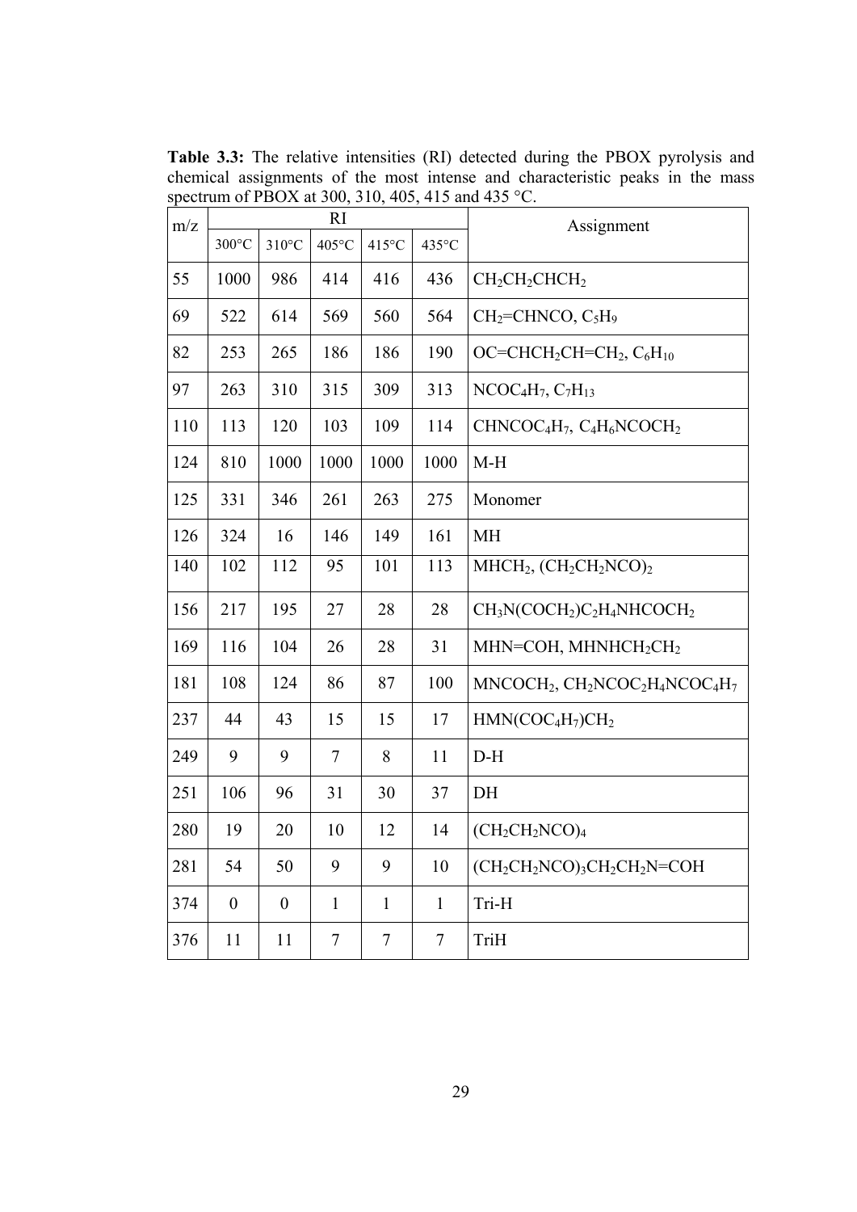**Table 3.3:** The relative intensities (RI) detected during the PBOX pyrolysis and chemical assignments of the most intense and characteristic peaks in the mass spectrum of PBOX at 300, 310, 405, 415 and 435 °C.

| m/z | RI | | | | | Assignment |
|---|---|---|---|---|---|---|
| | 300°C | 310°C | 405°C | 415°C | 435°C | |
| 55 | 1000 | 986 | 414 | 416 | 436 | $CH_2CH_2CHCH_2$ |
| 69 | 522 | 614 | 569 | 560 | 564 | $CH_2$=CHNCO, $C_5H_9$ |
| 82 | 253 | 265 | 186 | 186 | 190 | OC=$CHCH_2CH$=$CH_2$, $C_6H_{10}$ |
| 97 | 263 | 310 | 315 | 309 | 313 | $NCOC_4H_7$, $C_7H_{13}$ |
| 110 | 113 | 120 | 103 | 109 | 114 | $CHNCOC_4H_7$, $C_4H_6NCOCH_2$ |
| 124 | 810 | 1000 | 1000 | 1000 | 1000 | M-H |
| 125 | 331 | 346 | 261 | 263 | 275 | Monomer |
| 126 | 324 | 16 | 146 | 149 | 161 | MH |
| 140 | 102 | 112 | 95 | 101 | 113 | $MHCH_2$, $(CH_2CH_2NCO)_2$ |
| 156 | 217 | 195 | 27 | 28 | 28 | $CH_3N(COCH_2)C_2H_4NHCOCH_2$ |
| 169 | 116 | 104 | 26 | 28 | 31 | MHN=COH, $MHNHCH_2CH_2$ |
| 181 | 108 | 124 | 86 | 87 | 100 | $MNCOCH_2$, $CH_2NCOC_2H_4NCOC_4H_7$ |
| 237 | 44 | 43 | 15 | 15 | 17 | $HMN(COC_4H_7)CH_2$ |
| 249 | 9 | 9 | 7 | 8 | 11 | D-H |
| 251 | 106 | 96 | 31 | 30 | 37 | DH |
| 280 | 19 | 20 | 10 | 12 | 14 | $(CH_2CH_2NCO)_4$ |
| 281 | 54 | 50 | 9 | 9 | 10 | $(CH_2CH_2NCO)_3CH_2CH_2N$=COH |
| 374 | 0 | 0 | 1 | 1 | 1 | Tri-H |
| 376 | 11 | 11 | 7 | 7 | 7 | TriH |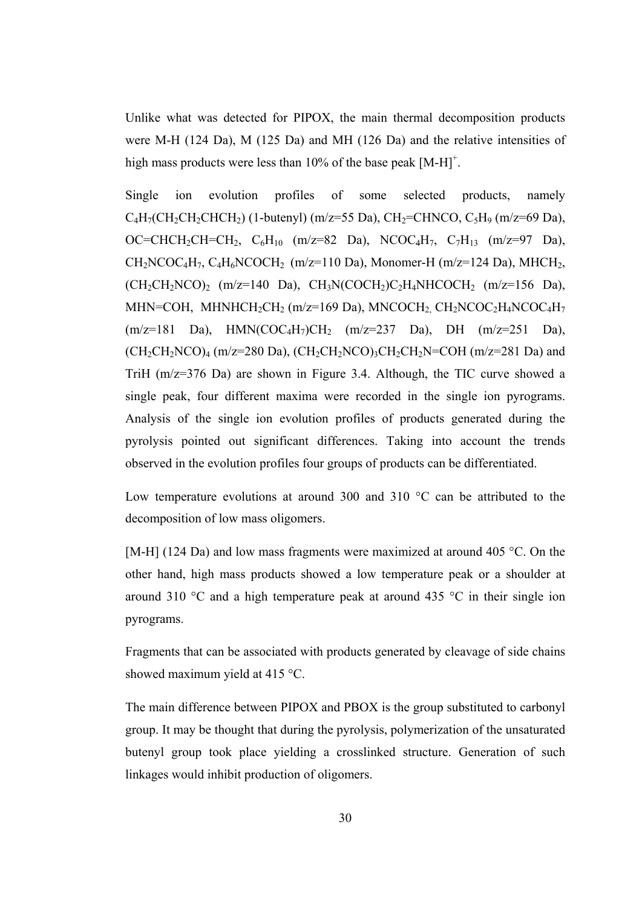Unlike what was detected for PIPOX, the main thermal decomposition products were M-H (124 Da), M (125 Da) and MH (126 Da) and the relative intensities of high mass products were less than 10% of the base peak $[M\text{-}H]^{+}$.

Single ion evolution profiles of some selected products, namely $C_4H_7(CH_2CH_2CHCH_2)$ (1-butenyl) (m/z=55 Da), $CH_2$=CHNCO, $C_5H_9$ (m/z=69 Da), OC=$CHCH_2CH$=$CH_2$, $C_6H_{10}$ (m/z=82 Da), $NCOC_4H_7$, $C_7H_{13}$ (m/z=97 Da), $CH_2NCOC_4H_7$, $C_4H_6NCOCH_2$ (m/z=110 Da), Monomer-H (m/z=124 Da), $MHCH_2$, $(CH_2CH_2NCO)_2$ (m/z=140 Da), $CH_3N(COCH_2)C_2H_4NHCOCH_2$ (m/z=156 Da), MHN=COH, $MHNHCH_2CH_2$ (m/z=169 Da), $MNCOCH_2$, $CH_2NCOC_2H_4NCOC_4H_7$ (m/z=181 Da), $HMN(COC_4H_7)CH_2$ (m/z=237 Da), DH (m/z=251 Da), $(CH_2CH_2NCO)_4$ (m/z=280 Da), $(CH_2CH_2NCO)_3CH_2CH_2N$=COH (m/z=281 Da) and TriH (m/z=376 Da) are shown in Figure 3.4. Although, the TIC curve showed a single peak, four different maxima were recorded in the single ion pyrograms. Analysis of the single ion evolution profiles of products generated during the pyrolysis pointed out significant differences. Taking into account the trends observed in the evolution profiles four groups of products can be differentiated.

Low temperature evolutions at around 300 and 310 °C can be attributed to the decomposition of low mass oligomers.

[M-H] (124 Da) and low mass fragments were maximized at around 405 °C. On the other hand, high mass products showed a low temperature peak or a shoulder at around 310 °C and a high temperature peak at around 435 °C in their single ion pyrograms.

Fragments that can be associated with products generated by cleavage of side chains showed maximum yield at 415 °C.

The main difference between PIPOX and PBOX is the group substituted to carbonyl group. It may be thought that during the pyrolysis, polymerization of the unsaturated butenyl group took place yielding a crosslinked structure. Generation of such linkages would inhibit production of oligomers.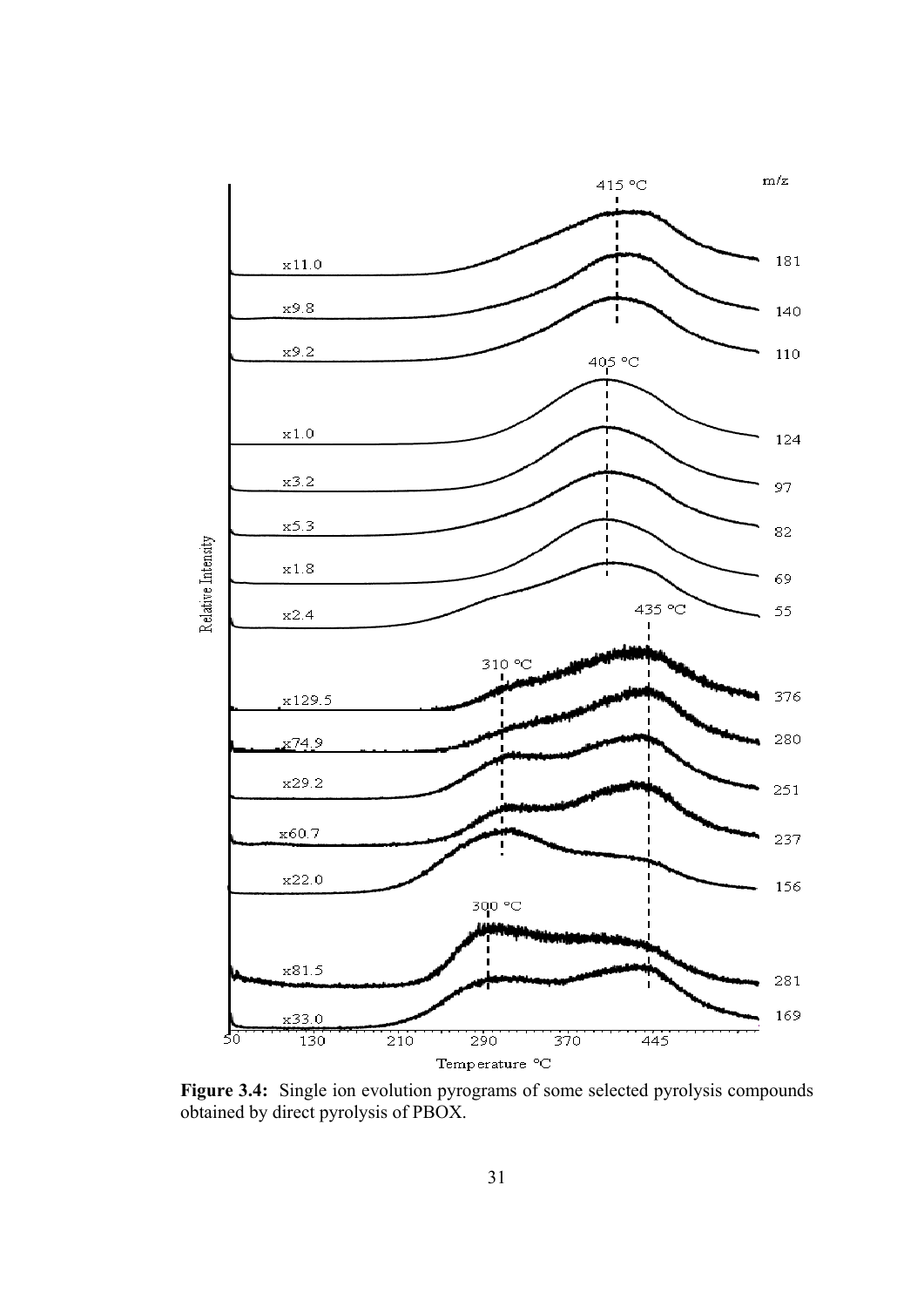**Figure 3.4:** Single ion evolution pyrograms of some selected pyrolysis compounds obtained by direct pyrolysis of PBOX.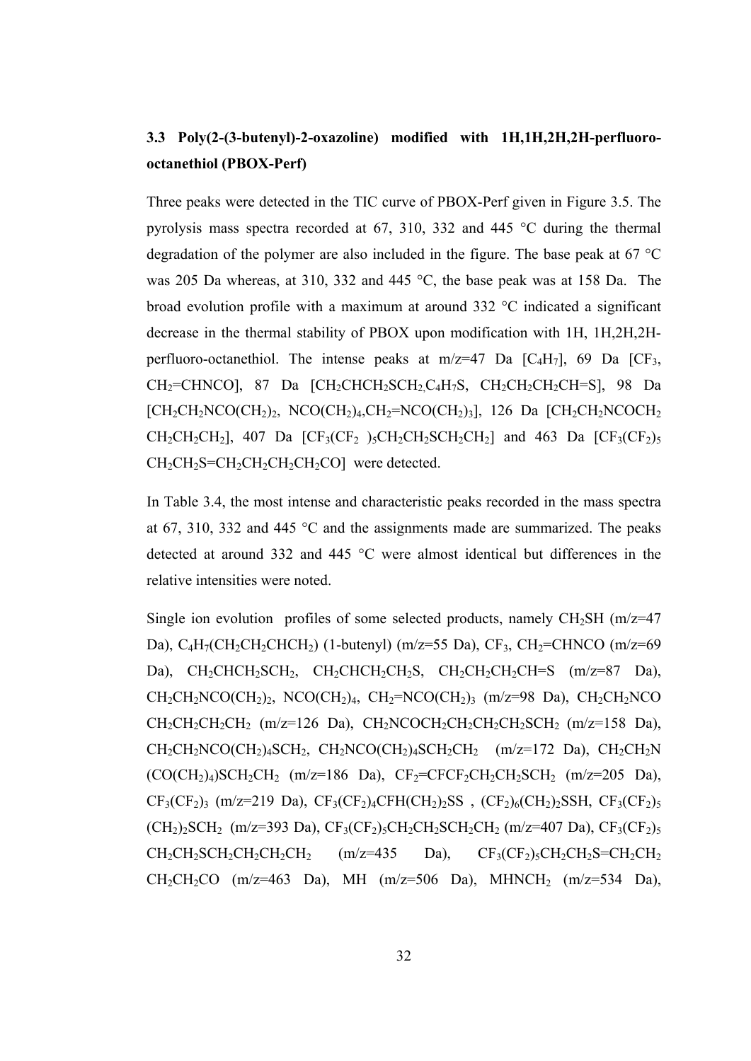### 3.3 Poly(2-(3-butenyl)-2-oxazoline) modified with 1H,1H,2H,2H-perfluoro-octanethiol (PBOX-Perf)

Three peaks were detected in the TIC curve of PBOX-Perf given in Figure 3.5. The pyrolysis mass spectra recorded at 67, 310, 332 and 445 °C during the thermal degradation of the polymer are also included in the figure. The base peak at 67 °C was 205 Da whereas, at 310, 332 and 445 °C, the base peak was at 158 Da. The broad evolution profile with a maximum at around 332 °C indicated a significant decrease in the thermal stability of PBOX upon modification with 1H, 1H,2H,2H-perfluoro-octanethiol. The intense peaks at m/z=47 Da [$C_4H_7$], 69 Da [$CF_3$, $CH_2$=CHNCO], 87 Da [$CH_2CHCH_2SCH_2$, $C_4H_7S$, $CH_2CH_2CH_2CH$=S], 98 Da [$CH_2CH_2NCO(CH_2)_2$, $NCO(CH_2)_4$, $CH_2$=$NCO(CH_2)_3$], 126 Da [$CH_2CH_2NCOCH_2$ $CH_2CH_2CH_2$], 407 Da [$CF_3(CF_2)_5CH_2CH_2SCH_2CH_2$] and 463 Da [$CF_3(CF_2)_5$ $CH_2CH_2S$=$CH_2CH_2CH_2CH_2CO$] were detected.

In Table 3.4, the most intense and characteristic peaks recorded in the mass spectra at 67, 310, 332 and 445 °C and the assignments made are summarized. The peaks detected at around 332 and 445 °C were almost identical but differences in the relative intensities were noted.

Single ion evolution profiles of some selected products, namely $CH_2SH$ (m/z=47 Da), $C_4H_7$($CH_2CH_2CHCH_2$) (1-butenyl) (m/z=55 Da), $CF_3$, $CH_2$=CHNCO (m/z=69 Da), $CH_2CHCH_2SCH_2$, $CH_2CHCH_2CH_2S$, $CH_2CH_2CH_2CH$=S (m/z=87 Da), $CH_2CH_2NCO(CH_2)_2$, $NCO(CH_2)_4$, $CH_2$=$NCO(CH_2)_3$ (m/z=98 Da), $CH_2CH_2NCO$ $CH_2CH_2CH_2CH_2$ (m/z=126 Da), $CH_2NCOCH_2CH_2CH_2CH_2SCH_2$ (m/z=158 Da), $CH_2CH_2NCO(CH_2)_4SCH_2$, $CH_2NCO(CH_2)_4SCH_2CH_2$ (m/z=172 Da), $CH_2CH_2N$ $(CO(CH_2)_4)SCH_2CH_2$ (m/z=186 Da), $CF_2$=$CFCF_2CH_2CH_2SCH_2$ (m/z=205 Da), $CF_3(CF_2)_3$ (m/z=219 Da), $CF_3(CF_2)_4CFH(CH_2)_2SS$ , $(CF_2)_6(CH_2)_2SSH$, $CF_3(CF_2)_5$ $(CH_2)_2SCH_2$ (m/z=393 Da), $CF_3(CF_2)_5CH_2CH_2SCH_2CH_2$ (m/z=407 Da), $CF_3(CF_2)_5$ $CH_2CH_2SCH_2CH_2CH_2CH_2$ (m/z=435 Da), $CF_3(CF_2)_5CH_2CH_2S$=$CH_2CH_2$ $CH_2CH_2CO$ (m/z=463 Da), MH (m/z=506 Da), $MHNCH_2$ (m/z=534 Da),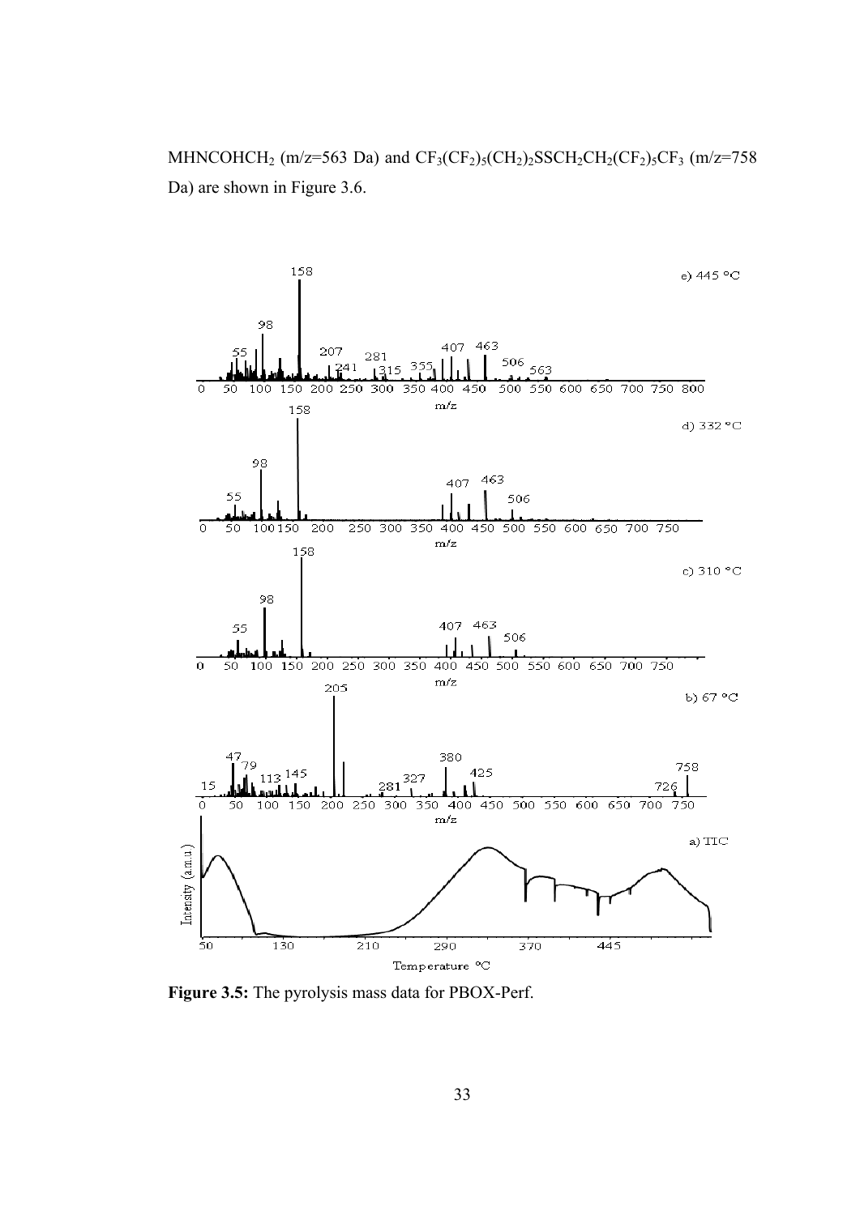$MHNCOHCH_2$ (m/z=563 Da) and $CF_3(CF_2)_5(CH_2)_2SSCH_2CH_2(CF_2)_5CF_3$ (m/z=758 Da) are shown in Figure 3.6.

**Figure 3.5:** The pyrolysis mass data for PBOX-Perf.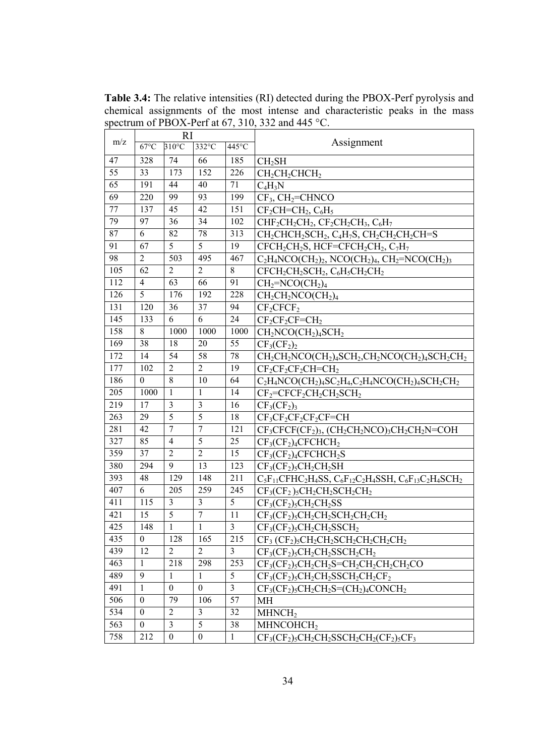**Table 3.4:** The relative intensities (RI) detected during the PBOX-Perf pyrolysis and chemical assignments of the most intense and characteristic peaks in the mass spectrum of PBOX-Perf at 67, 310, 332 and 445 °C.

| m/z | RI | | | | Assignment |
|---|---|---|---|---|---|
| | 67°C | 310°C | 332°C | 445°C | |
| 47 | 328 | 74 | 66 | 185 | $CH_2SH$ |
| 55 | 33 | 173 | 152 | 226 | $CH_2CH_2CHCH_2$ |
| 65 | 191 | 44 | 40 | 71 | $C_4H_3N$ |
| 69 | 220 | 99 | 93 | 199 | $CF_3$, $CH_2{=}CHNCO$ |
| 77 | 137 | 45 | 42 | 151 | $CF_2CH{=}CH_2$, $C_6H_5$ |
| 79 | 97 | 36 | 34 | 102 | $CHF_2CH_2CH_2$, $CF_2CH_2CH_3$, $C_6H_7$ |
| 87 | 6 | 82 | 78 | 313 | $CH_2CHCH_2SCH_2$, $C_4H_7S$, $CH_2CH_2CH_2CH{=}S$ |
| 91 | 67 | 5 | 5 | 19 | $CFCH_2CH_2S$, $HCF{=}CFCH_2CH_2$, $C_7H_7$ |
| 98 | 2 | 503 | 495 | 467 | $C_2H_4NCO(CH_2)_2$, $NCO(CH_2)_4$, $CH_2{=}NCO(CH_2)_3$ |
| 105 | 62 | 2 | 2 | 8 | $CFCH_2CH_2SCH_2$, $C_6H_5CH_2CH_2$ |
| 112 | 4 | 63 | 66 | 91 | $CH_2{=}NCO(CH_2)_4$ |
| 126 | 5 | 176 | 192 | 228 | $CH_2CH_2NCO(CH_2)_4$ |
| 131 | 120 | 36 | 37 | 94 | $CF_2CFCF_2$ |
| 145 | 133 | 6 | 6 | 24 | $CF_2CF_2CF{=}CH_2$ |
| 158 | 8 | 1000 | 1000 | 1000 | $CH_2NCO(CH_2)_4SCH_2$ |
| 169 | 38 | 18 | 20 | 55 | $CF_3(CF_2)_2$ |
| 172 | 14 | 54 | 58 | 78 | $CH_2CH_2NCO(CH_2)_4SCH_2$, $CH_2NCO(CH_2)_4SCH_2CH_2$ |
| 177 | 102 | 2 | 2 | 19 | $CF_2CF_2CF_2CH{=}CH_2$ |
| 186 | 0 | 8 | 10 | 64 | $C_2H_4NCO(CH_2)_4SC_2H_4$, $C_2H_4NCO(CH_2)_4SCH_2CH_2$ |
| 205 | 1000 | 1 | 1 | 14 | $CF_2{=}CFCF_2CH_2CH_2SCH_2$ |
| 219 | 17 | 3 | 3 | 16 | $CF_3(CF_2)_3$ |
| 263 | 29 | 5 | 5 | 18 | $CF_3CF_2CF_2CF_2CF{=}CH$ |
| 281 | 42 | 7 | 7 | 121 | $CF_3CFCF(CF_2)_3$, $(CH_2CH_2NCO)_3CH_2CH_2N{=}COH$ |
| 327 | 85 | 4 | 5 | 25 | $CF_3(CF_2)_4CFCHCH_2$ |
| 359 | 37 | 2 | 2 | 15 | $CF_3(CF_2)_4CFCHCH_2S$ |
| 380 | 294 | 9 | 13 | 123 | $CF_3(CF_2)_5CH_2CH_2SH$ |
| 393 | 48 | 129 | 148 | 211 | $C_5F_{11}CFHC_2H_4SS$, $C_6F_{12}C_2H_4SSH$, $C_6F_{13}C_2H_4SCH_2$ |
| 407 | 6 | 205 | 259 | 245 | $CF_3(CF_2)_5CH_2CH_2SCH_2CH_2$ |
| 411 | 115 | 3 | 3 | 5 | $CF_3(CF_2)_5CH_2CH_2SS$ |
| 421 | 15 | 5 | 7 | 11 | $CF_3(CF_2)_5CH_2CH_2SCH_2CH_2CH_2$ |
| 425 | 148 | 1 | 1 | 3 | $CF_3(CF_2)_5CH_2CH_2SSCH_2$ |
| 435 | 0 | 128 | 165 | 215 | $CF_3(CF_2)_5CH_2CH_2SCH_2CH_2CH_2CH_2$ |
| 439 | 12 | 2 | 2 | 3 | $CF_3(CF_2)_5CH_2CH_2SSCH_2CH_2$ |
| 463 | 1 | 218 | 298 | 253 | $CF_3(CF_2)_5CH_2CH_2S{=}CH_2CH_2CH_2CH_2CO$ |
| 489 | 9 | 1 | 1 | 5 | $CF_3(CF_2)_5CH_2CH_2SSCH_2CH_2CF_2$ |
| 491 | 1 | 0 | 0 | 3 | $CF_3(CF_2)_5CH_2CH_2S{=}(CH_2)_4CONCH_2$ |
| 506 | 0 | 79 | 106 | 57 | MH |
| 534 | 0 | 2 | 3 | 32 | $MHNCH_2$ |
| 563 | 0 | 3 | 5 | 38 | $MHNCOHCH_2$ |
| 758 | 212 | 0 | 0 | 1 | $CF_3(CF_2)_5CH_2CH_2SSCH_2CH_2(CF_2)_5CF_3$ |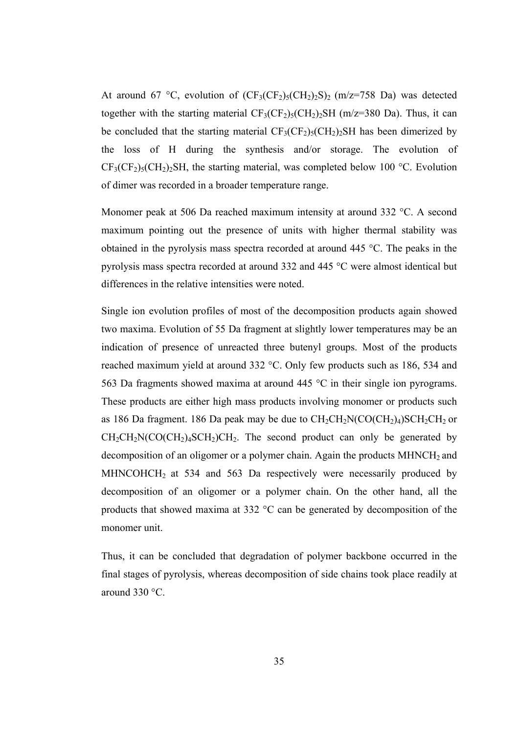At around 67 °C, evolution of $(CF_3(CF_2)_5(CH_2)_2S)_2$ (m/z=758 Da) was detected together with the starting material $CF_3(CF_2)_5(CH_2)_2SH$ (m/z=380 Da). Thus, it can be concluded that the starting material $CF_3(CF_2)_5(CH_2)_2SH$ has been dimerized by the loss of H during the synthesis and/or storage. The evolution of $CF_3(CF_2)_5(CH_2)_2SH$, the starting material, was completed below 100 °C. Evolution of dimer was recorded in a broader temperature range.

Monomer peak at 506 Da reached maximum intensity at around 332 °C. A second maximum pointing out the presence of units with higher thermal stability was obtained in the pyrolysis mass spectra recorded at around 445 °C. The peaks in the pyrolysis mass spectra recorded at around 332 and 445 °C were almost identical but differences in the relative intensities were noted.

Single ion evolution profiles of most of the decomposition products again showed two maxima. Evolution of 55 Da fragment at slightly lower temperatures may be an indication of presence of unreacted three butenyl groups. Most of the products reached maximum yield at around 332 °C. Only few products such as 186, 534 and 563 Da fragments showed maxima at around 445 °C in their single ion pyrograms. These products are either high mass products involving monomer or products such as 186 Da fragment. 186 Da peak may be due to $CH_2CH_2N(CO(CH_2)_4)SCH_2CH_2$ or $CH_2CH_2N(CO(CH_2)_4SCH_2)CH_2$. The second product can only be generated by decomposition of an oligomer or a polymer chain. Again the products $MHNCH_2$ and $MHNCOHCH_2$ at 534 and 563 Da respectively were necessarily produced by decomposition of an oligomer or a polymer chain. On the other hand, all the products that showed maxima at 332 °C can be generated by decomposition of the monomer unit.

Thus, it can be concluded that degradation of polymer backbone occurred in the final stages of pyrolysis, whereas decomposition of side chains took place readily at around 330 °C.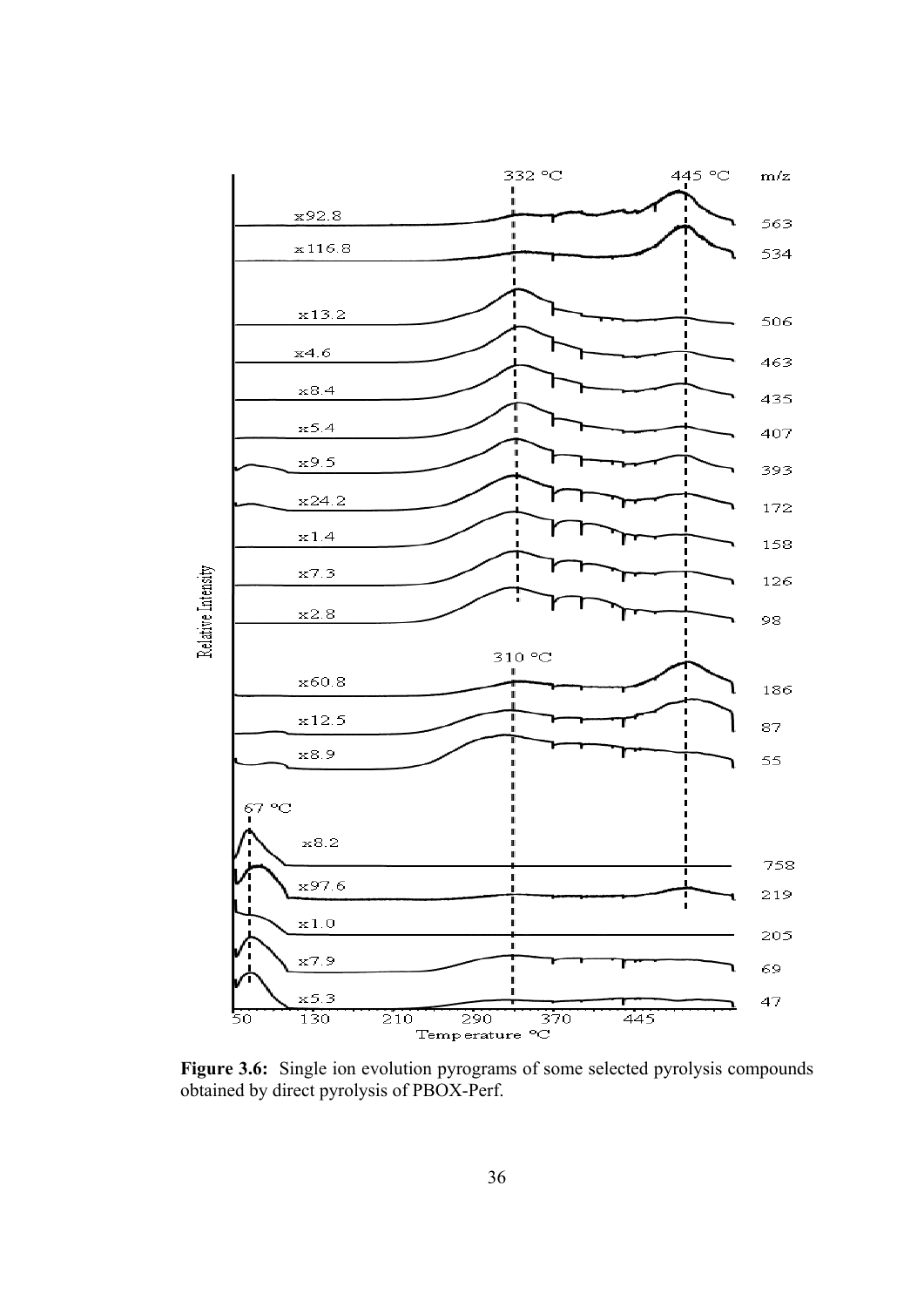**Figure 3.6:** Single ion evolution pyrograms of some selected pyrolysis compounds obtained by direct pyrolysis of PBOX-Perf.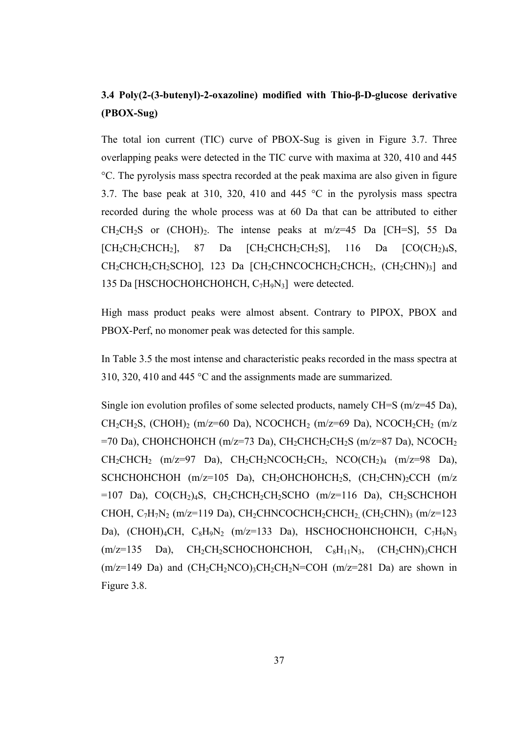### 3.4 Poly(2-(3-butenyl)-2-oxazoline) modified with Thio-β-D-glucose derivative (PBOX-Sug)

The total ion current (TIC) curve of PBOX-Sug is given in Figure 3.7. Three overlapping peaks were detected in the TIC curve with maxima at 320, 410 and 445 °C. The pyrolysis mass spectra recorded at the peak maxima are also given in figure 3.7. The base peak at 310, 320, 410 and 445 °C in the pyrolysis mass spectra recorded during the whole process was at 60 Da that can be attributed to either $CH_2CH_2S$ or $(CHOH)_2$. The intense peaks at m/z=45 Da [CH=S], 55 Da [$CH_2CH_2CHCH_2$], 87 Da [$CH_2CHCH_2CH_2S$], 116 Da [$CO(CH_2)_4S$, $CH_2CHCH_2CH_2SCHO$], 123 Da [$CH_2CHNCOCHCH_2CHCH_2$, $(CH_2CHN)_3$] and 135 Da [HSCHOCHOHCHOHCH, $C_7H_9N_3$] were detected.

High mass product peaks were almost absent. Contrary to PIPOX, PBOX and PBOX-Perf, no monomer peak was detected for this sample.

In Table 3.5 the most intense and characteristic peaks recorded in the mass spectra at 310, 320, 410 and 445 °C and the assignments made are summarized.

Single ion evolution profiles of some selected products, namely CH=S (m/z=45 Da), $CH_2CH_2S$, $(CHOH)_2$ (m/z=60 Da), $NCOCHCH_2$ (m/z=69 Da), $NCOCH_2CH_2$ (m/z =70 Da), CHOHCHOHCH (m/z=73 Da), $CH_2CHCH_2CH_2S$ (m/z=87 Da), $NCOCH_2CH_2CHCH_2$ (m/z=97 Da), $CH_2CH_2NCOCH_2CH_2$, $NCO(CH_2)_4$ (m/z=98 Da), SCHCHOHCHOH (m/z=105 Da), $CH_2OHCHOHCH_2S$, $(CH_2CHN)_2CCH$ (m/z =107 Da), $CO(CH_2)_4S$, $CH_2CHCH_2CH_2SCHO$ (m/z=116 Da), $CH_2SCHCHOHCHOH$, $C_7H_7N_2$ (m/z=119 Da), $CH_2CHNCOCHCH_2CHCH_2$, $(CH_2CHN)_3$ (m/z=123 Da), $(CHOH)_4CH$, $C_8H_9N_2$ (m/z=133 Da), HSCHOCHOHCHOHCH, $C_7H_9N_3$ (m/z=135 Da), $CH_2CH_2SCHOCHOHCHOH$, $C_8H_{11}N_3$, $(CH_2CHN)_3CHCH$ (m/z=149 Da) and $(CH_2CH_2NCO)_3CH_2CH_2N{=}COH$ (m/z=281 Da) are shown in Figure 3.8.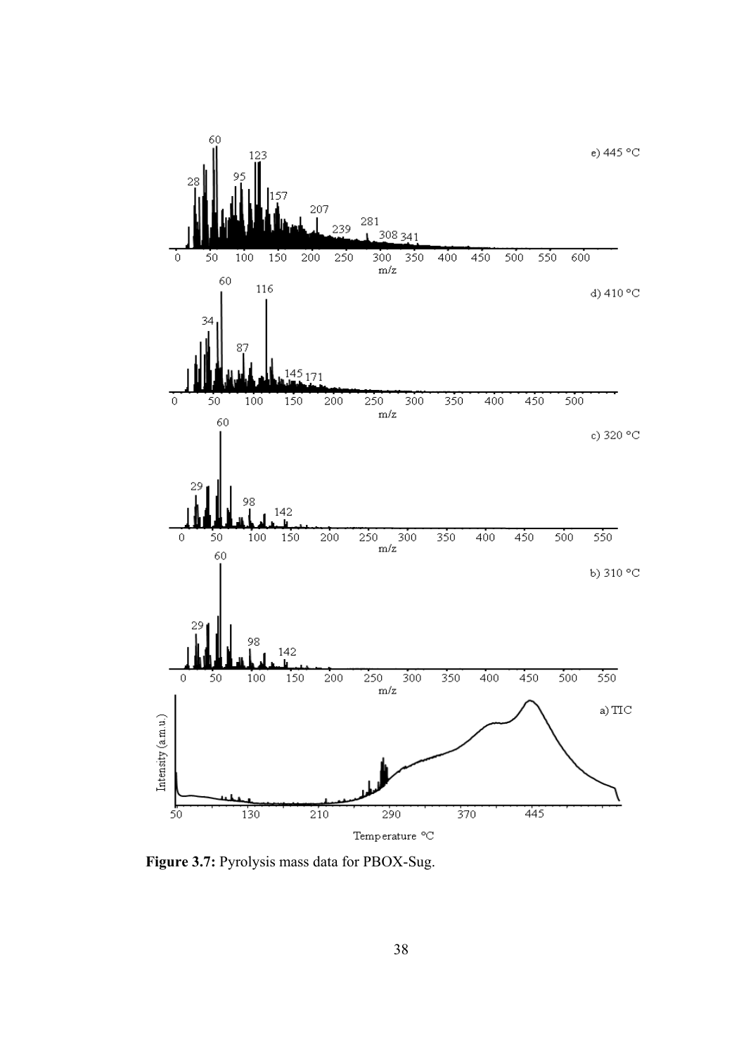**Figure 3.7:** Pyrolysis mass data for PBOX-Sug.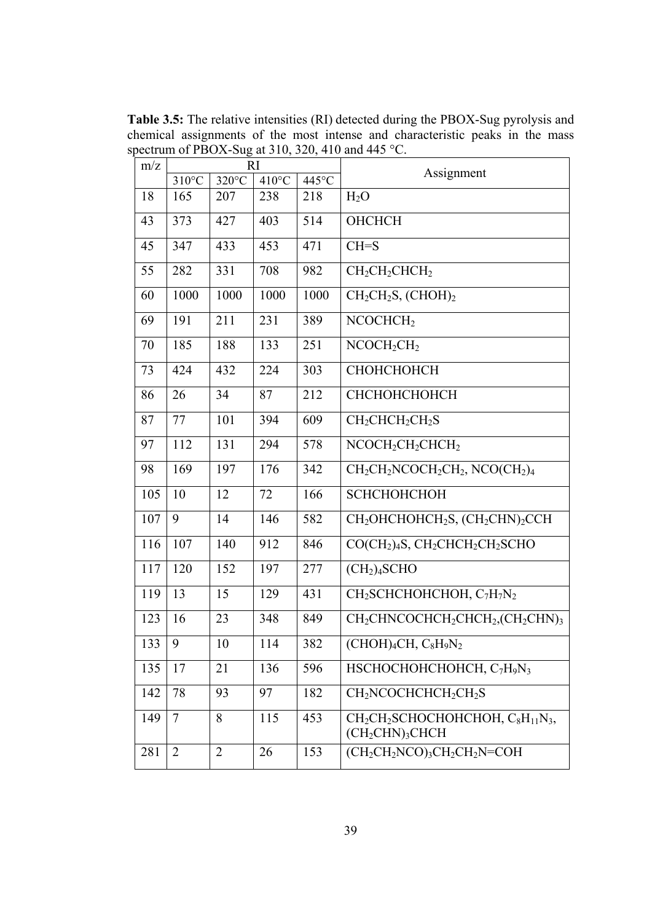**Table 3.5:** The relative intensities (RI) detected during the PBOX-Sug pyrolysis and chemical assignments of the most intense and characteristic peaks in the mass spectrum of PBOX-Sug at 310, 320, 410 and 445 °C.

| m/z | RI | | | | Assignment |
|---|---|---|---|---|---|
| | 310°C | 320°C | 410°C | 445°C | |
| 18 | 165 | 207 | 238 | 218 | $H_2O$ |
| 43 | 373 | 427 | 403 | 514 | OHCHCH |
| 45 | 347 | 433 | 453 | 471 | CH=S |
| 55 | 282 | 331 | 708 | 982 | $CH_2CH_2CHCH_2$ |
| 60 | 1000 | 1000 | 1000 | 1000 | $CH_2CH_2S$, $(CHOH)_2$ |
| 69 | 191 | 211 | 231 | 389 | $NCOCHCH_2$ |
| 70 | 185 | 188 | 133 | 251 | $NCOCH_2CH_2$ |
| 73 | 424 | 432 | 224 | 303 | CHOHCHOHCH |
| 86 | 26 | 34 | 87 | 212 | CHCHOHCHOHCH |
| 87 | 77 | 101 | 394 | 609 | $CH_2CHCH_2CH_2S$ |
| 97 | 112 | 131 | 294 | 578 | $NCOCH_2CH_2CHCH_2$ |
| 98 | 169 | 197 | 176 | 342 | $CH_2CH_2NCOCH_2CH_2$, $NCO(CH_2)_4$ |
| 105 | 10 | 12 | 72 | 166 | SCHCHOHCHOH |
| 107 | 9 | 14 | 146 | 582 | $CH_2OHCHOHCH_2S$, $(CH_2CHN)_2CCH$ |
| 116 | 107 | 140 | 912 | 846 | $CO(CH_2)_4S$, $CH_2CHCH_2CH_2SCHO$ |
| 117 | 120 | 152 | 197 | 277 | $(CH_2)_4SCHO$ |
| 119 | 13 | 15 | 129 | 431 | $CH_2SCHCHOHCHOH$, $C_7H_7N_2$ |
| 123 | 16 | 23 | 348 | 849 | $CH_2CHNCOCHCH_2CHCH_2$, $(CH_2CHN)_3$ |
| 133 | 9 | 10 | 114 | 382 | $(CHOH)_4CH$, $C_8H_9N_2$ |
| 135 | 17 | 21 | 136 | 596 | HSCHOCHOHCHOHCH, $C_7H_9N_3$ |
| 142 | 78 | 93 | 97 | 182 | $CH_2NCOCHCHCH_2CH_2S$ |
| 149 | 7 | 8 | 115 | 453 | $CH_2CH_2SCHOCHOHCHOH$, $C_8H_{11}N_3$, $(CH_2CHN)_3CHCH$ |
| 281 | 2 | 2 | 26 | 153 | $(CH_2CH_2NCO)_3CH_2CH_2N{=}COH$ |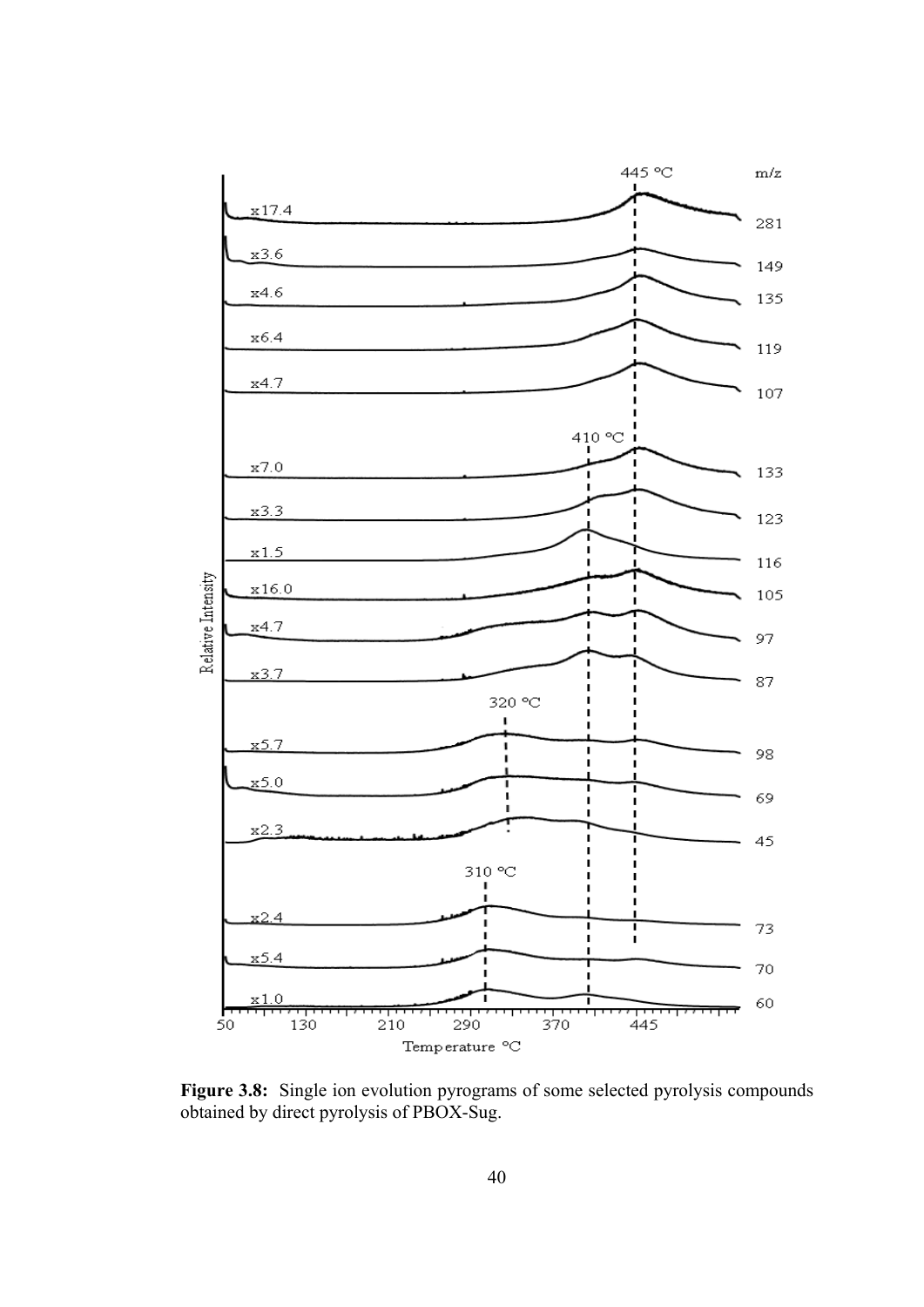**Figure 3.8:** Single ion evolution pyrograms of some selected pyrolysis compounds obtained by direct pyrolysis of PBOX-Sug.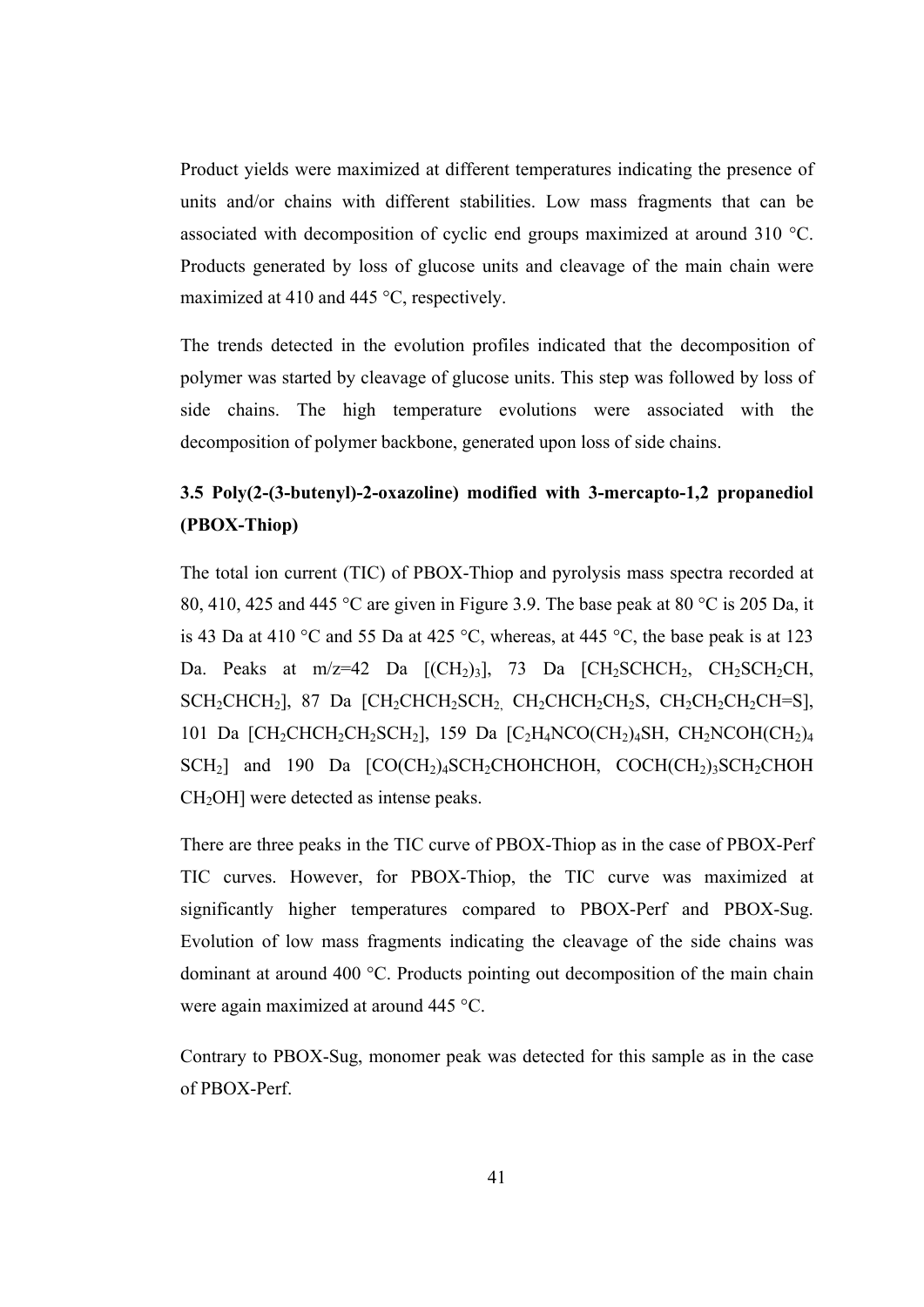Product yields were maximized at different temperatures indicating the presence of units and/or chains with different stabilities. Low mass fragments that can be associated with decomposition of cyclic end groups maximized at around 310 °C. Products generated by loss of glucose units and cleavage of the main chain were maximized at 410 and 445 °C, respectively.

The trends detected in the evolution profiles indicated that the decomposition of polymer was started by cleavage of glucose units. This step was followed by loss of side chains. The high temperature evolutions were associated with the decomposition of polymer backbone, generated upon loss of side chains.

### 3.5 Poly(2-(3-butenyl)-2-oxazoline) modified with 3-mercapto-1,2 propanediol (PBOX-Thiop)

The total ion current (TIC) of PBOX-Thiop and pyrolysis mass spectra recorded at 80, 410, 425 and 445 °C are given in Figure 3.9. The base peak at 80 °C is 205 Da, it is 43 Da at 410 °C and 55 Da at 425 °C, whereas, at 445 °C, the base peak is at 123 Da. Peaks at m/z=42 Da [$(CH_2)_3$], 73 Da [$CH_2SCHCH_2$, $CH_2SCH_2CH$, $SCH_2CHCH_2$], 87 Da [$CH_2CHCH_2SCH_2$, $CH_2CHCH_2CH_2S$, $CH_2CH_2CH_2CH{=}S$], 101 Da [$CH_2CHCH_2CH_2SCH_2$], 159 Da [$C_2H_4NCO(CH_2)_4SH$, $CH_2NCOH(CH_2)_4SCH_2$] and 190 Da [$CO(CH_2)_4SCH_2CHOHCHOH$, $COCH(CH_2)_3SCH_2CHOHCH_2OH$] were detected as intense peaks.

There are three peaks in the TIC curve of PBOX-Thiop as in the case of PBOX-Perf TIC curves. However, for PBOX-Thiop, the TIC curve was maximized at significantly higher temperatures compared to PBOX-Perf and PBOX-Sug. Evolution of low mass fragments indicating the cleavage of the side chains was dominant at around 400 °C. Products pointing out decomposition of the main chain were again maximized at around 445 °C.

Contrary to PBOX-Sug, monomer peak was detected for this sample as in the case of PBOX-Perf.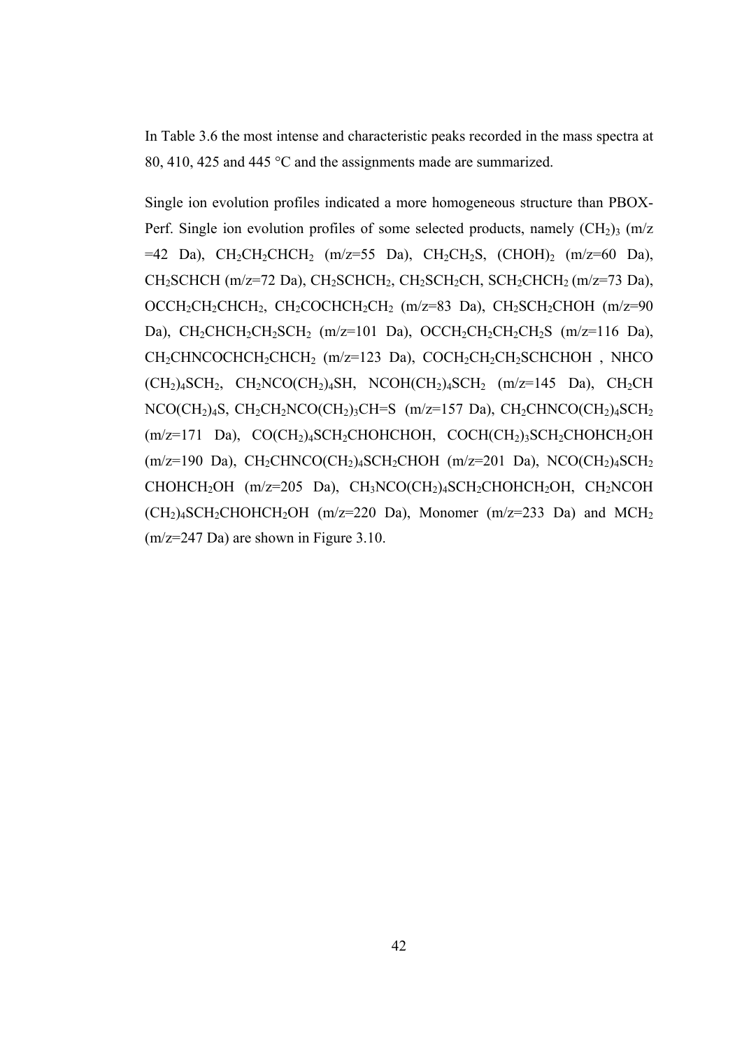In Table 3.6 the most intense and characteristic peaks recorded in the mass spectra at 80, 410, 425 and 445 °C and the assignments made are summarized.

Single ion evolution profiles indicated a more homogeneous structure than PBOX-Perf. Single ion evolution profiles of some selected products, namely $(CH_2)_3$ (m/z =42 Da), $CH_2CH_2CHCH_2$ (m/z=55 Da), $CH_2CH_2S$, $(CHOH)_2$ (m/z=60 Da), $CH_2SCHCH$ (m/z=72 Da), $CH_2SCHCH_2$, $CH_2SCH_2CH$, $SCH_2CHCH_2$ (m/z=73 Da), $OCCH_2CH_2CHCH_2$, $CH_2COCHCH_2CH_2$ (m/z=83 Da), $CH_2SCH_2CHOH$ (m/z=90 Da), $CH_2CHCH_2CH_2SCH_2$ (m/z=101 Da), $OCCH_2CH_2CH_2CH_2S$ (m/z=116 Da), $CH_2CHNCOCHCH_2CHCH_2$ (m/z=123 Da), $COCH_2CH_2CH_2SCHCHOH$ , $NHCO(CH_2)_4SCH_2$, $CH_2NCO(CH_2)_4SH$, $NCOH(CH_2)_4SCH_2$ (m/z=145 Da), $CH_2CH NCO(CH_2)_4S$, $CH_2CH_2NCO(CH_2)_3CH{=}S$ (m/z=157 Da), $CH_2CHNCO(CH_2)_4SCH_2$ (m/z=171 Da), $CO(CH_2)_4SCH_2CHOHCHOH$, $COCH(CH_2)_3SCH_2CHOHCH_2OH$ (m/z=190 Da), $CH_2CHNCO(CH_2)_4SCH_2CHOH$ (m/z=201 Da), $NCO(CH_2)_4SCH_2 CHOHCH_2OH$ (m/z=205 Da), $CH_3NCO(CH_2)_4SCH_2CHOHCH_2OH$, $CH_2NCOH (CH_2)_4SCH_2CHOHCH_2OH$ (m/z=220 Da), Monomer (m/z=233 Da) and $MCH_2$ (m/z=247 Da) are shown in Figure 3.10.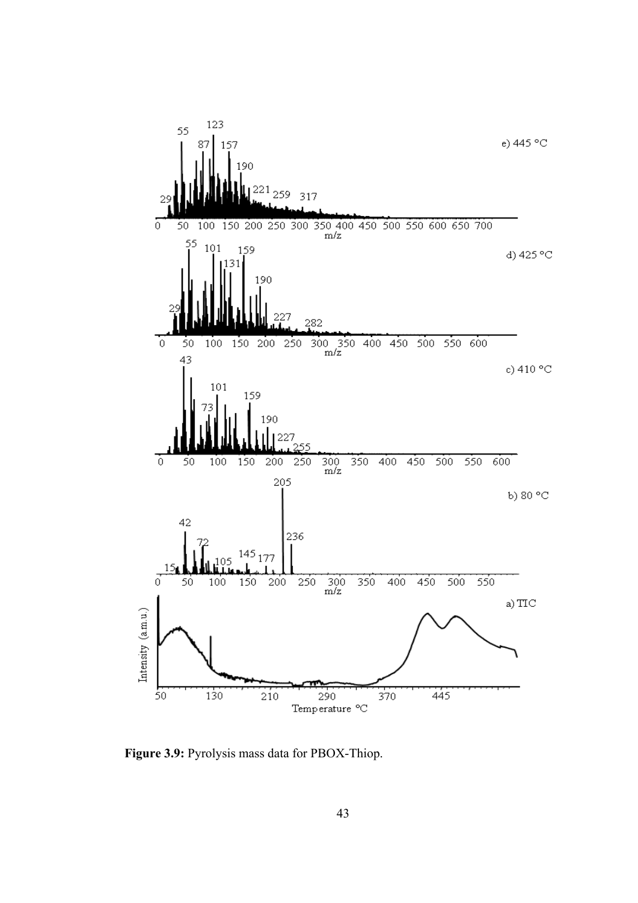**Figure 3.9:** Pyrolysis mass data for PBOX-Thiop.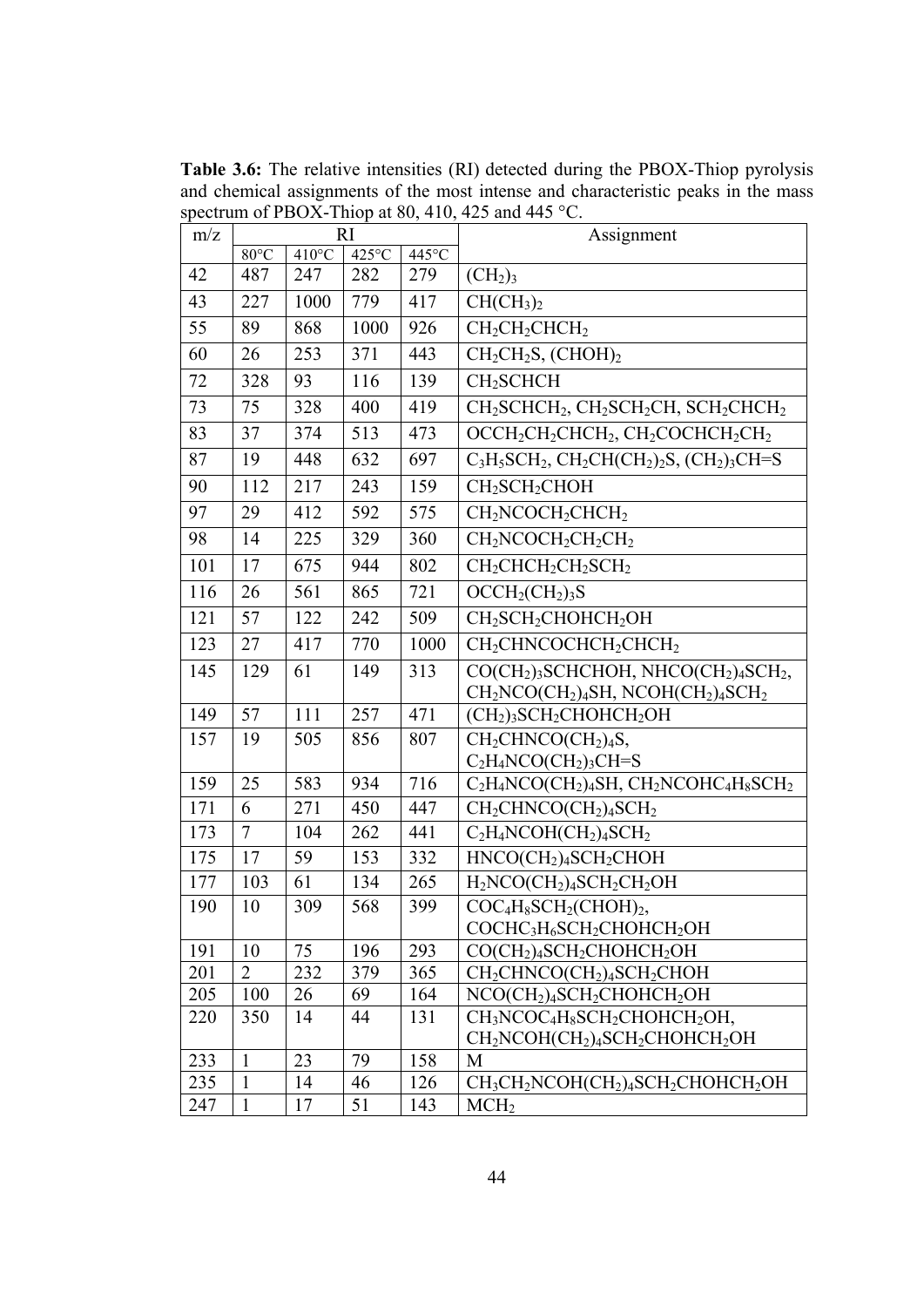**Table 3.6:** The relative intensities (RI) detected during the PBOX-Thiop pyrolysis and chemical assignments of the most intense and characteristic peaks in the mass spectrum of PBOX-Thiop at 80, 410, 425 and 445 °C.

| m/z | RI | | | | Assignment |
|---|---|---|---|---|---|
| | 80°C | 410°C | 425°C | 445°C | |
| 42 | 487 | 247 | 282 | 279 | $(CH_2)_3$ |
| 43 | 227 | 1000 | 779 | 417 | $CH(CH_3)_2$ |
| 55 | 89 | 868 | 1000 | 926 | $CH_2CH_2CHCH_2$ |
| 60 | 26 | 253 | 371 | 443 | $CH_2CH_2S$, $(CHOH)_2$ |
| 72 | 328 | 93 | 116 | 139 | $CH_2SCHCH$ |
| 73 | 75 | 328 | 400 | 419 | $CH_2SCHCH_2$, $CH_2SCH_2CH$, $SCH_2CHCH_2$ |
| 83 | 37 | 374 | 513 | 473 | $OCCH_2CH_2CHCH_2$, $CH_2COCHCH_2CH_2$ |
| 87 | 19 | 448 | 632 | 697 | $C_3H_5SCH_2$, $CH_2CH(CH_2)_2S$, $(CH_2)_3CH{=}S$ |
| 90 | 112 | 217 | 243 | 159 | $CH_2SCH_2CHOH$ |
| 97 | 29 | 412 | 592 | 575 | $CH_2NCOCH_2CHCH_2$ |
| 98 | 14 | 225 | 329 | 360 | $CH_2NCOCH_2CH_2CH_2$ |
| 101 | 17 | 675 | 944 | 802 | $CH_2CHCH_2CH_2SCH_2$ |
| 116 | 26 | 561 | 865 | 721 | $OCCH_2(CH_2)_3S$ |
| 121 | 57 | 122 | 242 | 509 | $CH_2SCH_2CHOHCH_2OH$ |
| 123 | 27 | 417 | 770 | 1000 | $CH_2CHNCOCHCH_2CHCH_2$ |
| 145 | 129 | 61 | 149 | 313 | $CO(CH_2)_3SCHCHOH$, $NHCO(CH_2)_4SCH_2$, $CH_2NCO(CH_2)_4SH$, $NCOH(CH_2)_4SCH_2$ |
| 149 | 57 | 111 | 257 | 471 | $(CH_2)_3SCH_2CHOHCH_2OH$ |
| 157 | 19 | 505 | 856 | 807 | $CH_2CHNCO(CH_2)_4S$, $C_2H_4NCO(CH_2)_3CH{=}S$ |
| 159 | 25 | 583 | 934 | 716 | $C_2H_4NCO(CH_2)_4SH$, $CH_2NCOHC_4H_8SCH_2$ |
| 171 | 6 | 271 | 450 | 447 | $CH_2CHNCO(CH_2)_4SCH_2$ |
| 173 | 7 | 104 | 262 | 441 | $C_2H_4NCOH(CH_2)_4SCH_2$ |
| 175 | 17 | 59 | 153 | 332 | $HNCO(CH_2)_4SCH_2CHOH$ |
| 177 | 103 | 61 | 134 | 265 | $H_2NCO(CH_2)_4SCH_2CH_2OH$ |
| 190 | 10 | 309 | 568 | 399 | $COC_4H_8SCH_2(CHOH)_2$, $COCHC_3H_6SCH_2CHOHCH_2OH$ |
| 191 | 10 | 75 | 196 | 293 | $CO(CH_2)_4SCH_2CHOHCH_2OH$ |
| 201 | 2 | 232 | 379 | 365 | $CH_2CHNCO(CH_2)_4SCH_2CHOH$ |
| 205 | 100 | 26 | 69 | 164 | $NCO(CH_2)_4SCH_2CHOHCH_2OH$ |
| 220 | 350 | 14 | 44 | 131 | $CH_3NCOC_4H_8SCH_2CHOHCH_2OH$, $CH_2NCOH(CH_2)_4SCH_2CHOHCH_2OH$ |
| 233 | 1 | 23 | 79 | 158 | M |
| 235 | 1 | 14 | 46 | 126 | $CH_3CH_2NCOH(CH_2)_4SCH_2CHOHCH_2OH$ |
| 247 | 1 | 17 | 51 | 143 | $MCH_2$ |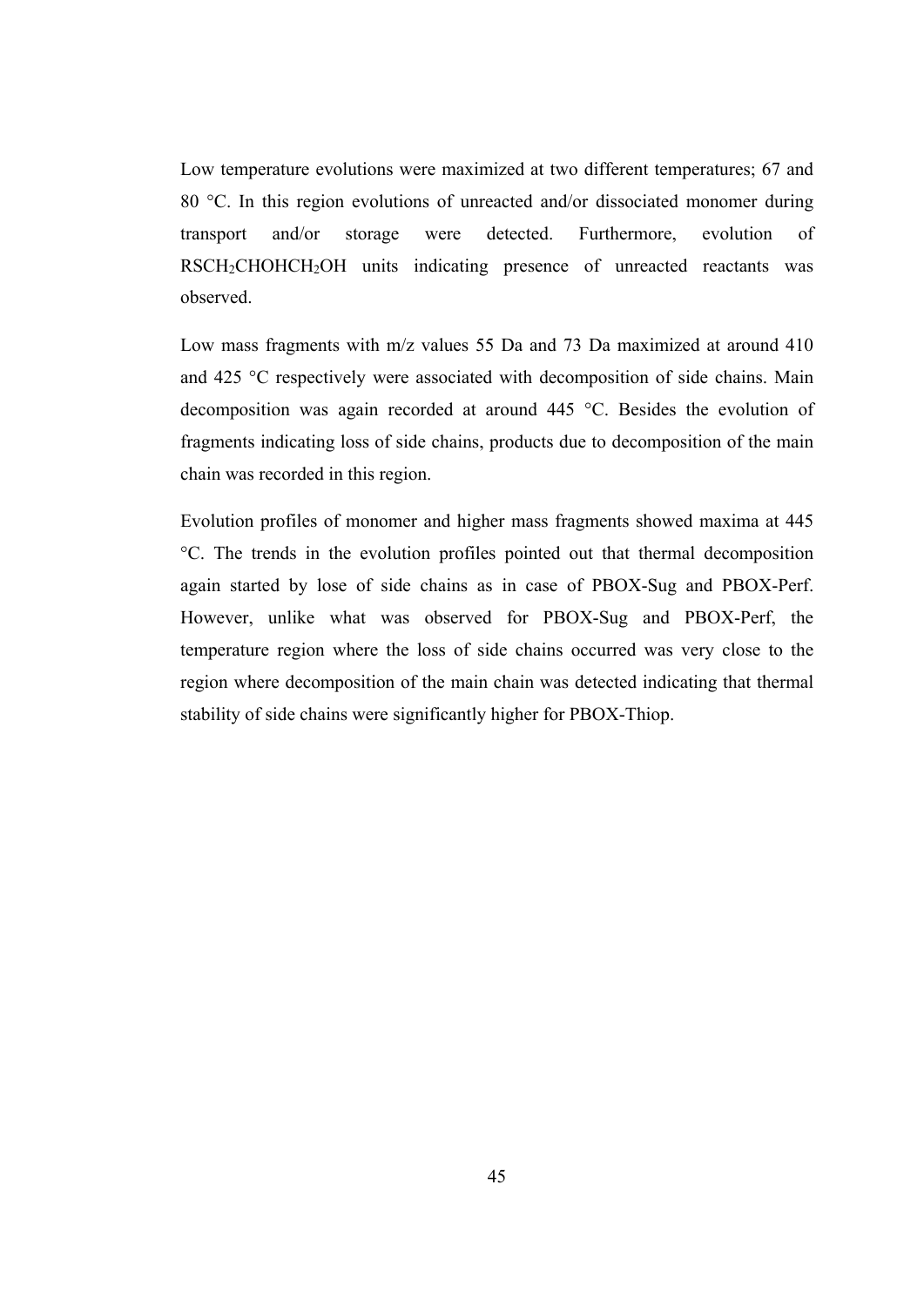Low temperature evolutions were maximized at two different temperatures; 67 and 80 °C. In this region evolutions of unreacted and/or dissociated monomer during transport and/or storage were detected. Furthermore, evolution of $RSCH_2CHOHCH_2OH$ units indicating presence of unreacted reactants was observed.

Low mass fragments with m/z values 55 Da and 73 Da maximized at around 410 and 425 °C respectively were associated with decomposition of side chains. Main decomposition was again recorded at around 445 °C. Besides the evolution of fragments indicating loss of side chains, products due to decomposition of the main chain was recorded in this region.

Evolution profiles of monomer and higher mass fragments showed maxima at 445 °C. The trends in the evolution profiles pointed out that thermal decomposition again started by lose of side chains as in case of PBOX-Sug and PBOX-Perf. However, unlike what was observed for PBOX-Sug and PBOX-Perf, the temperature region where the loss of side chains occurred was very close to the region where decomposition of the main chain was detected indicating that thermal stability of side chains were significantly higher for PBOX-Thiop.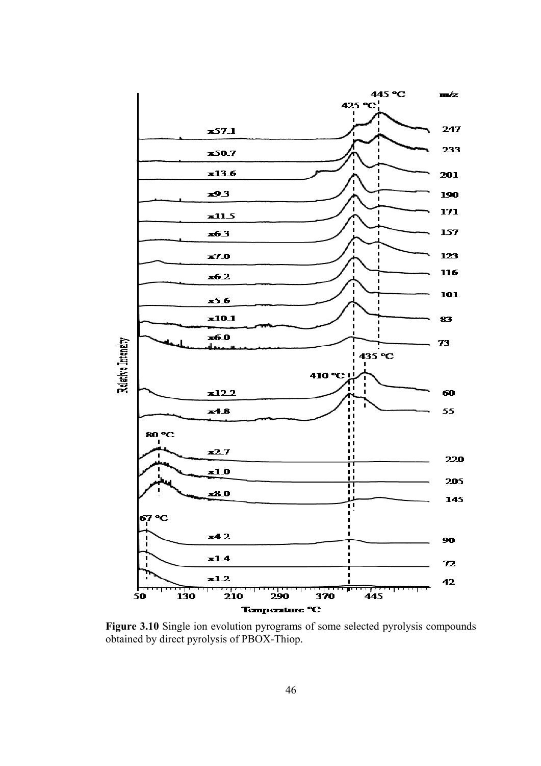**Figure 3.10** Single ion evolution pyrograms of some selected pyrolysis compounds obtained by direct pyrolysis of PBOX-Thiop.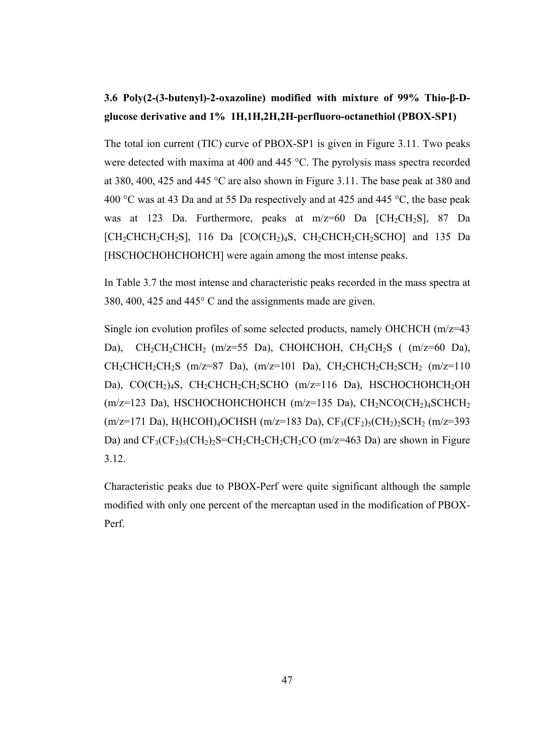### 3.6 Poly(2-(3-butenyl)-2-oxazoline) modified with mixture of 99% Thio-β-D-glucose derivative and 1% 1H,1H,2H,2H-perfluoro-octanethiol (PBOX-SP1)

The total ion current (TIC) curve of PBOX-SP1 is given in Figure 3.11. Two peaks were detected with maxima at 400 and 445 °C. The pyrolysis mass spectra recorded at 380, 400, 425 and 445 °C are also shown in Figure 3.11. The base peak at 380 and 400 °C was at 43 Da and at 55 Da respectively and at 425 and 445 °C, the base peak was at 123 Da. Furthermore, peaks at m/z=60 Da [$CH_2CH_2S$], 87 Da [$CH_2CHCH_2CH_2S$], 116 Da [$CO(CH_2)_4S$, $CH_2CHCH_2CH_2SCHO$] and 135 Da [HSCHOCHOHCHOHCH] were again among the most intense peaks.

In Table 3.7 the most intense and characteristic peaks recorded in the mass spectra at 380, 400, 425 and 445° C and the assignments made are given.

Single ion evolution profiles of some selected products, namely OHCHCH (m/z=43 Da), $CH_2CH_2CHCH_2$ (m/z=55 Da), CHOHCHOH, $CH_2CH_2S$ ( (m/z=60 Da), $CH_2CHCH_2CH_2S$ (m/z=87 Da), (m/z=101 Da), $CH_2CHCH_2CH_2SCH_2$ (m/z=110 Da), $CO(CH_2)_4S$, $CH_2CHCH_2CH_2SCHO$ (m/z=116 Da), $HSCHOCHOHCH_2OH$ (m/z=123 Da), HSCHOCHOHCHOHCH (m/z=135 Da), $CH_2NCO(CH_2)_4SCHCH_2$ (m/z=171 Da), $H(HCOH)_4OCHSH$ (m/z=183 Da), $CF_3(CF_2)_5(CH_2)_2SCH_2$ (m/z=393 Da) and $CF_3(CF_2)_5(CH_2)_2S{=}CH_2CH_2CH_2CH_2CO$ (m/z=463 Da) are shown in Figure 3.12.

Characteristic peaks due to PBOX-Perf were quite significant although the sample modified with only one percent of the mercaptan used in the modification of PBOX-Perf.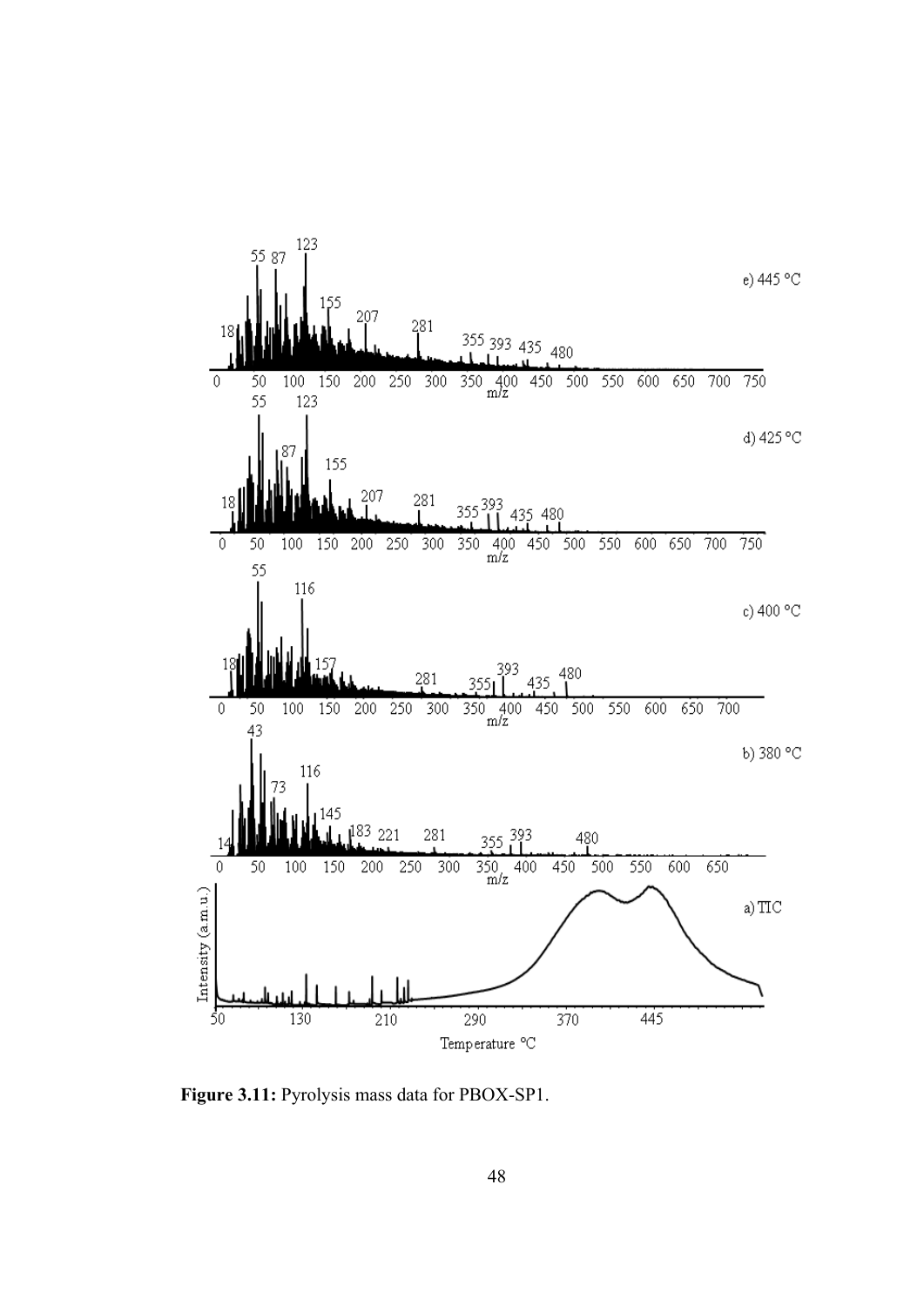**Figure 3.11:** Pyrolysis mass data for PBOX-SP1.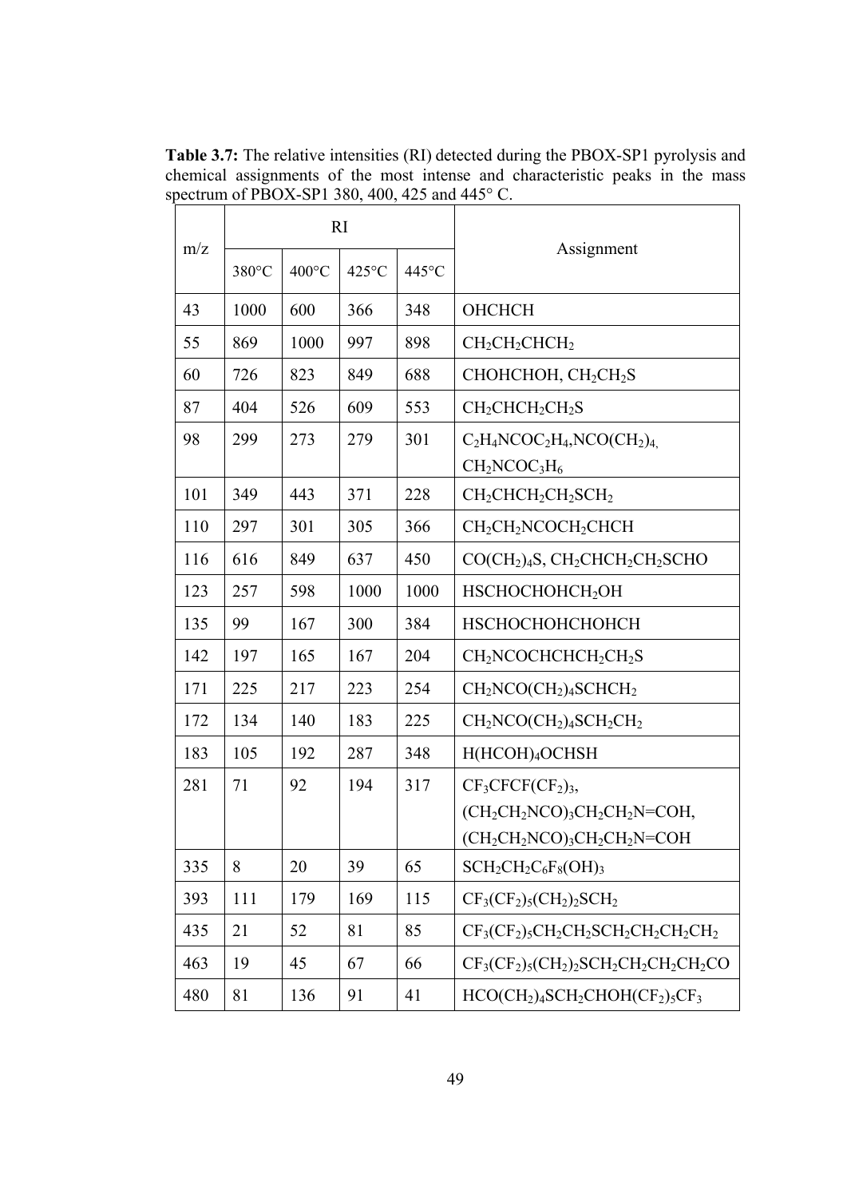**Table 3.7:** The relative intensities (RI) detected during the PBOX-SP1 pyrolysis and chemical assignments of the most intense and characteristic peaks in the mass spectrum of PBOX-SP1 380, 400, 425 and 445° C.

| m/z | RI | | | | Assignment |
|---|---|---|---|---|---|
| | 380°C | 400°C | 425°C | 445°C | |
| 43 | 1000 | 600 | 366 | 348 | OHCHCH |
| 55 | 869 | 1000 | 997 | 898 | $CH_2CH_2CHCH_2$ |
| 60 | 726 | 823 | 849 | 688 | CHOHCHOH, $CH_2CH_2S$ |
| 87 | 404 | 526 | 609 | 553 | $CH_2CHCH_2CH_2S$ |
| 98 | 299 | 273 | 279 | 301 | $C_2H_4NCOC_2H_4$,$NCO(CH_2)_4$, $CH_2NCOC_3H_6$ |
| 101 | 349 | 443 | 371 | 228 | $CH_2CHCH_2CH_2SCH_2$ |
| 110 | 297 | 301 | 305 | 366 | $CH_2CH_2NCOCH_2CHCH$ |
| 116 | 616 | 849 | 637 | 450 | $CO(CH_2)_4S$, $CH_2CHCH_2CH_2SCHO$ |
| 123 | 257 | 598 | 1000 | 1000 | $HSCHOCHOHCH_2OH$ |
| 135 | 99 | 167 | 300 | 384 | HSCHOCHOHCHOHCH |
| 142 | 197 | 165 | 167 | 204 | $CH_2NCOCHCHCH_2CH_2S$ |
| 171 | 225 | 217 | 223 | 254 | $CH_2NCO(CH_2)_4SCHCH_2$ |
| 172 | 134 | 140 | 183 | 225 | $CH_2NCO(CH_2)_4SCH_2CH_2$ |
| 183 | 105 | 192 | 287 | 348 | $H(HCOH)_4OCHSH$ |
| 281 | 71 | 92 | 194 | 317 | $CF_3CFCF(CF_2)_3$, $(CH_2CH_2NCO)_3CH_2CH_2N{=}COH$, $(CH_2CH_2NCO)_3CH_2CH_2N{=}COH$ |
| 335 | 8 | 20 | 39 | 65 | $SCH_2CH_2C_6F_8(OH)_3$ |
| 393 | 111 | 179 | 169 | 115 | $CF_3(CF_2)_5(CH_2)_2SCH_2$ |
| 435 | 21 | 52 | 81 | 85 | $CF_3(CF_2)_5CH_2CH_2SCH_2CH_2CH_2CH_2$ |
| 463 | 19 | 45 | 67 | 66 | $CF_3(CF_2)_5(CH_2)_2SCH_2CH_2CH_2CH_2CO$ |
| 480 | 81 | 136 | 91 | 41 | $HCO(CH_2)_4SCH_2CHOH(CF_2)_5CF_3$ |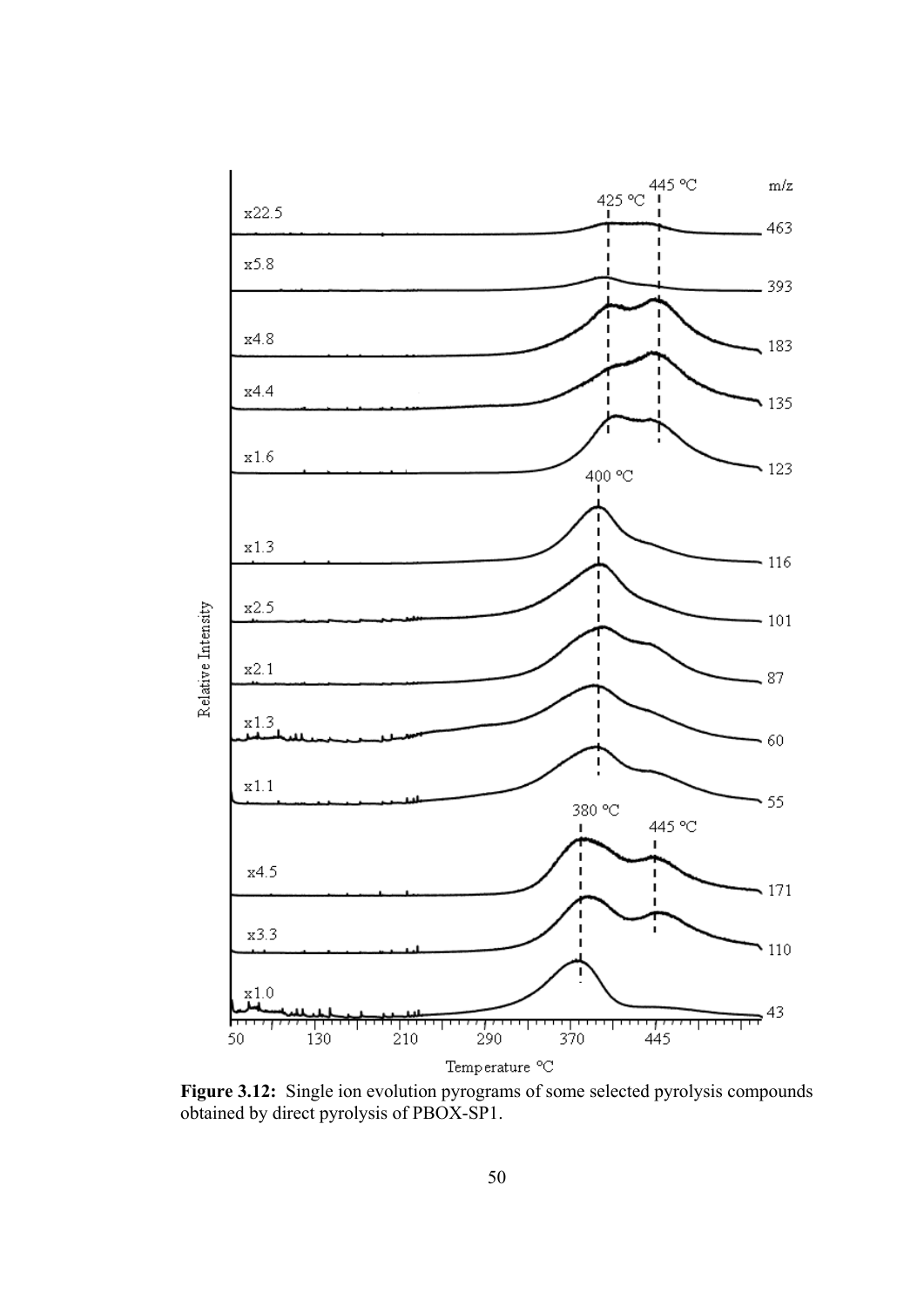**Figure 3.12:** Single ion evolution pyrograms of some selected pyrolysis compounds obtained by direct pyrolysis of PBOX-SP1.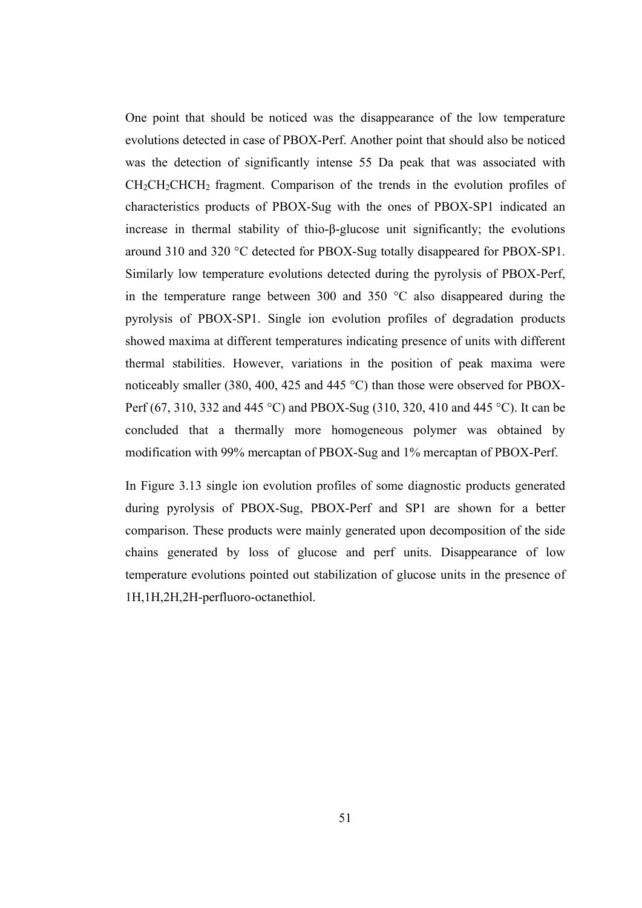One point that should be noticed was the disappearance of the low temperature evolutions detected in case of PBOX-Perf. Another point that should also be noticed was the detection of significantly intense 55 Da peak that was associated with $CH_2CH_2CHCH_2$ fragment. Comparison of the trends in the evolution profiles of characteristics products of PBOX-Sug with the ones of PBOX-SP1 indicated an increase in thermal stability of thio-β-glucose unit significantly; the evolutions around 310 and 320 °C detected for PBOX-Sug totally disappeared for PBOX-SP1. Similarly low temperature evolutions detected during the pyrolysis of PBOX-Perf, in the temperature range between 300 and 350 °C also disappeared during the pyrolysis of PBOX-SP1. Single ion evolution profiles of degradation products showed maxima at different temperatures indicating presence of units with different thermal stabilities. However, variations in the position of peak maxima were noticeably smaller (380, 400, 425 and 445 °C) than those were observed for PBOX-Perf (67, 310, 332 and 445 °C) and PBOX-Sug (310, 320, 410 and 445 °C). It can be concluded that a thermally more homogeneous polymer was obtained by modification with 99% mercaptan of PBOX-Sug and 1% mercaptan of PBOX-Perf.

In Figure 3.13 single ion evolution profiles of some diagnostic products generated during pyrolysis of PBOX-Sug, PBOX-Perf and SP1 are shown for a better comparison. These products were mainly generated upon decomposition of the side chains generated by loss of glucose and perf units. Disappearance of low temperature evolutions pointed out stabilization of glucose units in the presence of 1H,1H,2H,2H-perfluoro-octanethiol.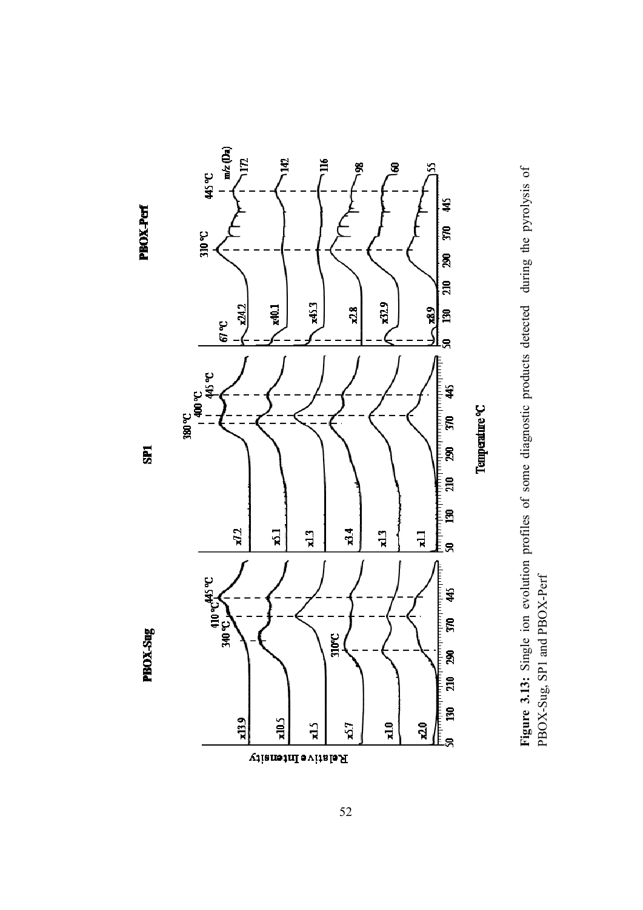**Figure 3.13:** Single ion evolution profiles of some diagnostic products detected during the pyrolysis of PBOX-Sug, SP1 and PBOX-Perf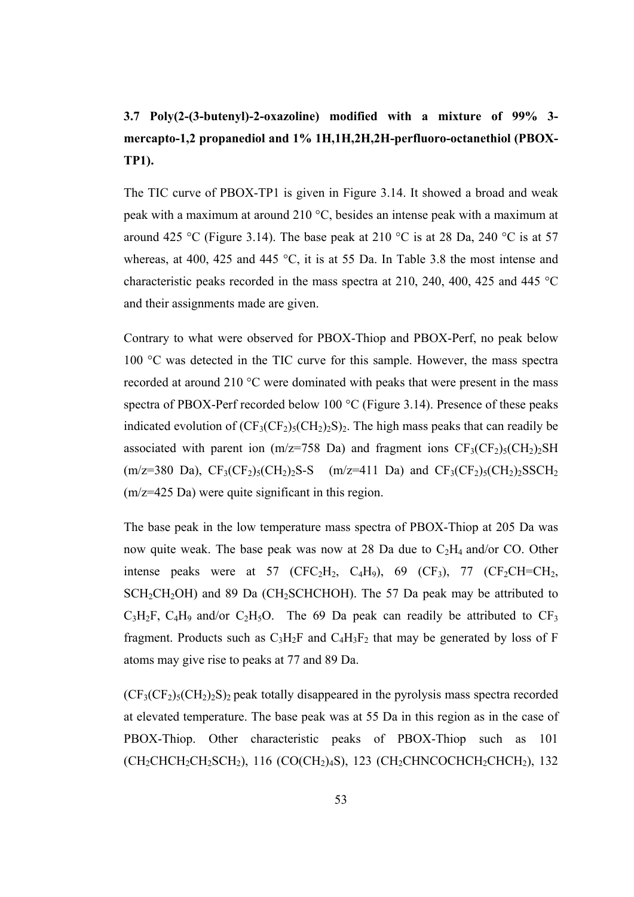### 3.7 Poly(2-(3-butenyl)-2-oxazoline) modified with a mixture of 99% 3-mercapto-1,2 propanediol and 1% 1H,1H,2H,2H-perfluoro-octanethiol (PBOX-TP1).

The TIC curve of PBOX-TP1 is given in Figure 3.14. It showed a broad and weak peak with a maximum at around 210 °C, besides an intense peak with a maximum at around 425 °C (Figure 3.14). The base peak at 210 °C is at 28 Da, 240 °C is at 57 whereas, at 400, 425 and 445 °C, it is at 55 Da. In Table 3.8 the most intense and characteristic peaks recorded in the mass spectra at 210, 240, 400, 425 and 445 °C and their assignments made are given.

Contrary to what were observed for PBOX-Thiop and PBOX-Perf, no peak below 100 °C was detected in the TIC curve for this sample. However, the mass spectra recorded at around 210 °C were dominated with peaks that were present in the mass spectra of PBOX-Perf recorded below 100 °C (Figure 3.14). Presence of these peaks indicated evolution of $(CF_3(CF_2)_5(CH_2)_2S)_2$. The high mass peaks that can readily be associated with parent ion (m/z=758 Da) and fragment ions $CF_3(CF_2)_5(CH_2)_2SH$ (m/z=380 Da), $CF_3(CF_2)_5(CH_2)_2S\text{-}S$ (m/z=411 Da) and $CF_3(CF_2)_5(CH_2)_2SSCH_2$ (m/z=425 Da) were quite significant in this region.

The base peak in the low temperature mass spectra of PBOX-Thiop at 205 Da was now quite weak. The base peak was now at 28 Da due to $C_2H_4$ and/or CO. Other intense peaks were at 57 ($CFC_2H_2$, $C_4H_9$), 69 ($CF_3$), 77 ($CF_2CH{=}CH_2$, $SCH_2CH_2OH$) and 89 Da ($CH_2SCHCHOH$). The 57 Da peak may be attributed to $C_3H_2F$, $C_4H_9$ and/or $C_2H_5O$. The 69 Da peak can readily be attributed to $CF_3$ fragment. Products such as $C_3H_2F$ and $C_4H_3F_2$ that may be generated by loss of F atoms may give rise to peaks at 77 and 89 Da.

$(CF_3(CF_2)_5(CH_2)_2S)_2$ peak totally disappeared in the pyrolysis mass spectra recorded at elevated temperature. The base peak was at 55 Da in this region as in the case of PBOX-Thiop. Other characteristic peaks of PBOX-Thiop such as 101 ($CH_2CHCH_2CH_2SCH_2$), 116 ($CO(CH_2)_4S$), 123 ($CH_2CHNCOCHCH_2CHCH_2$), 132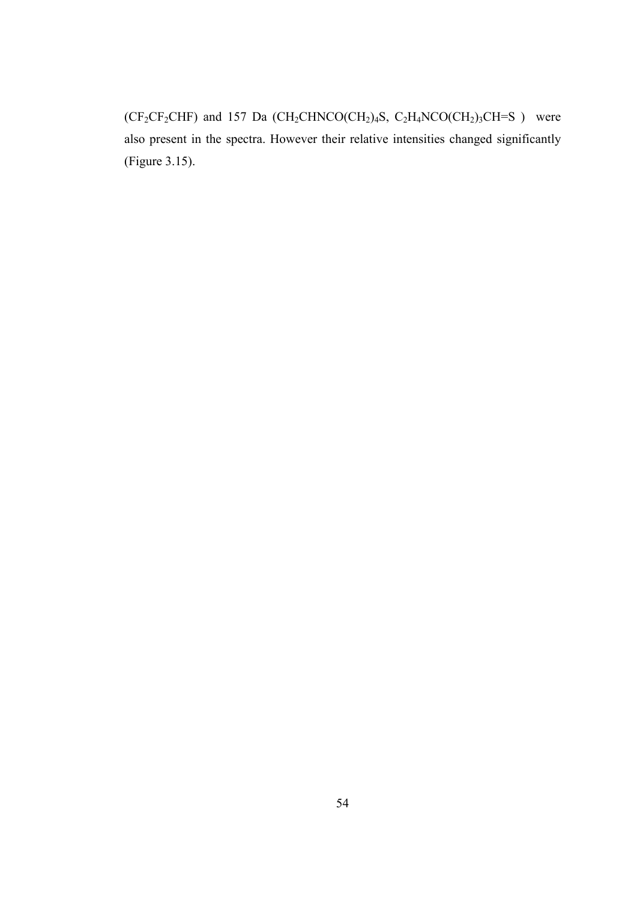($CF_2CF_2CHF$) and 157 Da ($CH_2CHNCO(CH_2)_4S$, $C_2H_4NCO(CH_2)_3CH{=}S$ ) were also present in the spectra. However their relative intensities changed significantly (Figure 3.15).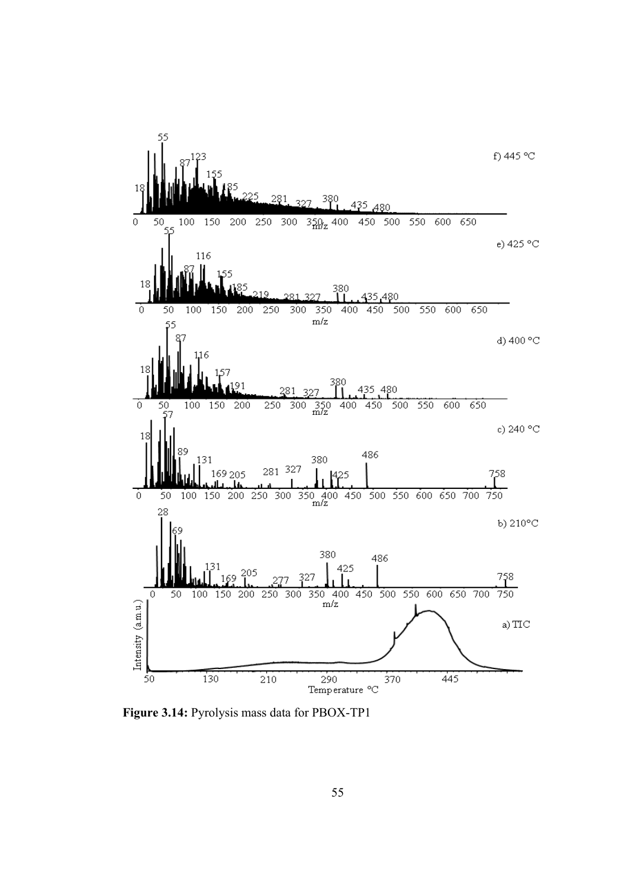**Figure 3.14:** Pyrolysis mass data for PBOX-TP1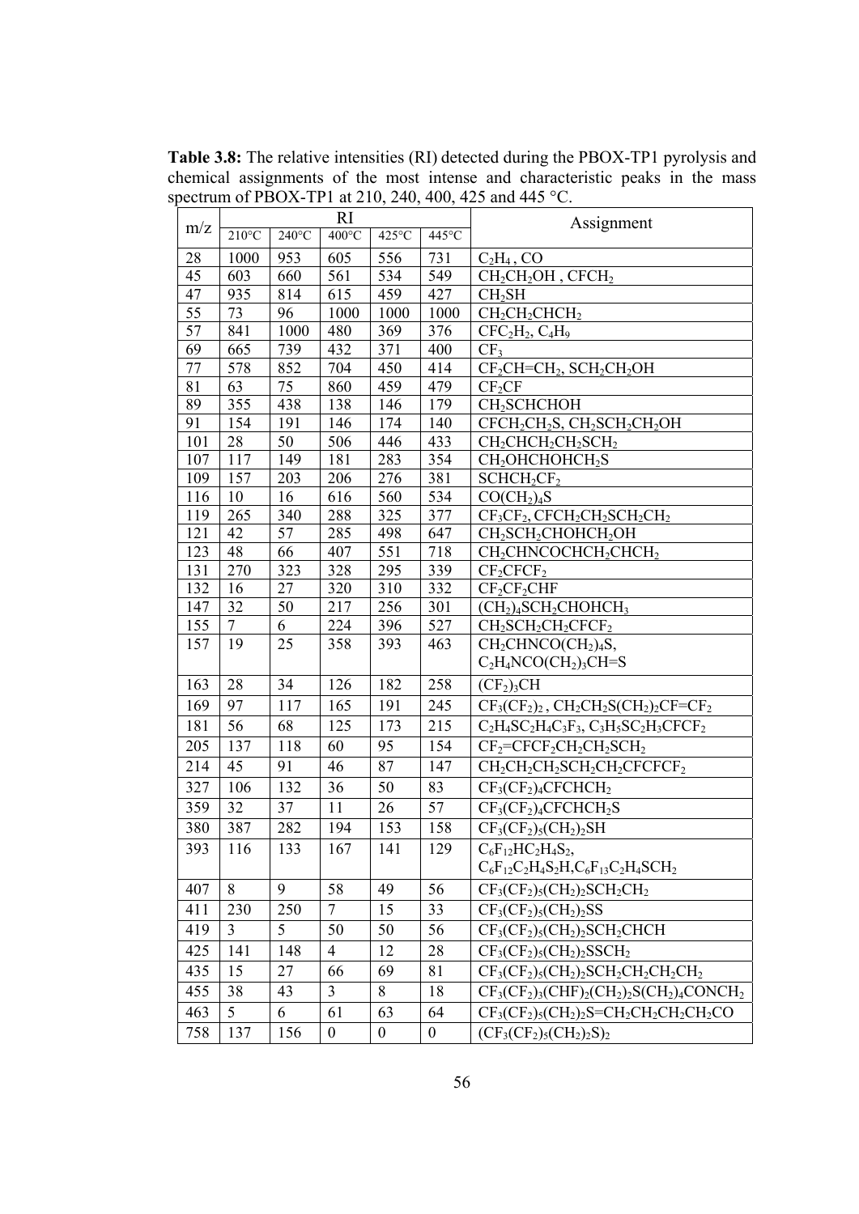**Table 3.8:** The relative intensities (RI) detected during the PBOX-TP1 pyrolysis and chemical assignments of the most intense and characteristic peaks in the mass spectrum of PBOX-TP1 at 210, 240, 400, 425 and 445 °C.

| m/z | RI | | | | | Assignment |
|---|---|---|---|---|---|---|
| | 210°C | 240°C | 400°C | 425°C | 445°C | |
| 28 | 1000 | 953 | 605 | 556 | 731 | $C_2H_4$ , CO |
| 45 | 603 | 660 | 561 | 534 | 549 | $CH_2CH_2OH$ , $CFCH_2$ |
| 47 | 935 | 814 | 615 | 459 | 427 | $CH_2SH$ |
| 55 | 73 | 96 | 1000 | 1000 | 1000 | $CH_2CH_2CHCH_2$ |
| 57 | 841 | 1000 | 480 | 369 | 376 | $CFC_2H_2$, $C_4H_9$ |
| 69 | 665 | 739 | 432 | 371 | 400 | $CF_3$ |
| 77 | 578 | 852 | 704 | 450 | 414 | $CF_2CH{=}CH_2$, $SCH_2CH_2OH$ |
| 81 | 63 | 75 | 860 | 459 | 479 | $CF_2CF$ |
| 89 | 355 | 438 | 138 | 146 | 179 | $CH_2SCHCHOH$ |
| 91 | 154 | 191 | 146 | 174 | 140 | $CFCH_2CH_2S$, $CH_2SCH_2CH_2OH$ |
| 101 | 28 | 50 | 506 | 446 | 433 | $CH_2CHCH_2CH_2SCH_2$ |
| 107 | 117 | 149 | 181 | 283 | 354 | $CH_2OHCHOHCH_2S$ |
| 109 | 157 | 203 | 206 | 276 | 381 | $SCHCH_2CF_2$ |
| 116 | 10 | 16 | 616 | 560 | 534 | $CO(CH_2)_4S$ |
| 119 | 265 | 340 | 288 | 325 | 377 | $CF_3CF_2$, $CFCH_2CH_2SCH_2CH_2$ |
| 121 | 42 | 57 | 285 | 498 | 647 | $CH_2SCH_2CHOHCH_2OH$ |
| 123 | 48 | 66 | 407 | 551 | 718 | $CH_2CHNCOCHCH_2CHCH_2$ |
| 131 | 270 | 323 | 328 | 295 | 339 | $CF_2CFCF_2$ |
| 132 | 16 | 27 | 320 | 310 | 332 | $CF_2CF_2CHF$ |
| 147 | 32 | 50 | 217 | 256 | 301 | $(CH_2)_4SCH_2CHOHCH_3$ |
| 155 | 7 | 6 | 224 | 396 | 527 | $CH_2SCH_2CH_2CFCF_2$ |
| 157 | 19 | 25 | 358 | 393 | 463 | $CH_2CHNCO(CH_2)_4S$, $C_2H_4NCO(CH_2)_3CH{=}S$ |
| 163 | 28 | 34 | 126 | 182 | 258 | $(CF_2)_3CH$ |
| 169 | 97 | 117 | 165 | 191 | 245 | $CF_3(CF_2)_2$ , $CH_2CH_2S(CH_2)_2CF{=}CF_2$ |
| 181 | 56 | 68 | 125 | 173 | 215 | $C_2H_4SC_2H_4C_3F_3$, $C_3H_5SC_2H_3CFCF_2$ |
| 205 | 137 | 118 | 60 | 95 | 154 | $CF_2{=}CFCF_2CH_2CH_2SCH_2$ |
| 214 | 45 | 91 | 46 | 87 | 147 | $CH_2CH_2CH_2SCH_2CH_2CFCFCF_2$ |
| 327 | 106 | 132 | 36 | 50 | 83 | $CF_3(CF_2)_4CFCHCH_2$ |
| 359 | 32 | 37 | 11 | 26 | 57 | $CF_3(CF_2)_4CFCHCH_2S$ |
| 380 | 387 | 282 | 194 | 153 | 158 | $CF_3(CF_2)_5(CH_2)_2SH$ |
| 393 | 116 | 133 | 167 | 141 | 129 | $C_6F_{12}HC_2H_4S_2$, $C_6F_{12}C_2H_4S_2H$, $C_6F_{13}C_2H_4SCH_2$ |
| 407 | 8 | 9 | 58 | 49 | 56 | $CF_3(CF_2)_5(CH_2)_2SCH_2CH_2$ |
| 411 | 230 | 250 | 7 | 15 | 33 | $CF_3(CF_2)_5(CH_2)_2SS$ |
| 419 | 3 | 5 | 50 | 50 | 56 | $CF_3(CF_2)_5(CH_2)_2SCH_2CHCH$ |
| 425 | 141 | 148 | 4 | 12 | 28 | $CF_3(CF_2)_5(CH_2)_2SSCH_2$ |
| 435 | 15 | 27 | 66 | 69 | 81 | $CF_3(CF_2)_5(CH_2)_2SCH_2CH_2CH_2CH_2$ |
| 455 | 38 | 43 | 3 | 8 | 18 | $CF_3(CF_2)_3(CHF)_2(CH_2)_2S(CH_2)_4CONCH_2$ |
| 463 | 5 | 6 | 61 | 63 | 64 | $CF_3(CF_2)_5(CH_2)_2S{=}CH_2CH_2CH_2CH_2CO$ |
| 758 | 137 | 156 | 0 | 0 | 0 | $(CF_3(CF_2)_5(CH_2)_2S)_2$ |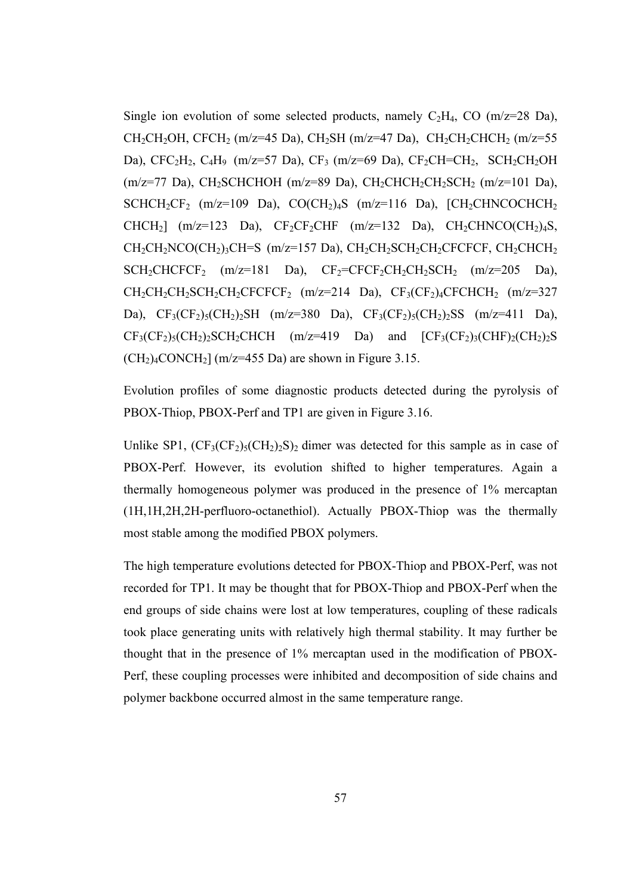Single ion evolution of some selected products, namely $C_2H_4$, CO (m/z=28 Da), $CH_2CH_2OH$, $CFCH_2$ (m/z=45 Da), $CH_2SH$ (m/z=47 Da), $CH_2CH_2CHCH_2$ (m/z=55 Da), $CFC_2H_2$, $C_4H_9$ (m/z=57 Da), $CF_3$ (m/z=69 Da), $CF_2CH{=}CH_2$, $SCH_2CH_2OH$ (m/z=77 Da), $CH_2SCHCHOH$ (m/z=89 Da), $CH_2CHCH_2CH_2SCH_2$ (m/z=101 Da), $SCHCH_2CF_2$ (m/z=109 Da), $CO(CH_2)_4S$ (m/z=116 Da), [$CH_2CHNCOCHCH_2$ $CHCH_2$] (m/z=123 Da), $CF_2CF_2CHF$ (m/z=132 Da), $CH_2CHNCO(CH_2)_4S$, $CH_2CH_2NCO(CH_2)_3CH{=}S$ (m/z=157 Da), $CH_2CH_2SCH_2CH_2CFCFCF$, $CH_2CHCH_2$ $SCH_2CHCFCF_2$ (m/z=181 Da), $CF_2{=}CFCF_2CH_2CH_2SCH_2$ (m/z=205 Da), $CH_2CH_2CH_2SCH_2CH_2CFCFCF_2$ (m/z=214 Da), $CF_3(CF_2)_4CFCHCH_2$ (m/z=327 Da), $CF_3(CF_2)_5(CH_2)_2SH$ (m/z=380 Da), $CF_3(CF_2)_5(CH_2)_2SS$ (m/z=411 Da), $CF_3(CF_2)_5(CH_2)_2SCH_2CHCH$ (m/z=419 Da) and [$CF_3(CF_2)_3(CHF)_2(CH_2)_2S$ $(CH_2)_4CONCH_2$] (m/z=455 Da) are shown in Figure 3.15.

Evolution profiles of some diagnostic products detected during the pyrolysis of PBOX-Thiop, PBOX-Perf and TP1 are given in Figure 3.16.

Unlike SP1, $(CF_3(CF_2)_5(CH_2)_2S)_2$ dimer was detected for this sample as in case of PBOX-Perf. However, its evolution shifted to higher temperatures. Again a thermally homogeneous polymer was produced in the presence of 1% mercaptan (1H,1H,2H,2H-perfluoro-octanethiol). Actually PBOX-Thiop was the thermally most stable among the modified PBOX polymers.

The high temperature evolutions detected for PBOX-Thiop and PBOX-Perf, was not recorded for TP1. It may be thought that for PBOX-Thiop and PBOX-Perf when the end groups of side chains were lost at low temperatures, coupling of these radicals took place generating units with relatively high thermal stability. It may further be thought that in the presence of 1% mercaptan used in the modification of PBOX-Perf, these coupling processes were inhibited and decomposition of side chains and polymer backbone occurred almost in the same temperature range.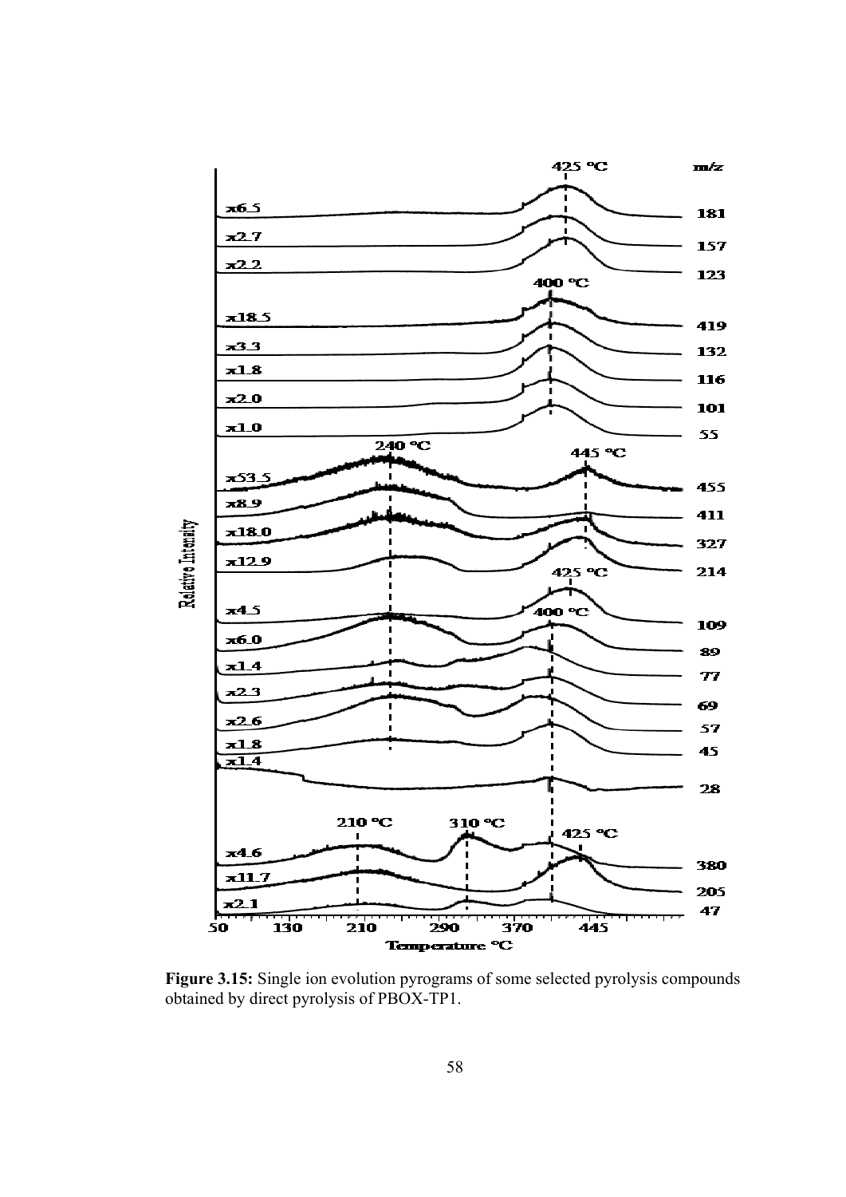**Figure 3.15:** Single ion evolution pyrograms of some selected pyrolysis compounds obtained by direct pyrolysis of PBOX-TP1.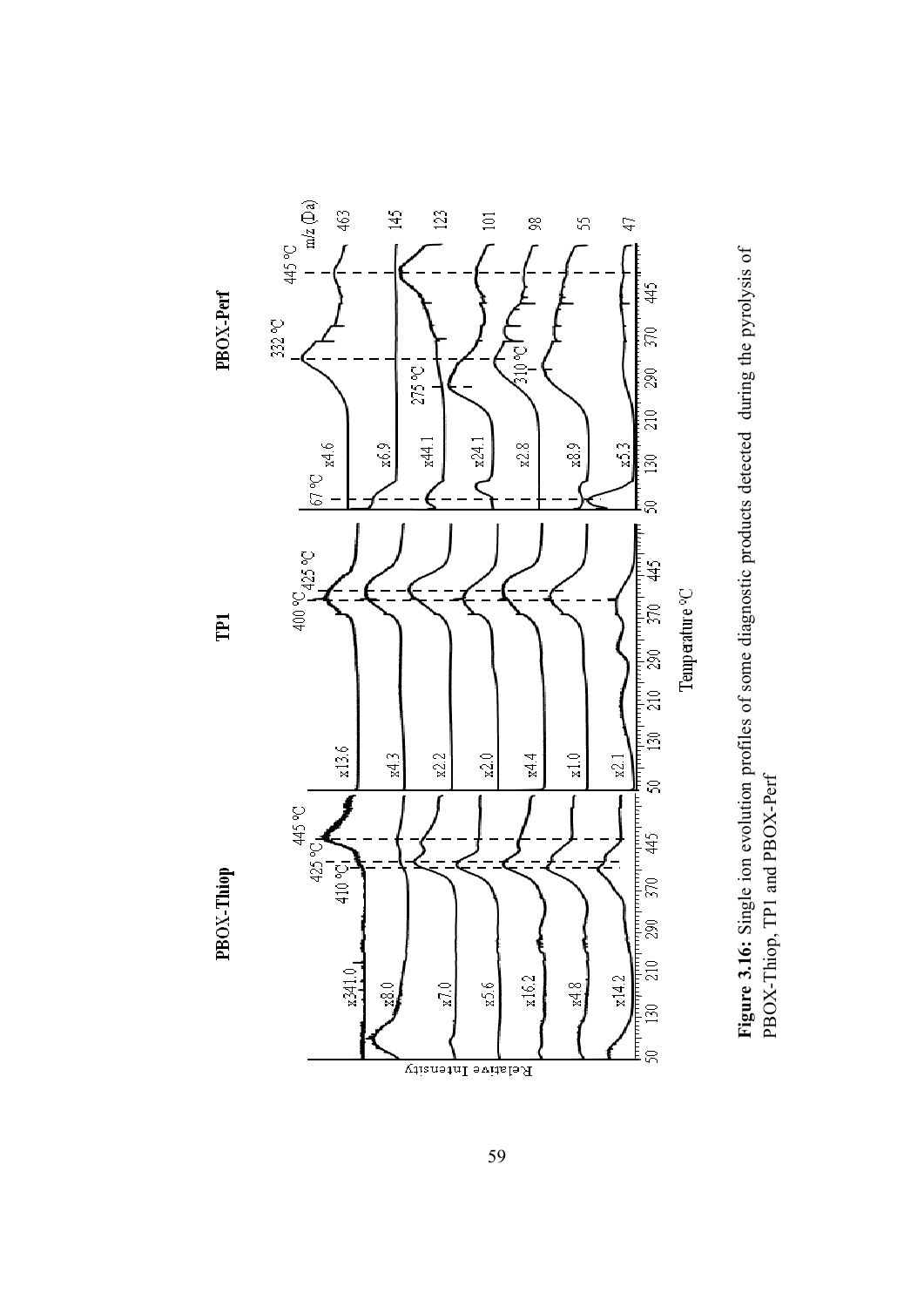**Figure 3.16:** Single ion evolution profiles of some diagnostic products detected during the pyrolysis of PBOX-Thiop, TP1 and PBOX-Perf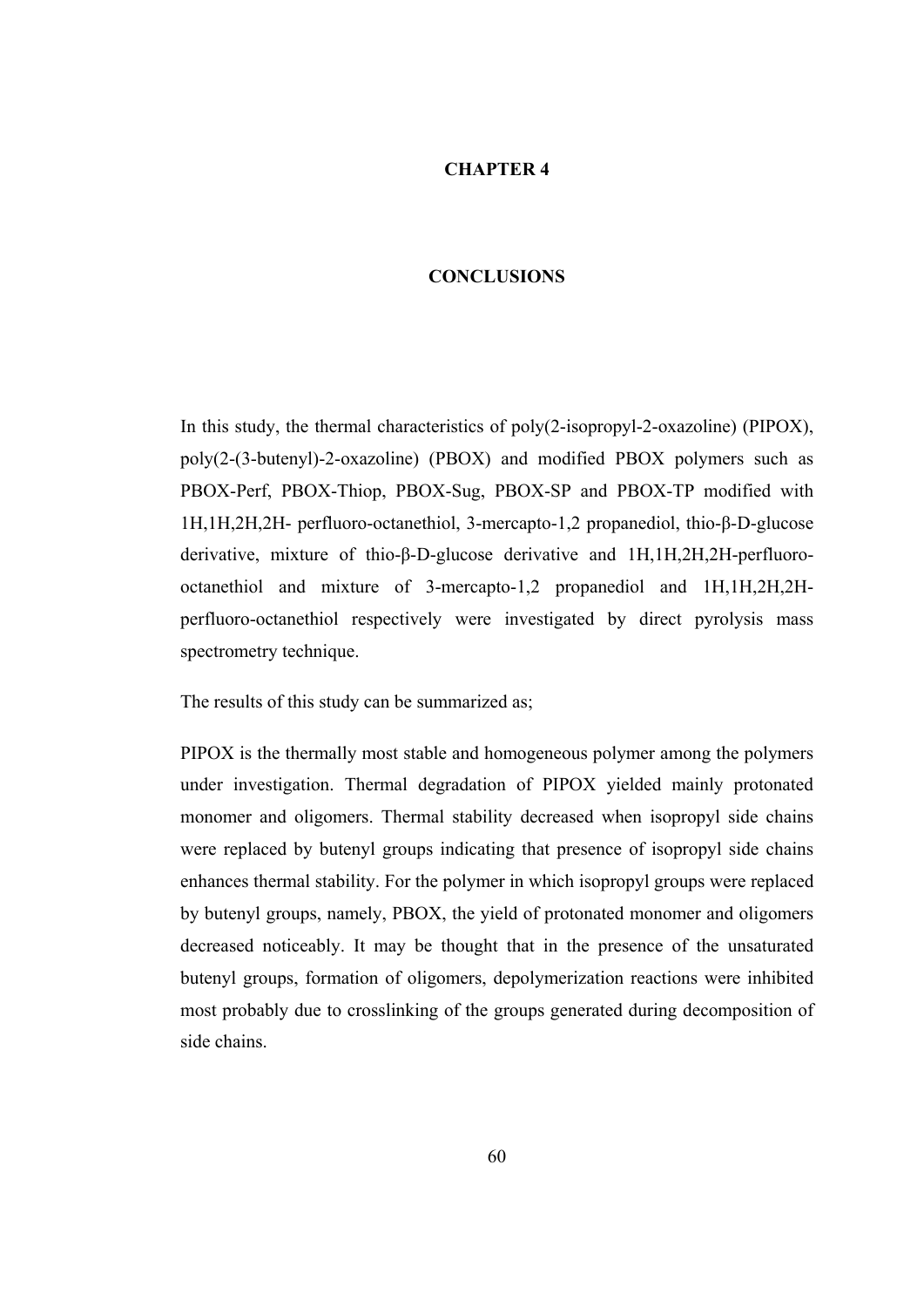# CHAPTER 4

# CONCLUSIONS

In this study, the thermal characteristics of poly(2-isopropyl-2-oxazoline) (PIPOX), poly(2-(3-butenyl)-2-oxazoline) (PBOX) and modified PBOX polymers such as PBOX-Perf, PBOX-Thiop, PBOX-Sug, PBOX-SP and PBOX-TP modified with 1H,1H,2H,2H- perfluoro-octanethiol, 3-mercapto-1,2 propanediol, thio-β-D-glucose derivative, mixture of thio-β-D-glucose derivative and 1H,1H,2H,2H-perfluoro-octanethiol and mixture of 3-mercapto-1,2 propanediol and 1H,1H,2H,2H-perfluoro-octanethiol respectively were investigated by direct pyrolysis mass spectrometry technique.

The results of this study can be summarized as;

PIPOX is the thermally most stable and homogeneous polymer among the polymers under investigation. Thermal degradation of PIPOX yielded mainly protonated monomer and oligomers. Thermal stability decreased when isopropyl side chains were replaced by butenyl groups indicating that presence of isopropyl side chains enhances thermal stability. For the polymer in which isopropyl groups were replaced by butenyl groups, namely, PBOX, the yield of protonated monomer and oligomers decreased noticeably. It may be thought that in the presence of the unsaturated butenyl groups, formation of oligomers, depolymerization reactions were inhibited most probably due to crosslinking of the groups generated during decomposition of side chains.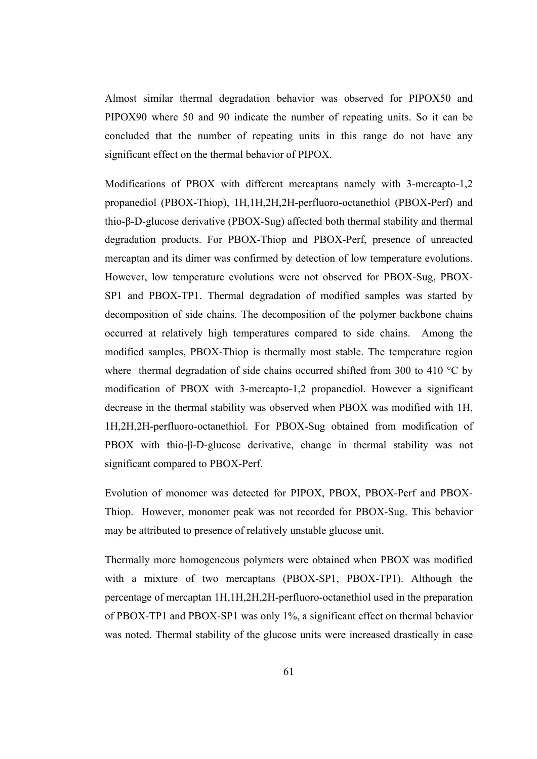Almost similar thermal degradation behavior was observed for PIPOX50 and PIPOX90 where 50 and 90 indicate the number of repeating units. So it can be concluded that the number of repeating units in this range do not have any significant effect on the thermal behavior of PIPOX.

Modifications of PBOX with different mercaptans namely with 3-mercapto-1,2 propanediol (PBOX-Thiop), 1H,1H,2H,2H-perfluoro-octanethiol (PBOX-Perf) and thio-β-D-glucose derivative (PBOX-Sug) affected both thermal stability and thermal degradation products. For PBOX-Thiop and PBOX-Perf, presence of unreacted mercaptan and its dimer was confirmed by detection of low temperature evolutions. However, low temperature evolutions were not observed for PBOX-Sug, PBOX-SP1 and PBOX-TP1. Thermal degradation of modified samples was started by decomposition of side chains. The decomposition of the polymer backbone chains occurred at relatively high temperatures compared to side chains. Among the modified samples, PBOX-Thiop is thermally most stable. The temperature region where thermal degradation of side chains occurred shifted from 300 to 410 °C by modification of PBOX with 3-mercapto-1,2 propanediol. However a significant decrease in the thermal stability was observed when PBOX was modified with 1H, 1H,2H,2H-perfluoro-octanethiol. For PBOX-Sug obtained from modification of PBOX with thio-β-D-glucose derivative, change in thermal stability was not significant compared to PBOX-Perf.

Evolution of monomer was detected for PIPOX, PBOX, PBOX-Perf and PBOX-Thiop. However, monomer peak was not recorded for PBOX-Sug. This behavior may be attributed to presence of relatively unstable glucose unit.

Thermally more homogeneous polymers were obtained when PBOX was modified with a mixture of two mercaptans (PBOX-SP1, PBOX-TP1). Although the percentage of mercaptan 1H,1H,2H,2H-perfluoro-octanethiol used in the preparation of PBOX-TP1 and PBOX-SP1 was only 1%, a significant effect on thermal behavior was noted. Thermal stability of the glucose units were increased drastically in case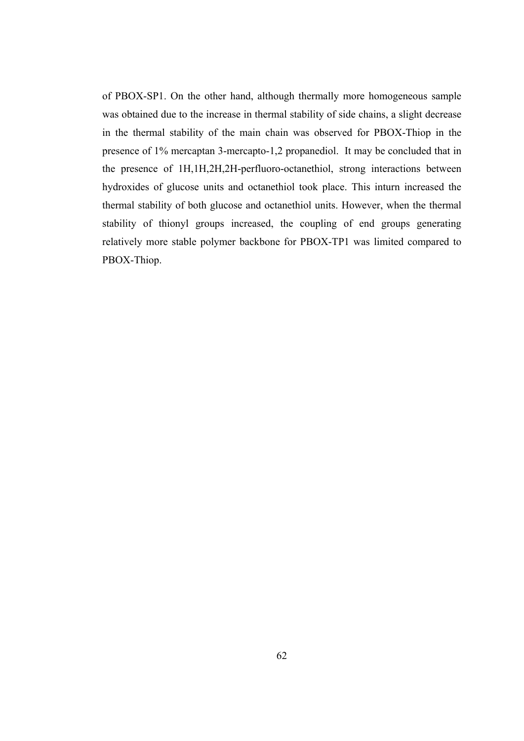of PBOX-SP1. On the other hand, although thermally more homogeneous sample was obtained due to the increase in thermal stability of side chains, a slight decrease in the thermal stability of the main chain was observed for PBOX-Thiop in the presence of 1% mercaptan 3-mercapto-1,2 propanediol.  It may be concluded that in the presence of 1H,1H,2H,2H-perfluoro-octanethiol, strong interactions between hydroxides of glucose units and octanethiol took place. This inturn increased the thermal stability of both glucose and octanethiol units. However, when the thermal stability of thionyl groups increased, the coupling of end groups generating relatively more stable polymer backbone for PBOX-TP1 was limited compared to PBOX-Thiop.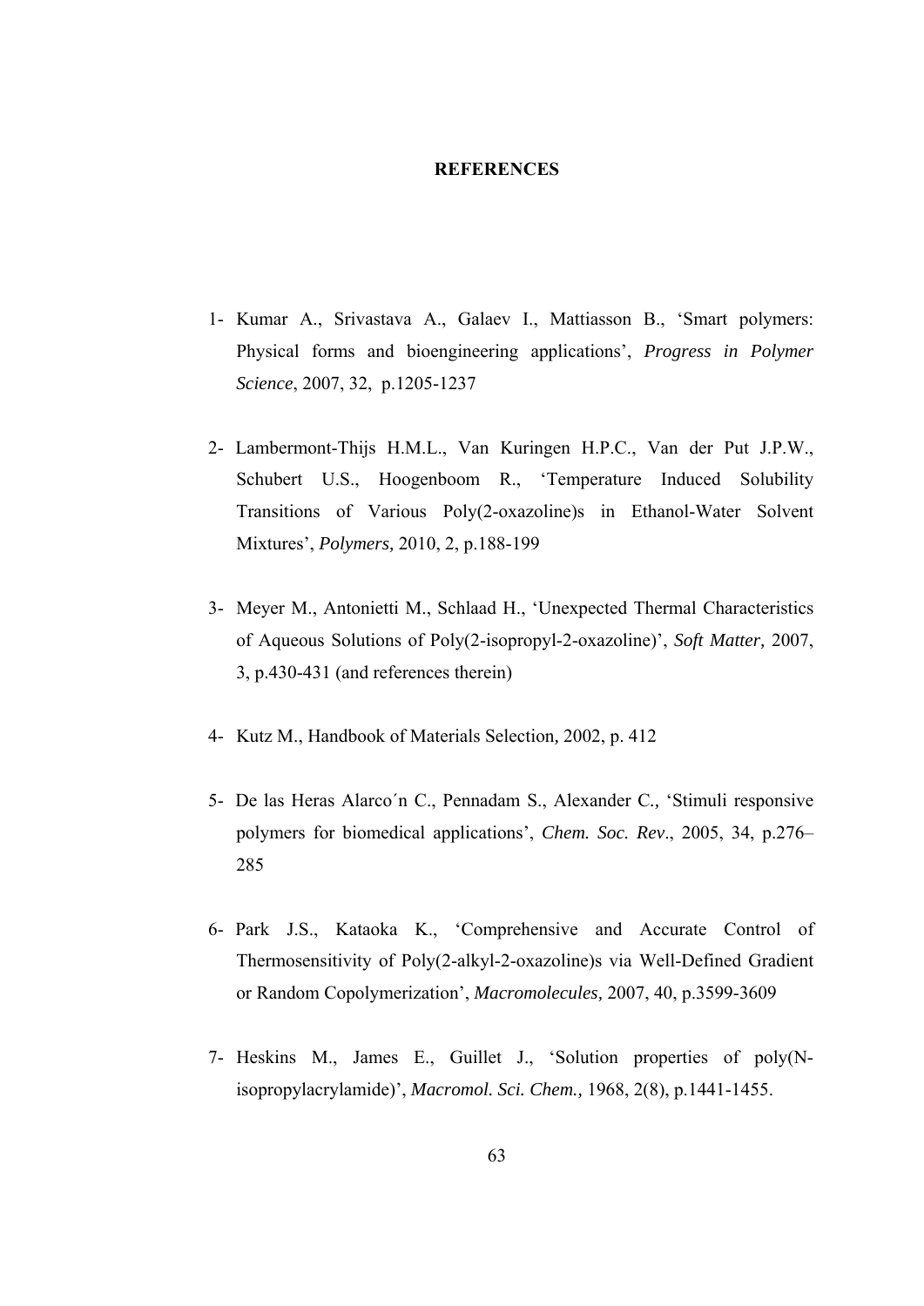**REFERENCES**

1- Kumar A., Srivastava A., Galaev I., Mattiasson B., 'Smart polymers: Physical forms and bioengineering applications', *Progress in Polymer Science*, 2007, 32, p.1205-1237

2- Lambermont-Thijs H.M.L., Van Kuringen H.P.C., Van der Put J.P.W., Schubert U.S., Hoogenboom R., 'Temperature Induced Solubility Transitions of Various Poly(2-oxazoline)s in Ethanol-Water Solvent Mixtures', *Polymers,* 2010, 2, p.188-199

3- Meyer M., Antonietti M., Schlaad H., 'Unexpected Thermal Characteristics of Aqueous Solutions of Poly(2-isopropyl-2-oxazoline)', *Soft Matter,* 2007, 3, p.430-431 (and references therein)

4- Kutz M., Handbook of Materials Selection*,* 2002, p. 412

5- De las Heras Alarco´n C., Pennadam S., Alexander C., 'Stimuli responsive polymers for biomedical applications', *Chem. Soc. Rev*., 2005, 34, p.276–285

6- Park J.S., Kataoka K., 'Comprehensive and Accurate Control of Thermosensitivity of Poly(2-alkyl-2-oxazoline)s via Well-Defined Gradient or Random Copolymerization', *Macromolecules,* 2007, 40, p.3599-3609

7- Heskins M., James E., Guillet J., 'Solution properties of poly(N-isopropylacrylamide)', *Macromol. Sci. Chem.,* 1968, 2(8), p.1441-1455.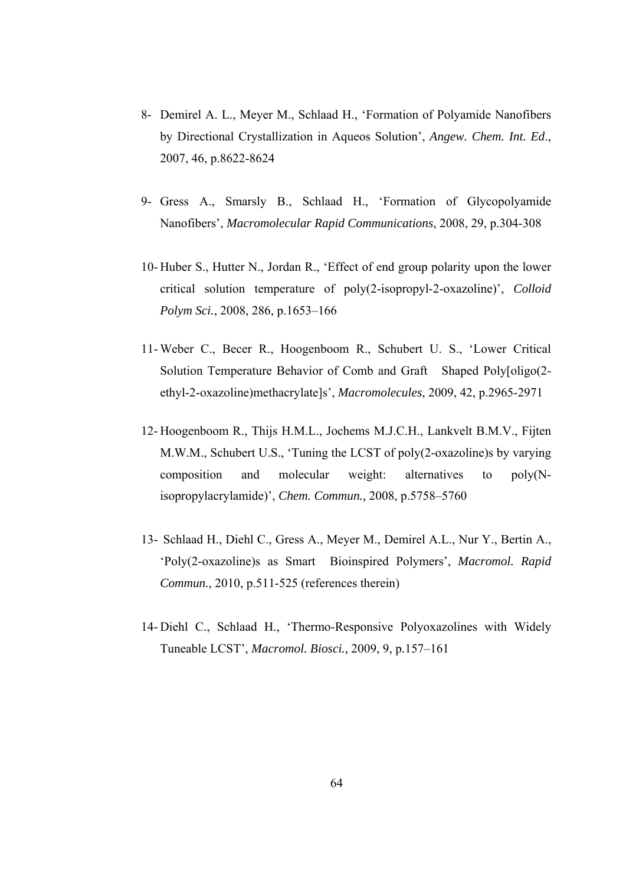8- Demirel A. L., Meyer M., Schlaad H., 'Formation of Polyamide Nanofibers by Directional Crystallization in Aqueos Solution', *Angew. Chem. Int. Ed.*, 2007, 46, p.8622-8624

9- Gress A., Smarsly B., Schlaad H., 'Formation of Glycopolyamide Nanofibers', *Macromolecular Rapid Communications*, 2008, 29, p.304-308

10- Huber S., Hutter N., Jordan R., 'Effect of end group polarity upon the lower critical solution temperature of poly(2-isopropyl-2-oxazoline)', *Colloid Polym Sci.*, 2008, 286, p.1653–166

11- Weber C., Becer R., Hoogenboom R., Schubert U. S., 'Lower Critical Solution Temperature Behavior of Comb and Graft Shaped Poly[oligo(2-ethyl-2-oxazoline)methacrylate]s', *Macromolecules*, 2009, 42, p.2965-2971

12- Hoogenboom R., Thijs H.M.L., Jochems M.J.C.H., Lankvelt B.M.V., Fijten M.W.M., Schubert U.S., 'Tuning the LCST of poly(2-oxazoline)s by varying composition and molecular weight: alternatives to poly(N-isopropylacrylamide)', *Chem. Commun.,* 2008, p.5758–5760

13- Schlaad H., Diehl C., Gress A., Meyer M., Demirel A.L., Nur Y., Bertin A., 'Poly(2-oxazoline)s as Smart Bioinspired Polymers', *Macromol. Rapid Commun.*, 2010, p.511-525 (references therein)

14- Diehl C., Schlaad H., 'Thermo-Responsive Polyoxazolines with Widely Tuneable LCST', *Macromol. Biosci.,* 2009, 9, p.157–161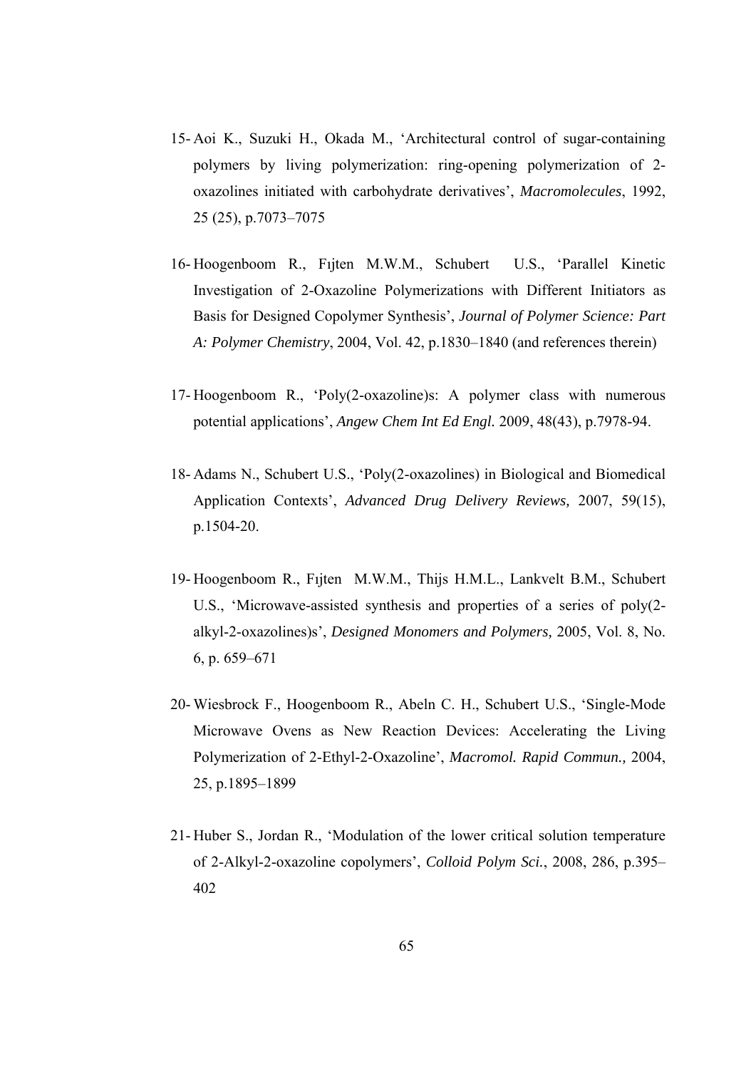15- Aoi K., Suzuki H., Okada M., 'Architectural control of sugar-containing polymers by living polymerization: ring-opening polymerization of 2-oxazolines initiated with carbohydrate derivatives', *Macromolecules*, 1992, 25 (25), p.7073–7075

16- Hoogenboom R., Fıjten M.W.M., Schubert U.S., 'Parallel Kinetic Investigation of 2-Oxazoline Polymerizations with Different Initiators as Basis for Designed Copolymer Synthesis', *Journal of Polymer Science: Part A: Polymer Chemistry*, 2004, Vol. 42, p.1830–1840 (and references therein)

17- Hoogenboom R., 'Poly(2-oxazoline)s: A polymer class with numerous potential applications', *Angew Chem Int Ed Engl.* 2009, 48(43), p.7978-94.

18- Adams N., Schubert U.S., 'Poly(2-oxazolines) in Biological and Biomedical Application Contexts', *Advanced Drug Delivery Reviews,* 2007, 59(15), p.1504-20.

19- Hoogenboom R., Fıjten M.W.M., Thijs H.M.L., Lankvelt B.M., Schubert U.S., 'Microwave-assisted synthesis and properties of a series of poly(2-alkyl-2-oxazolines)s', *Designed Monomers and Polymers,* 2005, Vol. 8, No. 6, p. 659–671

20- Wiesbrock F., Hoogenboom R., Abeln C. H., Schubert U.S., 'Single-Mode Microwave Ovens as New Reaction Devices: Accelerating the Living Polymerization of 2-Ethyl-2-Oxazoline', *Macromol. Rapid Commun.,* 2004, 25, p.1895–1899

21- Huber S., Jordan R., 'Modulation of the lower critical solution temperature of 2-Alkyl-2-oxazoline copolymers', *Colloid Polym Sci.*, 2008, 286, p.395–402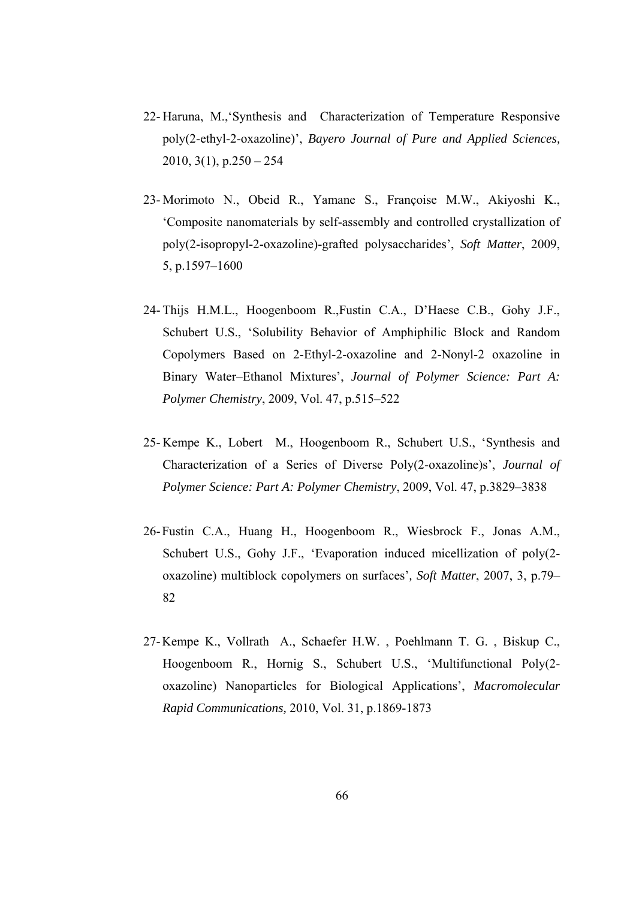22- Haruna, M.,'Synthesis and Characterization of Temperature Responsive poly(2-ethyl-2-oxazoline)', *Bayero Journal of Pure and Applied Sciences,* 2010, 3(1), p.250 – 254

23- Morimoto N., Obeid R., Yamane S., Françoise M.W., Akiyoshi K., 'Composite nanomaterials by self-assembly and controlled crystallization of poly(2-isopropyl-2-oxazoline)-grafted polysaccharides', *Soft Matter*, 2009, 5, p.1597–1600

24- Thijs H.M.L., Hoogenboom R.,Fustin C.A., D'Haese C.B., Gohy J.F., Schubert U.S., 'Solubility Behavior of Amphiphilic Block and Random Copolymers Based on 2-Ethyl-2-oxazoline and 2-Nonyl-2 oxazoline in Binary Water–Ethanol Mixtures', *Journal of Polymer Science: Part A: Polymer Chemistry*, 2009, Vol. 47, p.515–522

25- Kempe K., Lobert M., Hoogenboom R., Schubert U.S., 'Synthesis and Characterization of a Series of Diverse Poly(2-oxazoline)s', *Journal of Polymer Science: Part A: Polymer Chemistry*, 2009, Vol. 47, p.3829–3838

26- Fustin C.A., Huang H., Hoogenboom R., Wiesbrock F., Jonas A.M., Schubert U.S., Gohy J.F., 'Evaporation induced micellization of poly(2-oxazoline) multiblock copolymers on surfaces', *Soft Matter*, 2007, 3, p.79–82

27- Kempe K., Vollrath A., Schaefer H.W. , Poehlmann T. G. , Biskup C., Hoogenboom R., Hornig S., Schubert U.S., 'Multifunctional Poly(2-oxazoline) Nanoparticles for Biological Applications', *Macromolecular Rapid Communications,* 2010, Vol. 31, p.1869-1873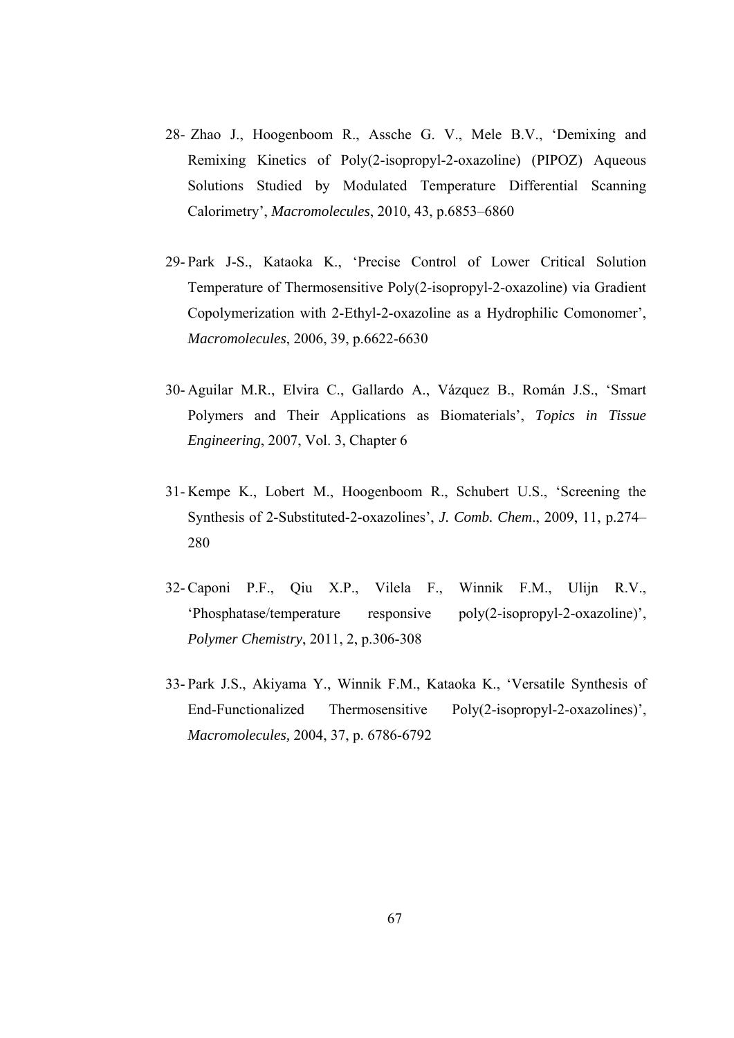28- Zhao J., Hoogenboom R., Assche G. V., Mele B.V., 'Demixing and Remixing Kinetics of Poly(2-isopropyl-2-oxazoline) (PIPOZ) Aqueous Solutions Studied by Modulated Temperature Differential Scanning Calorimetry', *Macromolecules*, 2010, 43, p.6853–6860

29- Park J-S., Kataoka K., 'Precise Control of Lower Critical Solution Temperature of Thermosensitive Poly(2-isopropyl-2-oxazoline) via Gradient Copolymerization with 2-Ethyl-2-oxazoline as a Hydrophilic Comonomer', *Macromolecules*, 2006, 39, p.6622-6630

30- Aguilar M.R., Elvira C., Gallardo A., Vázquez B., Román J.S., 'Smart Polymers and Their Applications as Biomaterials', *Topics in Tissue Engineering*, 2007, Vol. 3, Chapter 6

31- Kempe K., Lobert M., Hoogenboom R., Schubert U.S., 'Screening the Synthesis of 2-Substituted-2-oxazolines', *J. Comb. Chem*., 2009, 11, p.274–280

32- Caponi P.F., Qiu X.P., Vilela F., Winnik F.M., Ulijn R.V., 'Phosphatase/temperature responsive poly(2-isopropyl-2-oxazoline)', *Polymer Chemistry*, 2011, 2, p.306-308

33- Park J.S., Akiyama Y., Winnik F.M., Kataoka K., 'Versatile Synthesis of End-Functionalized Thermosensitive Poly(2-isopropyl-2-oxazolines)', *Macromolecules,* 2004, 37, p. 6786-6792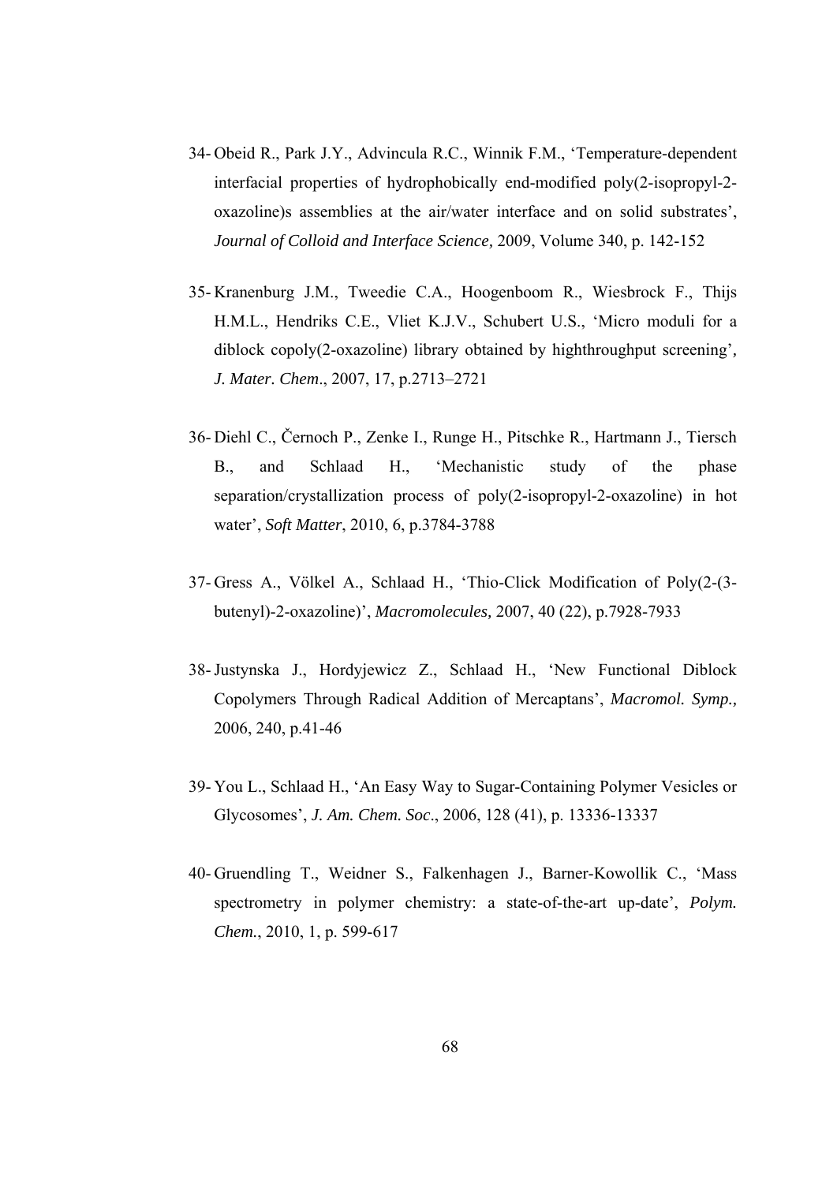34- Obeid R., Park J.Y., Advincula R.C., Winnik F.M., 'Temperature-dependent interfacial properties of hydrophobically end-modified poly(2-isopropyl-2-oxazoline)s assemblies at the air/water interface and on solid substrates', *Journal of Colloid and Interface Science,* 2009, Volume 340, p. 142-152

35- Kranenburg J.M., Tweedie C.A., Hoogenboom R., Wiesbrock F., Thijs H.M.L., Hendriks C.E., Vliet K.J.V., Schubert U.S., 'Micro moduli for a diblock copoly(2-oxazoline) library obtained by highthroughput screening', *J. Mater. Chem*., 2007, 17, p.2713–2721

36- Diehl C., Černoch P., Zenke I., Runge H., Pitschke R., Hartmann J., Tiersch B., and Schlaad H., 'Mechanistic study of the phase separation/crystallization process of poly(2-isopropyl-2-oxazoline) in hot water', *Soft Matter*, 2010, 6, p.3784-3788

37- Gress A., Völkel A., Schlaad H., 'Thio-Click Modification of Poly(2-(3-butenyl)-2-oxazoline)', *Macromolecules,* 2007, 40 (22), p.7928-7933

38- Justynska J., Hordyjewicz Z., Schlaad H., 'New Functional Diblock Copolymers Through Radical Addition of Mercaptans', *Macromol. Symp.,* 2006, 240, p.41-46

39- You L., Schlaad H., 'An Easy Way to Sugar-Containing Polymer Vesicles or Glycosomes', *J. Am. Chem. Soc*., 2006, 128 (41), p. 13336-13337

40- Gruendling T., Weidner S., Falkenhagen J., Barner-Kowollik C., 'Mass spectrometry in polymer chemistry: a state-of-the-art up-date', *Polym. Chem.*, 2010, 1, p. 599-617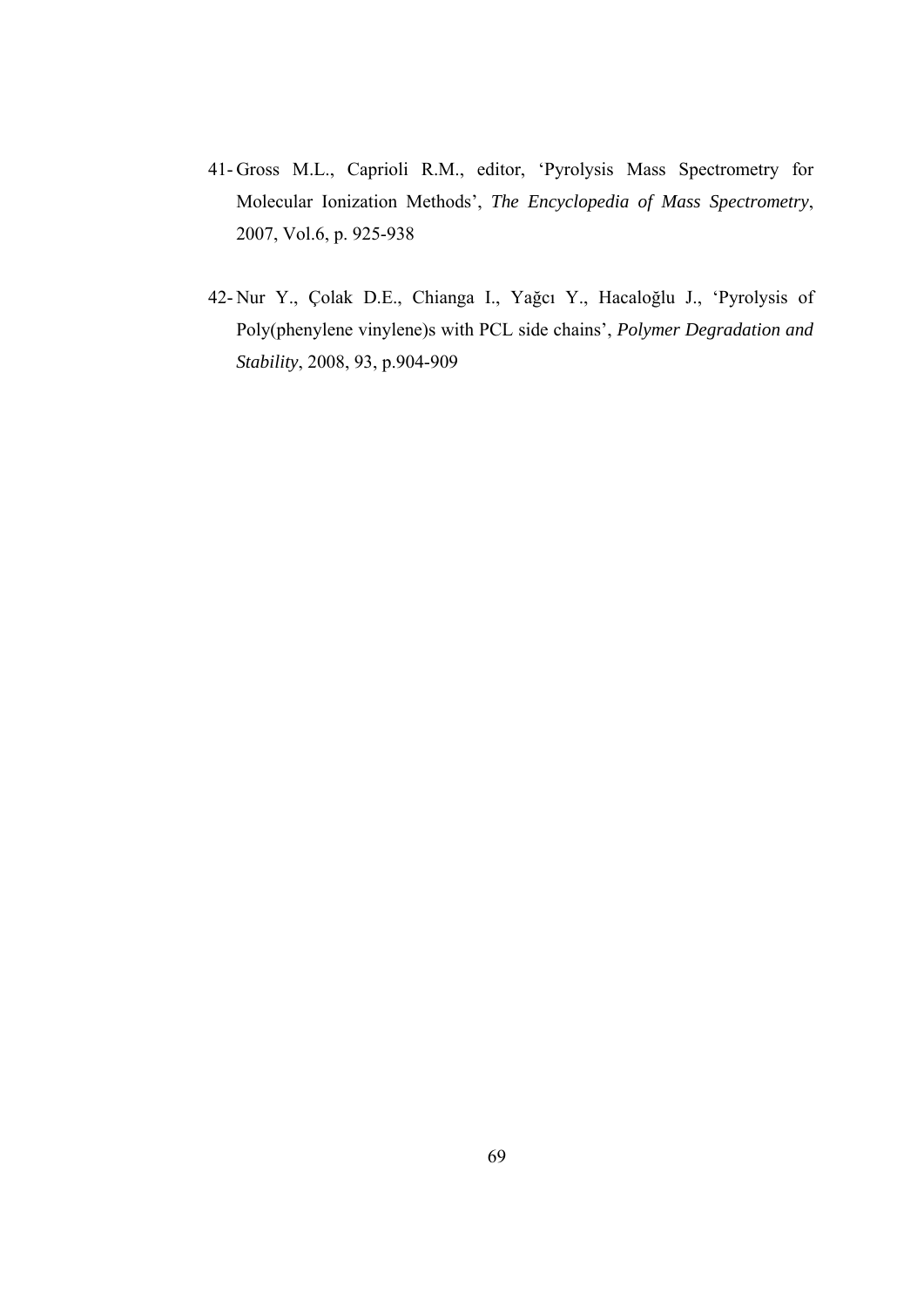41- Gross M.L., Caprioli R.M., editor, ‘Pyrolysis Mass Spectrometry for Molecular Ionization Methods’, *The Encyclopedia of Mass Spectrometry*, 2007, Vol.6, p. 925-938

42- Nur Y., Çolak D.E., Chianga I., Yağcı Y., Hacaloğlu J., ‘Pyrolysis of Poly(phenylene vinylene)s with PCL side chains’, *Polymer Degradation and Stability*, 2008, 93, p.904-909